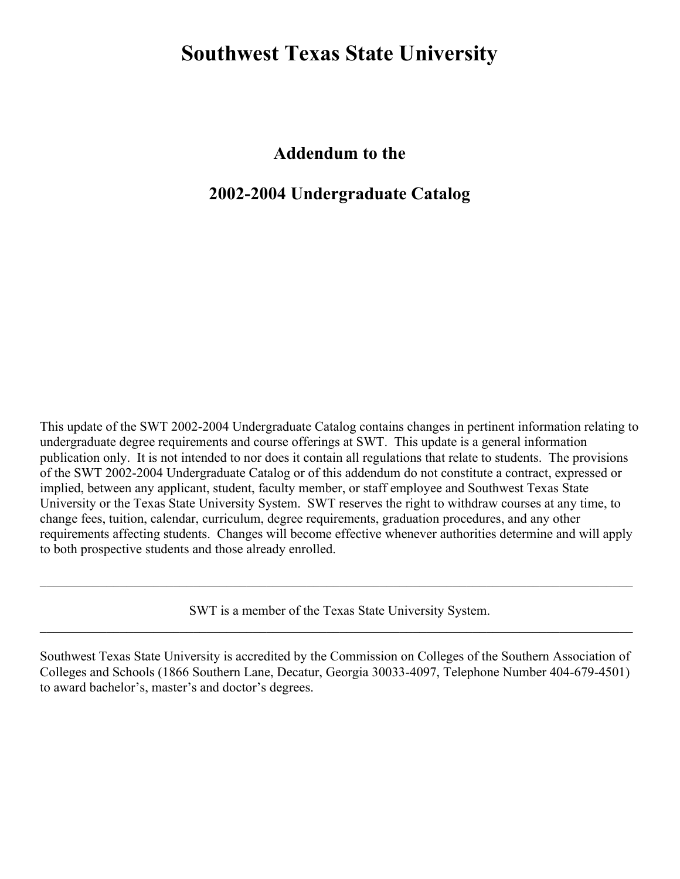# Southwest Texas State University

## Addendum to the

## 2002-2004 Undergraduate Catalog

This update of the SWT 2002-2004 Undergraduate Catalog contains changes in pertinent information relating to undergraduate degree requirements and course offerings at SWT. This update is a general information publication only. It is not intended to nor does it contain all regulations that relate to students. The provisions of the SWT 2002-2004 Undergraduate Catalog or of this addendum do not constitute a contract, expressed or implied, between any applicant, student, faculty member, or staff employee and Southwest Texas State University or the Texas State University System. SWT reserves the right to withdraw courses at any time, to change fees, tuition, calendar, curriculum, degree requirements, graduation procedures, and any other requirements affecting students. Changes will become effective whenever authorities determine and will apply to both prospective students and those already enrolled.

---

SWT is a member of the Texas State University System.

---

Southwest Texas State University is accredited by the Commission on Colleges of the Southern Association of Colleges and Schools (1866 Southern Lane, Decatur, Georgia 30033-4097, Telephone Number 404-679-4501) to award bachelor's, master's and doctor's degrees.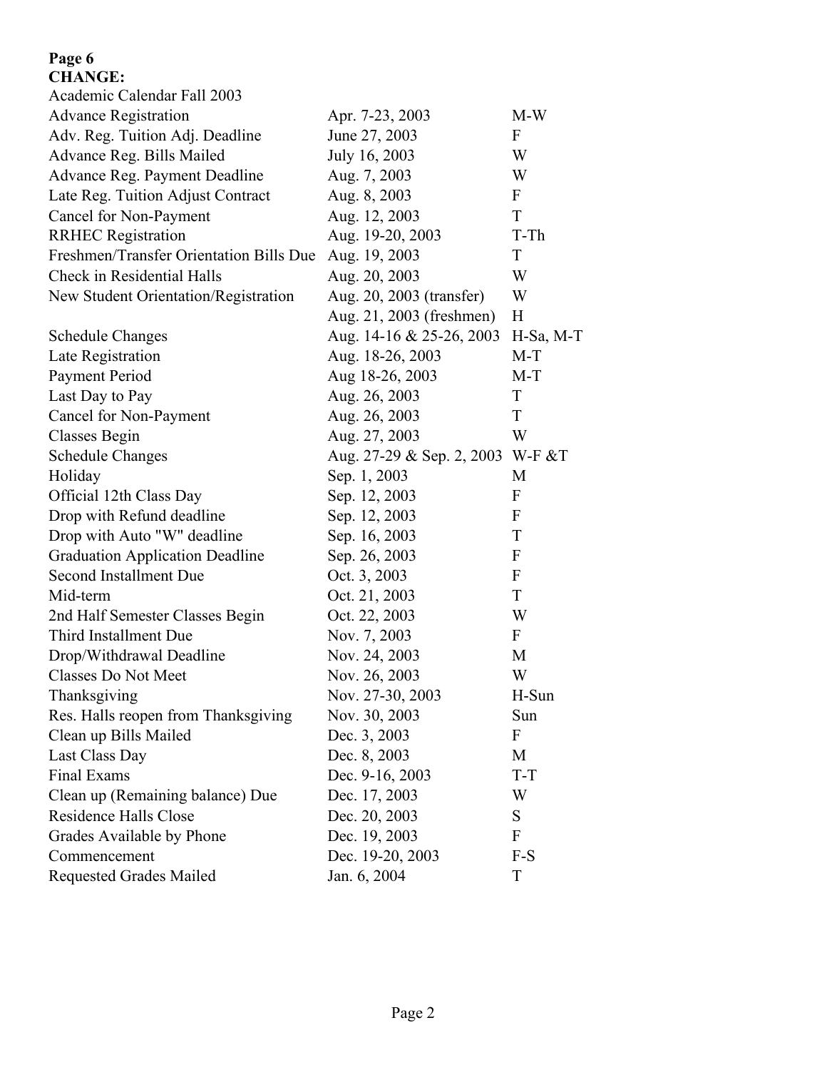**Page 6**
**CHANGE:**

Academic Calendar Fall 2003

| | | |
|---|---|---|
| Advance Registration | Apr. 7-23, 2003 | M-W |
| Adv. Reg. Tuition Adj. Deadline | June 27, 2003 | F |
| Advance Reg. Bills Mailed | July 16, 2003 | W |
| Advance Reg. Payment Deadline | Aug. 7, 2003 | W |
| Late Reg. Tuition Adjust Contract | Aug. 8, 2003 | F |
| Cancel for Non-Payment | Aug. 12, 2003 | T |
| RRHEC Registration | Aug. 19-20, 2003 | T-Th |
| Freshmen/Transfer Orientation Bills Due | Aug. 19, 2003 | T |
| Check in Residential Halls | Aug. 20, 2003 | W |
| New Student Orientation/Registration | Aug. 20, 2003 (transfer) | W |
| | Aug. 21, 2003 (freshmen) | H |
| Schedule Changes | Aug. 14-16 & 25-26, 2003 | H-Sa, M-T |
| Late Registration | Aug. 18-26, 2003 | M-T |
| Payment Period | Aug 18-26, 2003 | M-T |
| Last Day to Pay | Aug. 26, 2003 | T |
| Cancel for Non-Payment | Aug. 26, 2003 | T |
| Classes Begin | Aug. 27, 2003 | W |
| Schedule Changes | Aug. 27-29 & Sep. 2, 2003 | W-F &T |
| Holiday | Sep. 1, 2003 | M |
| Official 12th Class Day | Sep. 12, 2003 | F |
| Drop with Refund deadline | Sep. 12, 2003 | F |
| Drop with Auto "W" deadline | Sep. 16, 2003 | T |
| Graduation Application Deadline | Sep. 26, 2003 | F |
| Second Installment Due | Oct. 3, 2003 | F |
| Mid-term | Oct. 21, 2003 | T |
| 2nd Half Semester Classes Begin | Oct. 22, 2003 | W |
| Third Installment Due | Nov. 7, 2003 | F |
| Drop/Withdrawal Deadline | Nov. 24, 2003 | M |
| Classes Do Not Meet | Nov. 26, 2003 | W |
| Thanksgiving | Nov. 27-30, 2003 | H-Sun |
| Res. Halls reopen from Thanksgiving | Nov. 30, 2003 | Sun |
| Clean up Bills Mailed | Dec. 3, 2003 | F |
| Last Class Day | Dec. 8, 2003 | M |
| Final Exams | Dec. 9-16, 2003 | T-T |
| Clean up (Remaining balance) Due | Dec. 17, 2003 | W |
| Residence Halls Close | Dec. 20, 2003 | S |
| Grades Available by Phone | Dec. 19, 2003 | F |
| Commencement | Dec. 19-20, 2003 | F-S |
| Requested Grades Mailed | Jan. 6, 2004 | T |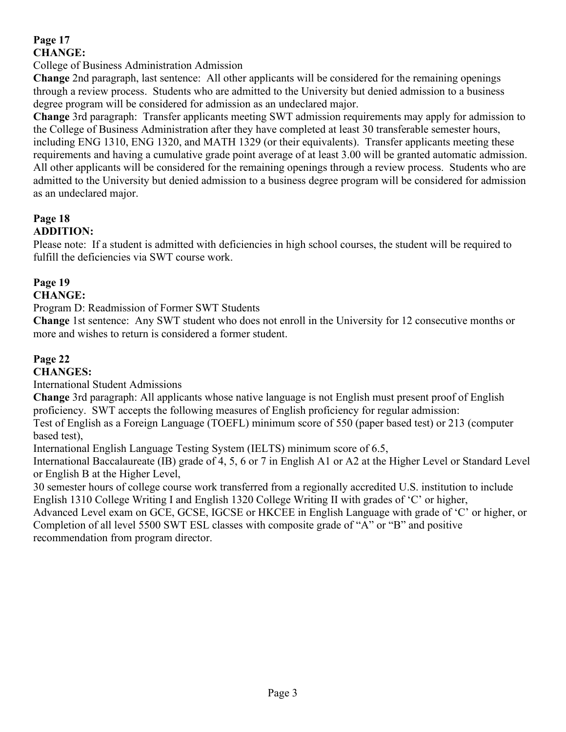**Page 17**
**CHANGE:**

College of Business Administration Admission

**Change** 2nd paragraph, last sentence: All other applicants will be considered for the remaining openings through a review process. Students who are admitted to the University but denied admission to a business degree program will be considered for admission as an undeclared major.

**Change** 3rd paragraph: Transfer applicants meeting SWT admission requirements may apply for admission to the College of Business Administration after they have completed at least 30 transferable semester hours, including ENG 1310, ENG 1320, and MATH 1329 (or their equivalents). Transfer applicants meeting these requirements and having a cumulative grade point average of at least 3.00 will be granted automatic admission. All other applicants will be considered for the remaining openings through a review process. Students who are admitted to the University but denied admission to a business degree program will be considered for admission as an undeclared major.

**Page 18**
**ADDITION:**

Please note: If a student is admitted with deficiencies in high school courses, the student will be required to fulfill the deficiencies via SWT course work.

**Page 19**
**CHANGE:**

Program D: Readmission of Former SWT Students

**Change** 1st sentence: Any SWT student who does not enroll in the University for 12 consecutive months or more and wishes to return is considered a former student.

**Page 22**
**CHANGES:**

International Student Admissions

**Change** 3rd paragraph: All applicants whose native language is not English must present proof of English proficiency. SWT accepts the following measures of English proficiency for regular admission:

Test of English as a Foreign Language (TOEFL) minimum score of 550 (paper based test) or 213 (computer based test),

International English Language Testing System (IELTS) minimum score of 6.5,

International Baccalaureate (IB) grade of 4, 5, 6 or 7 in English A1 or A2 at the Higher Level or Standard Level or English B at the Higher Level,

30 semester hours of college course work transferred from a regionally accredited U.S. institution to include English 1310 College Writing I and English 1320 College Writing II with grades of 'C' or higher,

Advanced Level exam on GCE, GCSE, IGCSE or HKCEE in English Language with grade of 'C' or higher, or

Completion of all level 5500 SWT ESL classes with composite grade of "A" or "B" and positive recommendation from program director.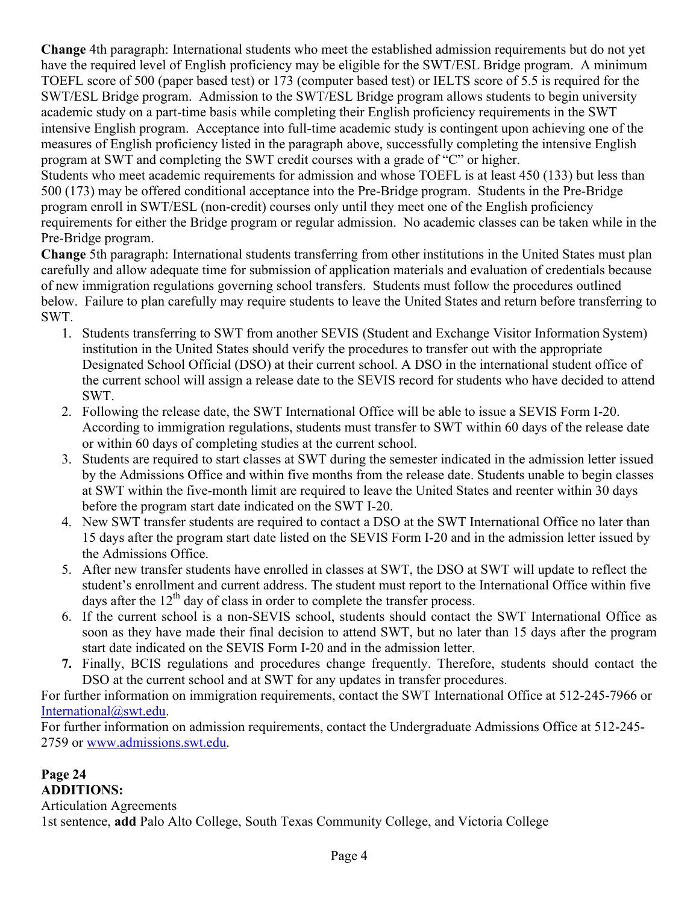**Change** 4th paragraph: International students who meet the established admission requirements but do not yet have the required level of English proficiency may be eligible for the SWT/ESL Bridge program. A minimum TOEFL score of 500 (paper based test) or 173 (computer based test) or IELTS score of 5.5 is required for the SWT/ESL Bridge program. Admission to the SWT/ESL Bridge program allows students to begin university academic study on a part-time basis while completing their English proficiency requirements in the SWT intensive English program. Acceptance into full-time academic study is contingent upon achieving one of the measures of English proficiency listed in the paragraph above, successfully completing the intensive English program at SWT and completing the SWT credit courses with a grade of "C" or higher.

Students who meet academic requirements for admission and whose TOEFL is at least 450 (133) but less than 500 (173) may be offered conditional acceptance into the Pre-Bridge program. Students in the Pre-Bridge program enroll in SWT/ESL (non-credit) courses only until they meet one of the English proficiency requirements for either the Bridge program or regular admission. No academic classes can be taken while in the Pre-Bridge program.

**Change** 5th paragraph: International students transferring from other institutions in the United States must plan carefully and allow adequate time for submission of application materials and evaluation of credentials because of new immigration regulations governing school transfers. Students must follow the procedures outlined below. Failure to plan carefully may require students to leave the United States and return before transferring to SWT.

1. Students transferring to SWT from another SEVIS (Student and Exchange Visitor Information System) institution in the United States should verify the procedures to transfer out with the appropriate Designated School Official (DSO) at their current school. A DSO in the international student office of the current school will assign a release date to the SEVIS record for students who have decided to attend SWT.
2. Following the release date, the SWT International Office will be able to issue a SEVIS Form I-20. According to immigration regulations, students must transfer to SWT within 60 days of the release date or within 60 days of completing studies at the current school.
3. Students are required to start classes at SWT during the semester indicated in the admission letter issued by the Admissions Office and within five months from the release date. Students unable to begin classes at SWT within the five-month limit are required to leave the United States and reenter within 30 days before the program start date indicated on the SWT I-20.
4. New SWT transfer students are required to contact a DSO at the SWT International Office no later than 15 days after the program start date listed on the SEVIS Form I-20 and in the admission letter issued by the Admissions Office.
5. After new transfer students have enrolled in classes at SWT, the DSO at SWT will update to reflect the student's enrollment and current address. The student must report to the International Office within five days after the 12th day of class in order to complete the transfer process.
6. If the current school is a non-SEVIS school, students should contact the SWT International Office as soon as they have made their final decision to attend SWT, but no later than 15 days after the program start date indicated on the SEVIS Form I-20 and in the admission letter.
7. Finally, BCIS regulations and procedures change frequently. Therefore, students should contact the DSO at the current school and at SWT for any updates in transfer procedures.

For further information on immigration requirements, contact the SWT International Office at 512-245-7966 or International@swt.edu.

For further information on admission requirements, contact the Undergraduate Admissions Office at 512-245-2759 or www.admissions.swt.edu.

**Page 24**
**ADDITIONS:**

Articulation Agreements

1st sentence, **add** Palo Alto College, South Texas Community College, and Victoria College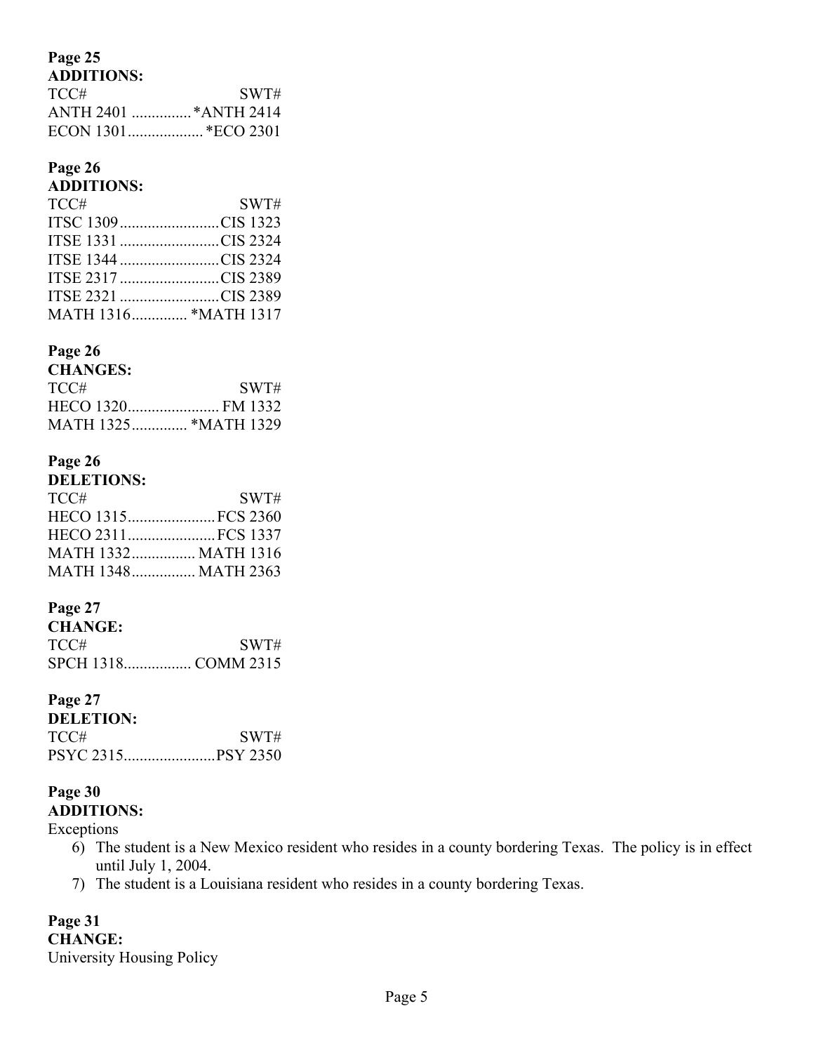**Page 25**
**ADDITIONS:**

| TCC# | SWT# |
|---|---|
| ANTH 2401 | *ANTH 2414 |
| ECON 1301 | *ECO 2301 |

**Page 26**
**ADDITIONS:**

| TCC# | SWT# |
|---|---|
| ITSC 1309 | CIS 1323 |
| ITSE 1331 | CIS 2324 |
| ITSE 1344 | CIS 2324 |
| ITSE 2317 | CIS 2389 |
| ITSE 2321 | CIS 2389 |
| MATH 1316 | *MATH 1317 |

**Page 26**
**CHANGES:**

| TCC# | SWT# |
|---|---|
| HECO 1320 | FM 1332 |
| MATH 1325 | *MATH 1329 |

**Page 26**
**DELETIONS:**

| TCC# | SWT# |
|---|---|
| HECO 1315 | FCS 2360 |
| HECO 2311 | FCS 1337 |
| MATH 1332 | MATH 1316 |
| MATH 1348 | MATH 2363 |

**Page 27**
**CHANGE:**

| TCC# | SWT# |
|---|---|
| SPCH 1318 | COMM 2315 |

**Page 27**
**DELETION:**

| TCC# | SWT# |
|---|---|
| PSYC 2315 | PSY 2350 |

**Page 30**
**ADDITIONS:**

Exceptions

6) The student is a New Mexico resident who resides in a county bordering Texas. The policy is in effect until July 1, 2004.
7) The student is a Louisiana resident who resides in a county bordering Texas.

**Page 31**
**CHANGE:**

University Housing Policy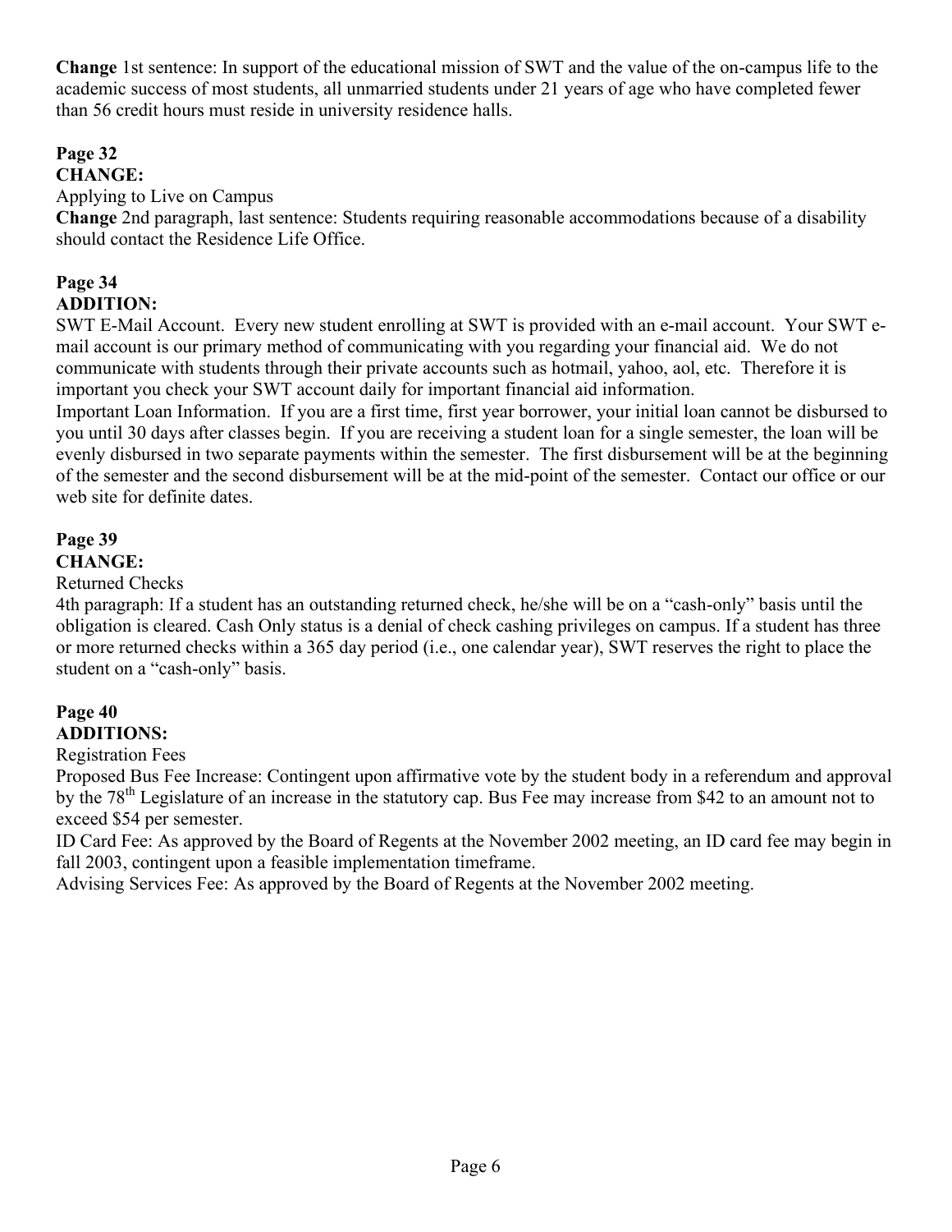**Change** 1st sentence: In support of the educational mission of SWT and the value of the on-campus life to the academic success of most students, all unmarried students under 21 years of age who have completed fewer than 56 credit hours must reside in university residence halls.

**Page 32**
**CHANGE:**
Applying to Live on Campus
**Change** 2nd paragraph, last sentence: Students requiring reasonable accommodations because of a disability should contact the Residence Life Office.

**Page 34**
**ADDITION:**
SWT E-Mail Account. Every new student enrolling at SWT is provided with an e-mail account. Your SWT e-mail account is our primary method of communicating with you regarding your financial aid. We do not communicate with students through their private accounts such as hotmail, yahoo, aol, etc. Therefore it is important you check your SWT account daily for important financial aid information.
Important Loan Information. If you are a first time, first year borrower, your initial loan cannot be disbursed to you until 30 days after classes begin. If you are receiving a student loan for a single semester, the loan will be evenly disbursed in two separate payments within the semester. The first disbursement will be at the beginning of the semester and the second disbursement will be at the mid-point of the semester. Contact our office or our web site for definite dates.

**Page 39**
**CHANGE:**
Returned Checks
4th paragraph: If a student has an outstanding returned check, he/she will be on a "cash-only" basis until the obligation is cleared. Cash Only status is a denial of check cashing privileges on campus. If a student has three or more returned checks within a 365 day period (i.e., one calendar year), SWT reserves the right to place the student on a "cash-only" basis.

**Page 40**
**ADDITIONS:**
Registration Fees
Proposed Bus Fee Increase: Contingent upon affirmative vote by the student body in a referendum and approval by the 78th Legislature of an increase in the statutory cap. Bus Fee may increase from $42 to an amount not to exceed $54 per semester.
ID Card Fee: As approved by the Board of Regents at the November 2002 meeting, an ID card fee may begin in fall 2003, contingent upon a feasible implementation timeframe.
Advising Services Fee: As approved by the Board of Regents at the November 2002 meeting.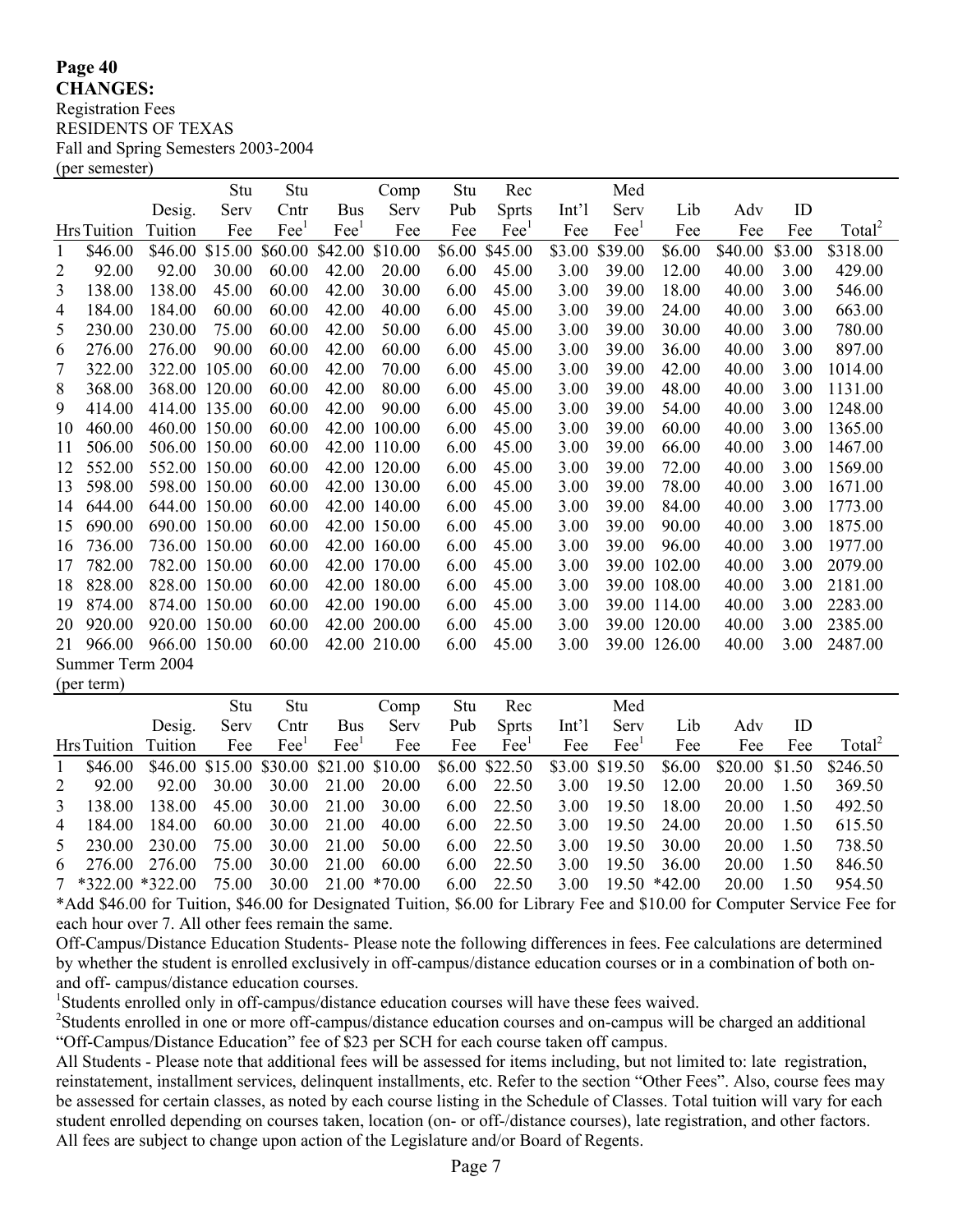**Page 40**
**CHANGES:**
Registration Fees
RESIDENTS OF TEXAS
Fall and Spring Semesters 2003-2004
(per semester)

| Hrs | Tuition | Desig. Tuition | Stu Serv Fee | Stu Cntr Fee[1] | Bus Fee[1] | Comp Serv Fee | Stu Pub Fee | Rec Sprts Fee[1] | Int'l Fee | Med Serv Fee[1] | Lib Fee | Adv Fee | ID Fee | Total[2] |
|---|---|---|---|---|---|---|---|---|---|---|---|---|---|---|
| 1 | $46.00 | $46.00 | $15.00 | $60.00 | $42.00 | $10.00 | $6.00 | $45.00 | $3.00 | $39.00 | $6.00 | $40.00 | $3.00 | $318.00 |
| 2 | 92.00 | 92.00 | 30.00 | 60.00 | 42.00 | 20.00 | 6.00 | 45.00 | 3.00 | 39.00 | 12.00 | 40.00 | 3.00 | 429.00 |
| 3 | 138.00 | 138.00 | 45.00 | 60.00 | 42.00 | 30.00 | 6.00 | 45.00 | 3.00 | 39.00 | 18.00 | 40.00 | 3.00 | 546.00 |
| 4 | 184.00 | 184.00 | 60.00 | 60.00 | 42.00 | 40.00 | 6.00 | 45.00 | 3.00 | 39.00 | 24.00 | 40.00 | 3.00 | 663.00 |
| 5 | 230.00 | 230.00 | 75.00 | 60.00 | 42.00 | 50.00 | 6.00 | 45.00 | 3.00 | 39.00 | 30.00 | 40.00 | 3.00 | 780.00 |
| 6 | 276.00 | 276.00 | 90.00 | 60.00 | 42.00 | 60.00 | 6.00 | 45.00 | 3.00 | 39.00 | 36.00 | 40.00 | 3.00 | 897.00 |
| 7 | 322.00 | 322.00 | 105.00 | 60.00 | 42.00 | 70.00 | 6.00 | 45.00 | 3.00 | 39.00 | 42.00 | 40.00 | 3.00 | 1014.00 |
| 8 | 368.00 | 368.00 | 120.00 | 60.00 | 42.00 | 80.00 | 6.00 | 45.00 | 3.00 | 39.00 | 48.00 | 40.00 | 3.00 | 1131.00 |
| 9 | 414.00 | 414.00 | 135.00 | 60.00 | 42.00 | 90.00 | 6.00 | 45.00 | 3.00 | 39.00 | 54.00 | 40.00 | 3.00 | 1248.00 |
| 10 | 460.00 | 460.00 | 150.00 | 60.00 | 42.00 | 100.00 | 6.00 | 45.00 | 3.00 | 39.00 | 60.00 | 40.00 | 3.00 | 1365.00 |
| 11 | 506.00 | 506.00 | 150.00 | 60.00 | 42.00 | 110.00 | 6.00 | 45.00 | 3.00 | 39.00 | 66.00 | 40.00 | 3.00 | 1467.00 |
| 12 | 552.00 | 552.00 | 150.00 | 60.00 | 42.00 | 120.00 | 6.00 | 45.00 | 3.00 | 39.00 | 72.00 | 40.00 | 3.00 | 1569.00 |
| 13 | 598.00 | 598.00 | 150.00 | 60.00 | 42.00 | 130.00 | 6.00 | 45.00 | 3.00 | 39.00 | 78.00 | 40.00 | 3.00 | 1671.00 |
| 14 | 644.00 | 644.00 | 150.00 | 60.00 | 42.00 | 140.00 | 6.00 | 45.00 | 3.00 | 39.00 | 84.00 | 40.00 | 3.00 | 1773.00 |
| 15 | 690.00 | 690.00 | 150.00 | 60.00 | 42.00 | 150.00 | 6.00 | 45.00 | 3.00 | 39.00 | 90.00 | 40.00 | 3.00 | 1875.00 |
| 16 | 736.00 | 736.00 | 150.00 | 60.00 | 42.00 | 160.00 | 6.00 | 45.00 | 3.00 | 39.00 | 96.00 | 40.00 | 3.00 | 1977.00 |
| 17 | 782.00 | 782.00 | 150.00 | 60.00 | 42.00 | 170.00 | 6.00 | 45.00 | 3.00 | 39.00 | 102.00 | 40.00 | 3.00 | 2079.00 |
| 18 | 828.00 | 828.00 | 150.00 | 60.00 | 42.00 | 180.00 | 6.00 | 45.00 | 3.00 | 39.00 | 108.00 | 40.00 | 3.00 | 2181.00 |
| 19 | 874.00 | 874.00 | 150.00 | 60.00 | 42.00 | 190.00 | 6.00 | 45.00 | 3.00 | 39.00 | 114.00 | 40.00 | 3.00 | 2283.00 |
| 20 | 920.00 | 920.00 | 150.00 | 60.00 | 42.00 | 200.00 | 6.00 | 45.00 | 3.00 | 39.00 | 120.00 | 40.00 | 3.00 | 2385.00 |
| 21 | 966.00 | 966.00 | 150.00 | 60.00 | 42.00 | 210.00 | 6.00 | 45.00 | 3.00 | 39.00 | 126.00 | 40.00 | 3.00 | 2487.00 |

Summer Term 2004
(per term)

| Hrs | Tuition | Desig. Tuition | Stu Serv Fee | Stu Cntr Fee[1] | Bus Fee[1] | Comp Serv Fee | Stu Pub Fee | Rec Sprts Fee[1] | Int'l Fee | Med Serv Fee[1] | Lib Fee | Adv Fee | ID Fee | Total[2] |
|---|---|---|---|---|---|---|---|---|---|---|---|---|---|---|
| 1 | $46.00 | $46.00 | $15.00 | $30.00 | $21.00 | $10.00 | $6.00 | $22.50 | $3.00 | $19.50 | $6.00 | $20.00 | $1.50 | $246.50 |
| 2 | 92.00 | 92.00 | 30.00 | 30.00 | 21.00 | 20.00 | 6.00 | 22.50 | 3.00 | 19.50 | 12.00 | 20.00 | 1.50 | 369.50 |
| 3 | 138.00 | 138.00 | 45.00 | 30.00 | 21.00 | 30.00 | 6.00 | 22.50 | 3.00 | 19.50 | 18.00 | 20.00 | 1.50 | 492.50 |
| 4 | 184.00 | 184.00 | 60.00 | 30.00 | 21.00 | 40.00 | 6.00 | 22.50 | 3.00 | 19.50 | 24.00 | 20.00 | 1.50 | 615.50 |
| 5 | 230.00 | 230.00 | 75.00 | 30.00 | 21.00 | 50.00 | 6.00 | 22.50 | 3.00 | 19.50 | 30.00 | 20.00 | 1.50 | 738.50 |
| 6 | 276.00 | 276.00 | 75.00 | 30.00 | 21.00 | 60.00 | 6.00 | 22.50 | 3.00 | 19.50 | 36.00 | 20.00 | 1.50 | 846.50 |
| 7 | *322.00 | *322.00 | 75.00 | 30.00 | 21.00 | *70.00 | 6.00 | 22.50 | 3.00 | 19.50 | *42.00 | 20.00 | 1.50 | 954.50 |

*Add $46.00 for Tuition, $46.00 for Designated Tuition, $6.00 for Library Fee and $10.00 for Computer Service Fee for each hour over 7. All other fees remain the same.

Off-Campus/Distance Education Students- Please note the following differences in fees. Fee calculations are determined by whether the student is enrolled exclusively in off-campus/distance education courses or in a combination of both on- and off- campus/distance education courses.

[1]Students enrolled only in off-campus/distance education courses will have these fees waived.

[2]Students enrolled in one or more off-campus/distance education courses and on-campus will be charged an additional "Off-Campus/Distance Education" fee of $23 per SCH for each course taken off campus.

All Students - Please note that additional fees will be assessed for items including, but not limited to: late registration, reinstatement, installment services, delinquent installments, etc. Refer to the section "Other Fees". Also, course fees may be assessed for certain classes, as noted by each course listing in the Schedule of Classes. Total tuition will vary for each student enrolled depending on courses taken, location (on- or off-/distance courses), late registration, and other factors. All fees are subject to change upon action of the Legislature and/or Board of Regents.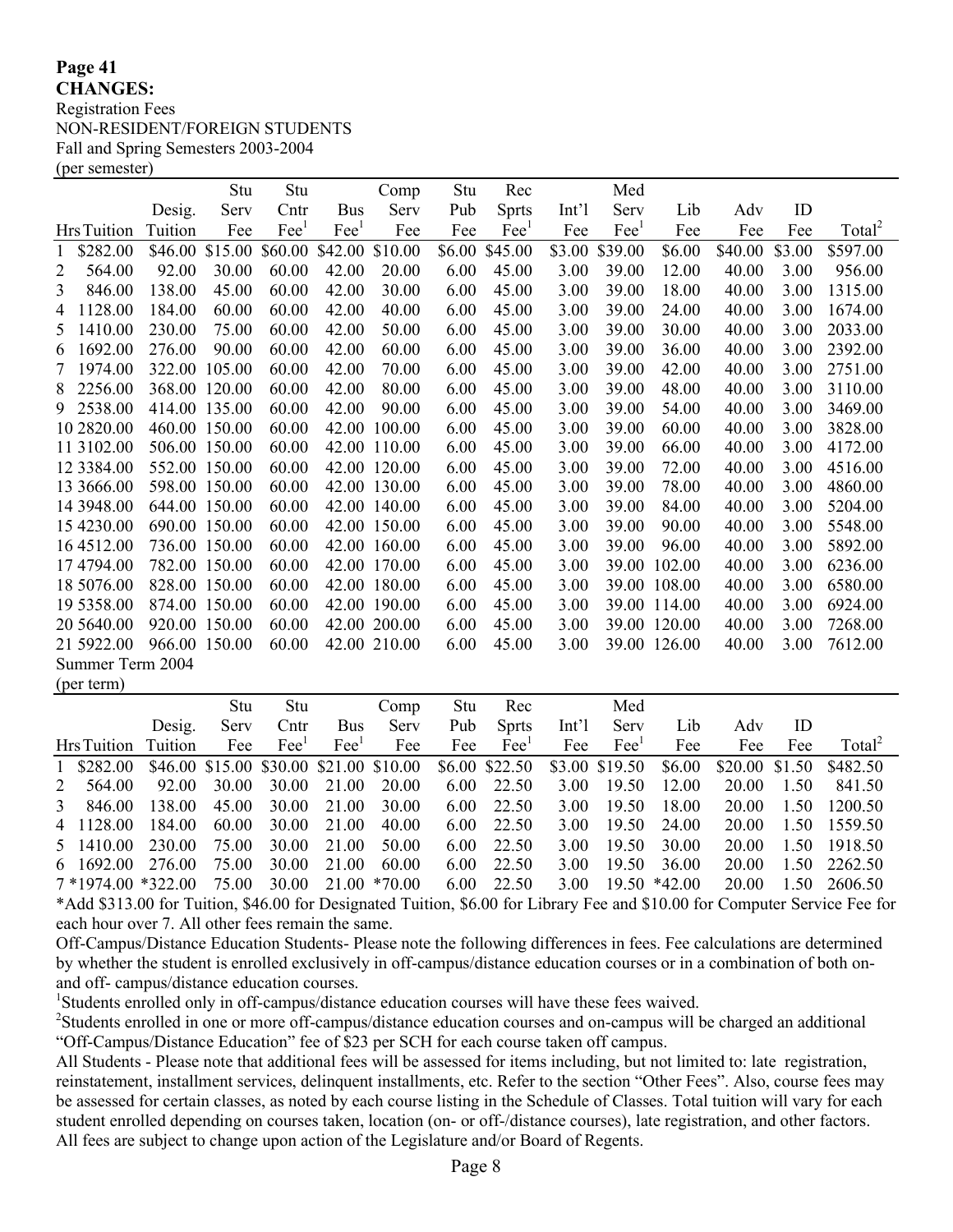**Page 41**
**CHANGES:**

Registration Fees

NON-RESIDENT/FOREIGN STUDENTS

Fall and Spring Semesters 2003-2004

(per semester)

| Hrs | Tuition | Desig. Tuition | Stu Serv Fee | Stu Cntr Fee[1] | Bus Fee[1] | Comp Serv Fee | Stu Pub Fee | Rec Sprts Fee[1] | Int'l Fee | Med Serv Fee[1] | Lib Fee | Adv Fee | ID Fee | Total[2] |
|---|---|---|---|---|---|---|---|---|---|---|---|---|---|---|
| 1 | $282.00 | $46.00 | $15.00 | $60.00 | $42.00 | $10.00 | $6.00 | $45.00 | $3.00 | $39.00 | $6.00 | $40.00 | $3.00 | $597.00 |
| 2 | 564.00 | 92.00 | 30.00 | 60.00 | 42.00 | 20.00 | 6.00 | 45.00 | 3.00 | 39.00 | 12.00 | 40.00 | 3.00 | 956.00 |
| 3 | 846.00 | 138.00 | 45.00 | 60.00 | 42.00 | 30.00 | 6.00 | 45.00 | 3.00 | 39.00 | 18.00 | 40.00 | 3.00 | 1315.00 |
| 4 | 1128.00 | 184.00 | 60.00 | 60.00 | 42.00 | 40.00 | 6.00 | 45.00 | 3.00 | 39.00 | 24.00 | 40.00 | 3.00 | 1674.00 |
| 5 | 1410.00 | 230.00 | 75.00 | 60.00 | 42.00 | 50.00 | 6.00 | 45.00 | 3.00 | 39.00 | 30.00 | 40.00 | 3.00 | 2033.00 |
| 6 | 1692.00 | 276.00 | 90.00 | 60.00 | 42.00 | 60.00 | 6.00 | 45.00 | 3.00 | 39.00 | 36.00 | 40.00 | 3.00 | 2392.00 |
| 7 | 1974.00 | 322.00 | 105.00 | 60.00 | 42.00 | 70.00 | 6.00 | 45.00 | 3.00 | 39.00 | 42.00 | 40.00 | 3.00 | 2751.00 |
| 8 | 2256.00 | 368.00 | 120.00 | 60.00 | 42.00 | 80.00 | 6.00 | 45.00 | 3.00 | 39.00 | 48.00 | 40.00 | 3.00 | 3110.00 |
| 9 | 2538.00 | 414.00 | 135.00 | 60.00 | 42.00 | 90.00 | 6.00 | 45.00 | 3.00 | 39.00 | 54.00 | 40.00 | 3.00 | 3469.00 |
| 10 | 2820.00 | 460.00 | 150.00 | 60.00 | 42.00 | 100.00 | 6.00 | 45.00 | 3.00 | 39.00 | 60.00 | 40.00 | 3.00 | 3828.00 |
| 11 | 3102.00 | 506.00 | 150.00 | 60.00 | 42.00 | 110.00 | 6.00 | 45.00 | 3.00 | 39.00 | 66.00 | 40.00 | 3.00 | 4172.00 |
| 12 | 3384.00 | 552.00 | 150.00 | 60.00 | 42.00 | 120.00 | 6.00 | 45.00 | 3.00 | 39.00 | 72.00 | 40.00 | 3.00 | 4516.00 |
| 13 | 3666.00 | 598.00 | 150.00 | 60.00 | 42.00 | 130.00 | 6.00 | 45.00 | 3.00 | 39.00 | 78.00 | 40.00 | 3.00 | 4860.00 |
| 14 | 3948.00 | 644.00 | 150.00 | 60.00 | 42.00 | 140.00 | 6.00 | 45.00 | 3.00 | 39.00 | 84.00 | 40.00 | 3.00 | 5204.00 |
| 15 | 4230.00 | 690.00 | 150.00 | 60.00 | 42.00 | 150.00 | 6.00 | 45.00 | 3.00 | 39.00 | 90.00 | 40.00 | 3.00 | 5548.00 |
| 16 | 4512.00 | 736.00 | 150.00 | 60.00 | 42.00 | 160.00 | 6.00 | 45.00 | 3.00 | 39.00 | 96.00 | 40.00 | 3.00 | 5892.00 |
| 17 | 4794.00 | 782.00 | 150.00 | 60.00 | 42.00 | 170.00 | 6.00 | 45.00 | 3.00 | 39.00 | 102.00 | 40.00 | 3.00 | 6236.00 |
| 18 | 5076.00 | 828.00 | 150.00 | 60.00 | 42.00 | 180.00 | 6.00 | 45.00 | 3.00 | 39.00 | 108.00 | 40.00 | 3.00 | 6580.00 |
| 19 | 5358.00 | 874.00 | 150.00 | 60.00 | 42.00 | 190.00 | 6.00 | 45.00 | 3.00 | 39.00 | 114.00 | 40.00 | 3.00 | 6924.00 |
| 20 | 5640.00 | 920.00 | 150.00 | 60.00 | 42.00 | 200.00 | 6.00 | 45.00 | 3.00 | 39.00 | 120.00 | 40.00 | 3.00 | 7268.00 |
| 21 | 5922.00 | 966.00 | 150.00 | 60.00 | 42.00 | 210.00 | 6.00 | 45.00 | 3.00 | 39.00 | 126.00 | 40.00 | 3.00 | 7612.00 |

Summer Term 2004

(per term)

| Hrs | Tuition | Desig. Tuition | Stu Serv Fee | Stu Cntr Fee[1] | Bus Fee[1] | Comp Serv Fee | Stu Pub Fee | Rec Sprts Fee[1] | Int'l Fee | Med Serv Fee[1] | Lib Fee | Adv Fee | ID Fee | Total[2] |
|---|---|---|---|---|---|---|---|---|---|---|---|---|---|---|
| 1 | $282.00 | $46.00 | $15.00 | $30.00 | $21.00 | $10.00 | $6.00 | $22.50 | $3.00 | $19.50 | $6.00 | $20.00 | $1.50 | $482.50 |
| 2 | 564.00 | 92.00 | 30.00 | 30.00 | 21.00 | 20.00 | 6.00 | 22.50 | 3.00 | 19.50 | 12.00 | 20.00 | 1.50 | 841.50 |
| 3 | 846.00 | 138.00 | 45.00 | 30.00 | 21.00 | 30.00 | 6.00 | 22.50 | 3.00 | 19.50 | 18.00 | 20.00 | 1.50 | 1200.50 |
| 4 | 1128.00 | 184.00 | 60.00 | 30.00 | 21.00 | 40.00 | 6.00 | 22.50 | 3.00 | 19.50 | 24.00 | 20.00 | 1.50 | 1559.50 |
| 5 | 1410.00 | 230.00 | 75.00 | 30.00 | 21.00 | 50.00 | 6.00 | 22.50 | 3.00 | 19.50 | 30.00 | 20.00 | 1.50 | 1918.50 |
| 6 | 1692.00 | 276.00 | 75.00 | 30.00 | 21.00 | 60.00 | 6.00 | 22.50 | 3.00 | 19.50 | 36.00 | 20.00 | 1.50 | 2262.50 |
| 7 | *1974.00 | *322.00 | 75.00 | 30.00 | 21.00 | *70.00 | 6.00 | 22.50 | 3.00 | 19.50 | *42.00 | 20.00 | 1.50 | 2606.50 |

*Add $313.00 for Tuition, $46.00 for Designated Tuition, $6.00 for Library Fee and $10.00 for Computer Service Fee for each hour over 7. All other fees remain the same.

Off-Campus/Distance Education Students- Please note the following differences in fees. Fee calculations are determined by whether the student is enrolled exclusively in off-campus/distance education courses or in a combination of both on- and off- campus/distance education courses.

[1]Students enrolled only in off-campus/distance education courses will have these fees waived.

[2]Students enrolled in one or more off-campus/distance education courses and on-campus will be charged an additional "Off-Campus/Distance Education" fee of $23 per SCH for each course taken off campus.

All Students - Please note that additional fees will be assessed for items including, but not limited to: late registration, reinstatement, installment services, delinquent installments, etc. Refer to the section "Other Fees". Also, course fees may be assessed for certain classes, as noted by each course listing in the Schedule of Classes. Total tuition will vary for each student enrolled depending on courses taken, location (on- or off-/distance courses), late registration, and other factors. All fees are subject to change upon action of the Legislature and/or Board of Regents.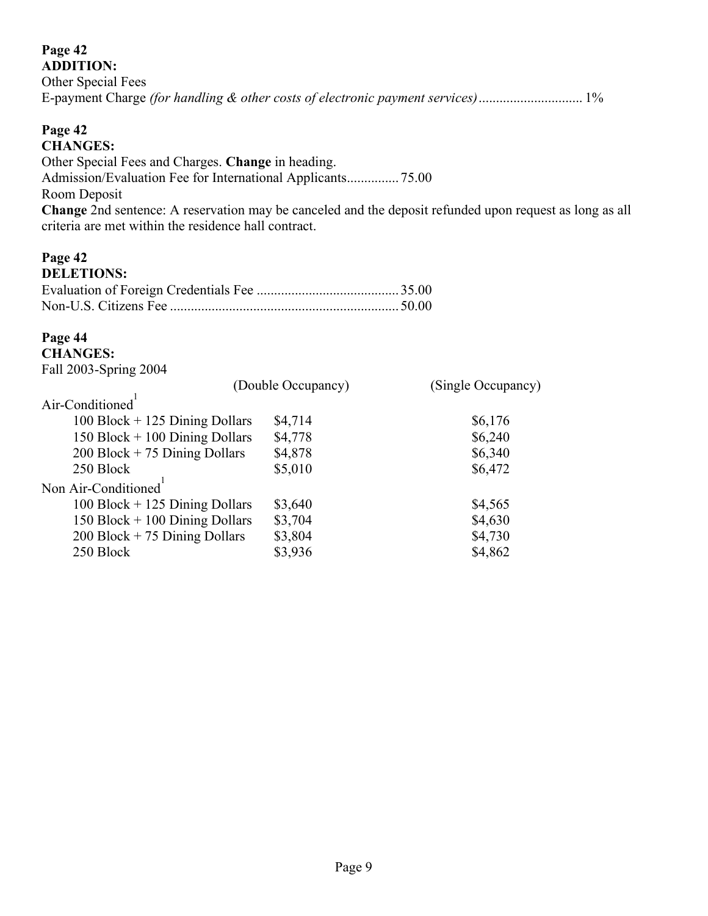**Page 42**
**ADDITION:**

Other Special Fees

E-payment Charge *(for handling & other costs of electronic payment services)* .............................. 1%

**Page 42**
**CHANGES:**

Other Special Fees and Charges. **Change** in heading.

Admission/Evaluation Fee for International Applicants............... 75.00

Room Deposit

**Change** 2nd sentence: A reservation may be canceled and the deposit refunded upon request as long as all criteria are met within the residence hall contract.

**Page 42**
**DELETIONS:**

Evaluation of Foreign Credentials Fee ......................................... 35.00

Non-U.S. Citizens Fee .................................................................. 50.00

**Page 44**
**CHANGES:**

Fall 2003-Spring 2004

| | (Double Occupancy) | (Single Occupancy) |
|---|---|---|
| Air-Conditioned[1] | | |
| 100 Block + 125 Dining Dollars | \$4,714 | \$6,176 |
| 150 Block + 100 Dining Dollars | \$4,778 | \$6,240 |
| 200 Block + 75 Dining Dollars | \$4,878 | \$6,340 |
| 250 Block | \$5,010 | \$6,472 |
| Non Air-Conditioned[1] | | |
| 100 Block + 125 Dining Dollars | \$3,640 | \$4,565 |
| 150 Block + 100 Dining Dollars | \$3,704 | \$4,630 |
| 200 Block + 75 Dining Dollars | \$3,804 | \$4,730 |
| 250 Block | \$3,936 | \$4,862 |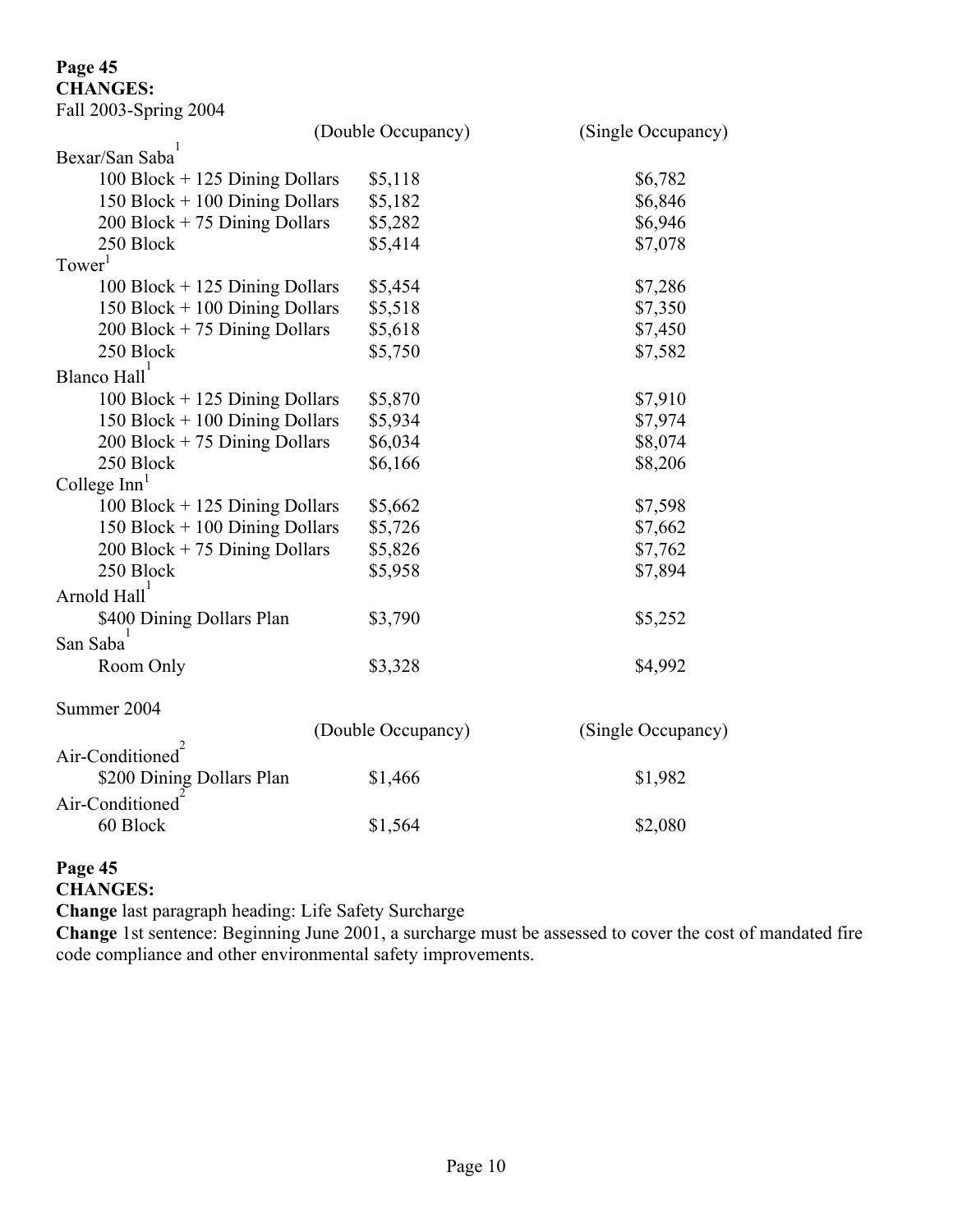**Page 45**

**CHANGES:**

Fall 2003-Spring 2004

| | (Double Occupancy) | (Single Occupancy) |
|---|---|---|
| Bexar/San Saba[1] | | |
| 100 Block + 125 Dining Dollars | $5,118 | $6,782 |
| 150 Block + 100 Dining Dollars | $5,182 | $6,846 |
| 200 Block + 75 Dining Dollars | $5,282 | $6,946 |
| 250 Block | $5,414 | $7,078 |
| Tower[1] | | |
| 100 Block + 125 Dining Dollars | $5,454 | $7,286 |
| 150 Block + 100 Dining Dollars | $5,518 | $7,350 |
| 200 Block + 75 Dining Dollars | $5,618 | $7,450 |
| 250 Block | $5,750 | $7,582 |
| Blanco Hall[1] | | |
| 100 Block + 125 Dining Dollars | $5,870 | $7,910 |
| 150 Block + 100 Dining Dollars | $5,934 | $7,974 |
| 200 Block + 75 Dining Dollars | $6,034 | $8,074 |
| 250 Block | $6,166 | $8,206 |
| College Inn[1] | | |
| 100 Block + 125 Dining Dollars | $5,662 | $7,598 |
| 150 Block + 100 Dining Dollars | $5,726 | $7,662 |
| 200 Block + 75 Dining Dollars | $5,826 | $7,762 |
| 250 Block | $5,958 | $7,894 |
| Arnold Hall[1] | | |
| $400 Dining Dollars Plan | $3,790 | $5,252 |
| San Saba[1] | | |
| Room Only | $3,328 | $4,992 |

Summer 2004

| | (Double Occupancy) | (Single Occupancy) |
|---|---|---|
| Air-Conditioned[2] | | |
| $200 Dining Dollars Plan | $1,466 | $1,982 |
| Air-Conditioned[2] | | |
| 60 Block | $1,564 | $2,080 |

**Page 45**

**CHANGES:**

**Change** last paragraph heading: Life Safety Surcharge

**Change** 1st sentence: Beginning June 2001, a surcharge must be assessed to cover the cost of mandated fire code compliance and other environmental safety improvements.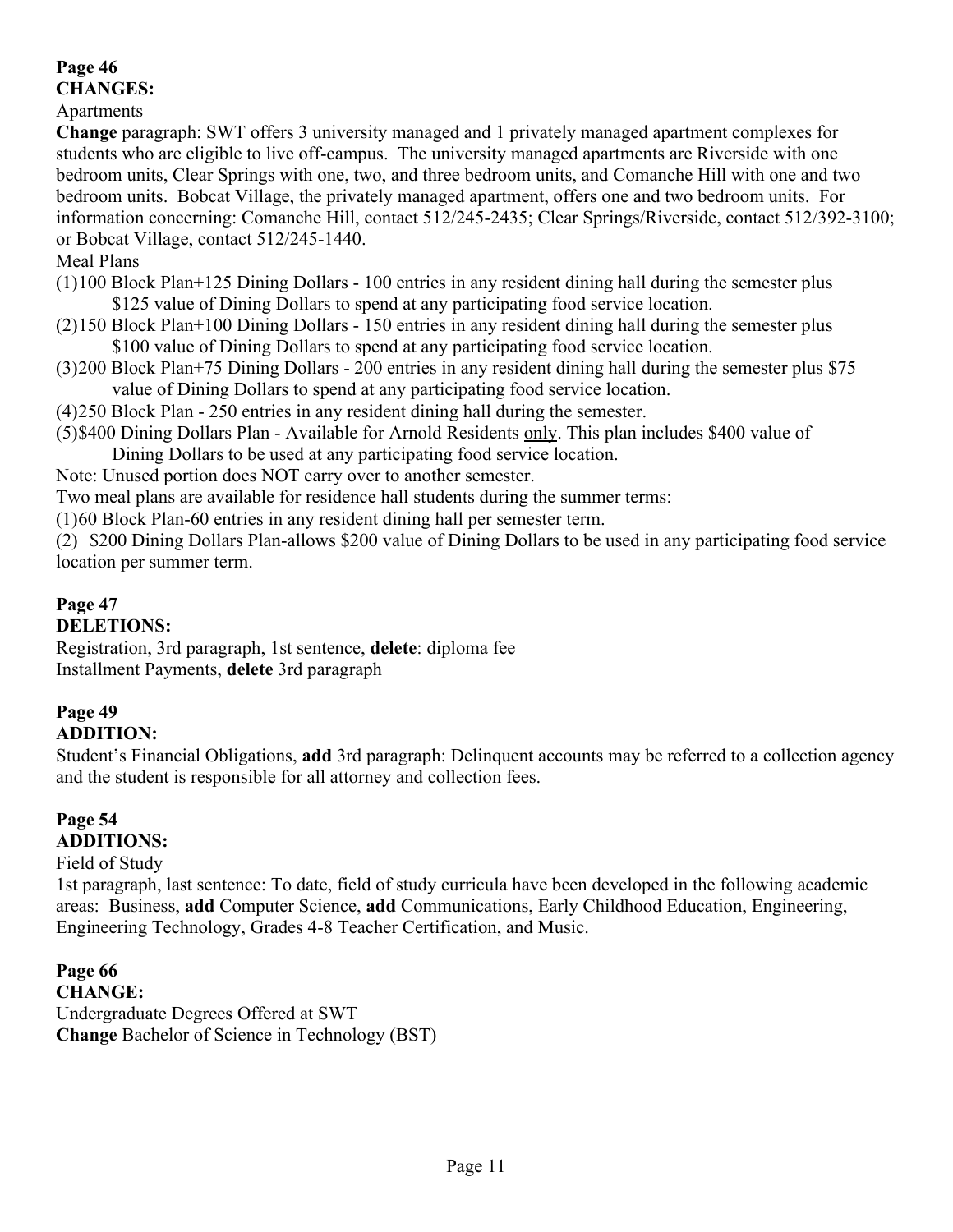**Page 46**
**CHANGES:**

Apartments

**Change** paragraph: SWT offers 3 university managed and 1 privately managed apartment complexes for students who are eligible to live off-campus. The university managed apartments are Riverside with one bedroom units, Clear Springs with one, two, and three bedroom units, and Comanche Hill with one and two bedroom units. Bobcat Village, the privately managed apartment, offers one and two bedroom units. For information concerning: Comanche Hill, contact 512/245-2435; Clear Springs/Riverside, contact 512/392-3100; or Bobcat Village, contact 512/245-1440.

Meal Plans

(1)100 Block Plan+125 Dining Dollars - 100 entries in any resident dining hall during the semester plus $125 value of Dining Dollars to spend at any participating food service location.

(2)150 Block Plan+100 Dining Dollars - 150 entries in any resident dining hall during the semester plus $100 value of Dining Dollars to spend at any participating food service location.

(3)200 Block Plan+75 Dining Dollars - 200 entries in any resident dining hall during the semester plus $75 value of Dining Dollars to spend at any participating food service location.

(4)250 Block Plan - 250 entries in any resident dining hall during the semester.

(5)$400 Dining Dollars Plan - Available for Arnold Residents <u>only</u>. This plan includes $400 value of Dining Dollars to be used at any participating food service location.

Note: Unused portion does NOT carry over to another semester.

Two meal plans are available for residence hall students during the summer terms:

(1)60 Block Plan-60 entries in any resident dining hall per semester term.

(2) $200 Dining Dollars Plan-allows $200 value of Dining Dollars to be used in any participating food service location per summer term.

**Page 47**
**DELETIONS:**

Registration, 3rd paragraph, 1st sentence, **delete**: diploma fee

Installment Payments, **delete** 3rd paragraph

**Page 49**
**ADDITION:**

Student's Financial Obligations, **add** 3rd paragraph: Delinquent accounts may be referred to a collection agency and the student is responsible for all attorney and collection fees.

**Page 54**
**ADDITIONS:**

Field of Study

1st paragraph, last sentence: To date, field of study curricula have been developed in the following academic areas: Business, **add** Computer Science, **add** Communications, Early Childhood Education, Engineering, Engineering Technology, Grades 4-8 Teacher Certification, and Music.

**Page 66**
**CHANGE:**

Undergraduate Degrees Offered at SWT

**Change** Bachelor of Science in Technology (BST)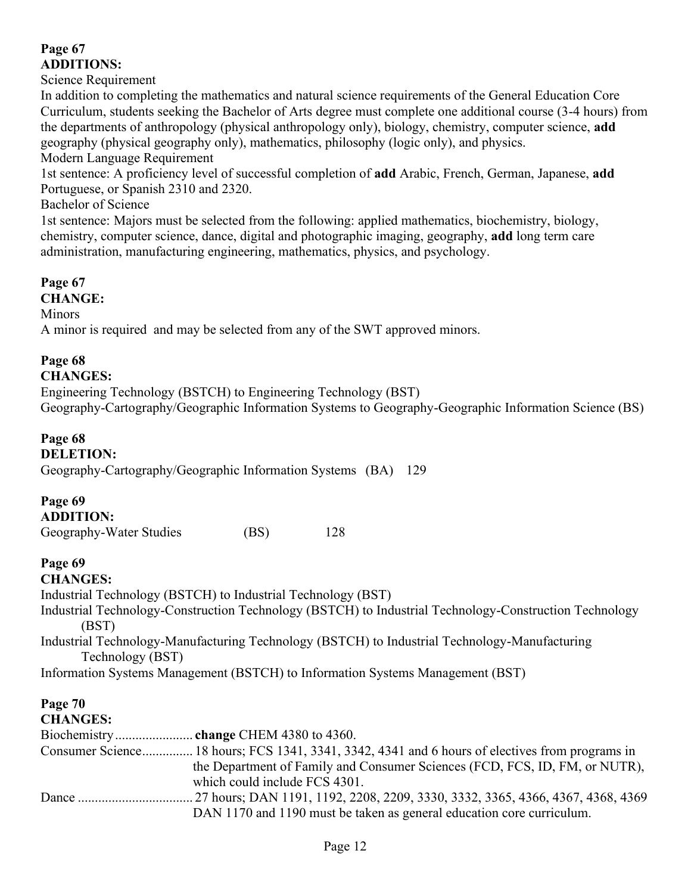**Page 67**
**ADDITIONS:**

Science Requirement

In addition to completing the mathematics and natural science requirements of the General Education Core Curriculum, students seeking the Bachelor of Arts degree must complete one additional course (3-4 hours) from the departments of anthropology (physical anthropology only), biology, chemistry, computer science, **add** geography (physical geography only), mathematics, philosophy (logic only), and physics.

Modern Language Requirement

1st sentence: A proficiency level of successful completion of **add** Arabic, French, German, Japanese, **add** Portuguese, or Spanish 2310 and 2320.

Bachelor of Science

1st sentence: Majors must be selected from the following: applied mathematics, biochemistry, biology, chemistry, computer science, dance, digital and photographic imaging, geography, **add** long term care administration, manufacturing engineering, mathematics, physics, and psychology.

**Page 67**
**CHANGE:**

Minors

A minor is required and may be selected from any of the SWT approved minors.

**Page 68**
**CHANGES:**

Engineering Technology (BSTCH) to Engineering Technology (BST)

Geography-Cartography/Geographic Information Systems to Geography-Geographic Information Science (BS)

**Page 68**
**DELETION:**

Geography-Cartography/Geographic Information Systems (BA) 129

**Page 69**
**ADDITION:**

Geography-Water Studies (BS) 128

**Page 69**
**CHANGES:**

Industrial Technology (BSTCH) to Industrial Technology (BST)

Industrial Technology-Construction Technology (BSTCH) to Industrial Technology-Construction Technology (BST)

Industrial Technology-Manufacturing Technology (BSTCH) to Industrial Technology-Manufacturing Technology (BST)

Information Systems Management (BSTCH) to Information Systems Management (BST)

**Page 70**
**CHANGES:**

Biochemistry....................... **change** CHEM 4380 to 4360.

Consumer Science.............. 18 hours; FCS 1341, 3341, 3342, 4341 and 6 hours of electives from programs in the Department of Family and Consumer Sciences (FCD, FCS, ID, FM, or NUTR), which could include FCS 4301.

Dance ................................. 27 hours; DAN 1191, 1192, 2208, 2209, 3330, 3332, 3365, 4366, 4367, 4368, 4369 DAN 1170 and 1190 must be taken as general education core curriculum.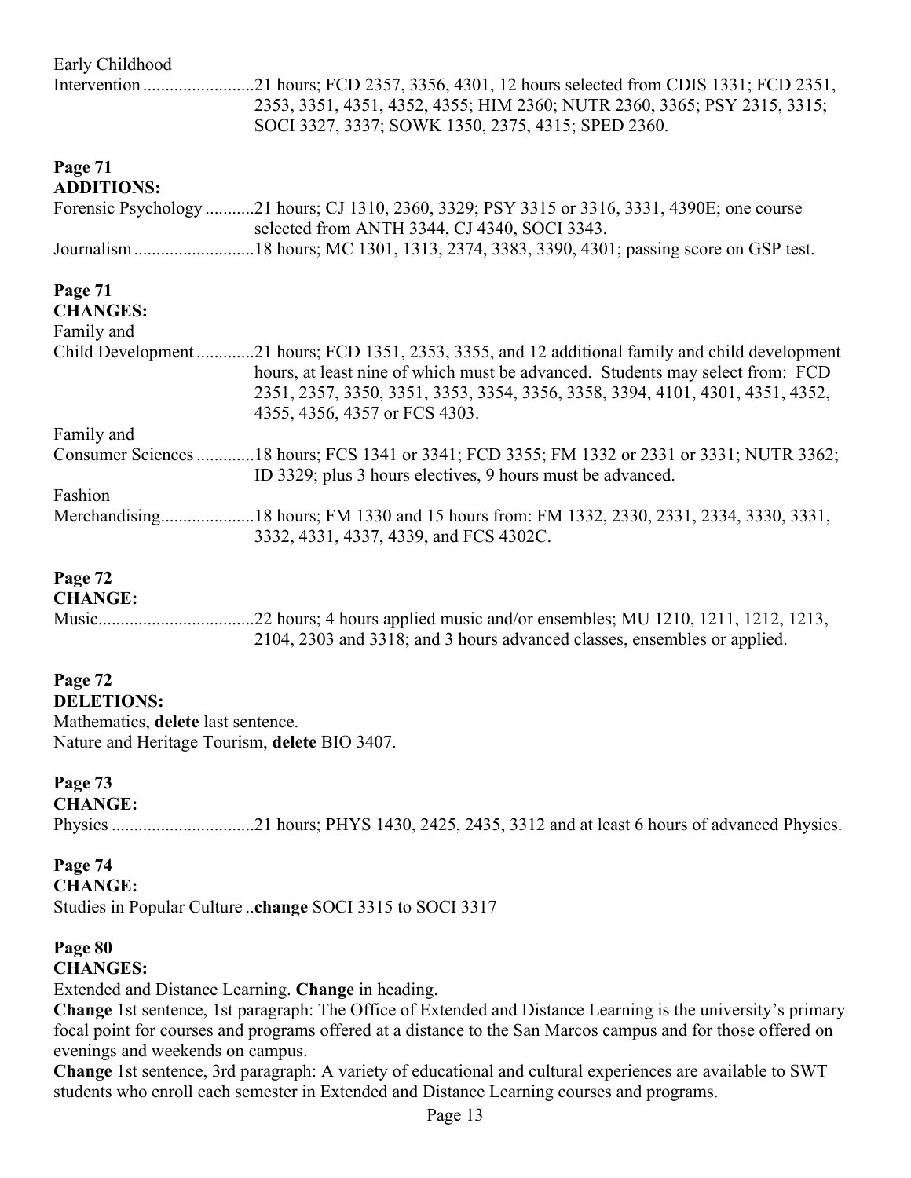Early Childhood Intervention ........................21 hours; FCD 2357, 3356, 4301, 12 hours selected from CDIS 1331; FCD 2351, 2353, 3351, 4351, 4352, 4355; HIM 2360; NUTR 2360, 3365; PSY 2315, 3315; SOCI 3327, 3337; SOWK 1350, 2375, 4315; SPED 2360.

**Page 71**
**ADDITIONS:**

Forensic Psychology ...........21 hours; CJ 1310, 2360, 3329; PSY 3315 or 3316, 3331, 4390E; one course selected from ANTH 3344, CJ 4340, SOCI 3343.

Journalism ..........................18 hours; MC 1301, 1313, 2374, 3383, 3390, 4301; passing score on GSP test.

**Page 71**
**CHANGES:**

Family and Child Development .............21 hours; FCD 1351, 2353, 3355, and 12 additional family and child development hours, at least nine of which must be advanced. Students may select from: FCD 2351, 2357, 3350, 3351, 3353, 3354, 3356, 3358, 3394, 4101, 4301, 4351, 4352, 4355, 4356, 4357 or FCS 4303.

Family and Consumer Sciences .............18 hours; FCS 1341 or 3341; FCD 3355; FM 1332 or 2331 or 3331; NUTR 3362; ID 3329; plus 3 hours electives, 9 hours must be advanced.

Fashion Merchandising.....................18 hours; FM 1330 and 15 hours from: FM 1332, 2330, 2331, 2334, 3330, 3331, 3332, 4331, 4337, 4339, and FCS 4302C.

**Page 72**
**CHANGE:**

Music...................................22 hours; 4 hours applied music and/or ensembles; MU 1210, 1211, 1212, 1213, 2104, 2303 and 3318; and 3 hours advanced classes, ensembles or applied.

**Page 72**
**DELETIONS:**

Mathematics, **delete** last sentence.
Nature and Heritage Tourism, **delete** BIO 3407.

**Page 73**
**CHANGE:**

Physics ................................21 hours; PHYS 1430, 2425, 2435, 3312 and at least 6 hours of advanced Physics.

**Page 74**
**CHANGE:**

Studies in Popular Culture ..**change** SOCI 3315 to SOCI 3317

**Page 80**
**CHANGES:**

Extended and Distance Learning. **Change** in heading.

**Change** 1st sentence, 1st paragraph: The Office of Extended and Distance Learning is the university's primary focal point for courses and programs offered at a distance to the San Marcos campus and for those offered on evenings and weekends on campus.

**Change** 1st sentence, 3rd paragraph: A variety of educational and cultural experiences are available to SWT students who enroll each semester in Extended and Distance Learning courses and programs.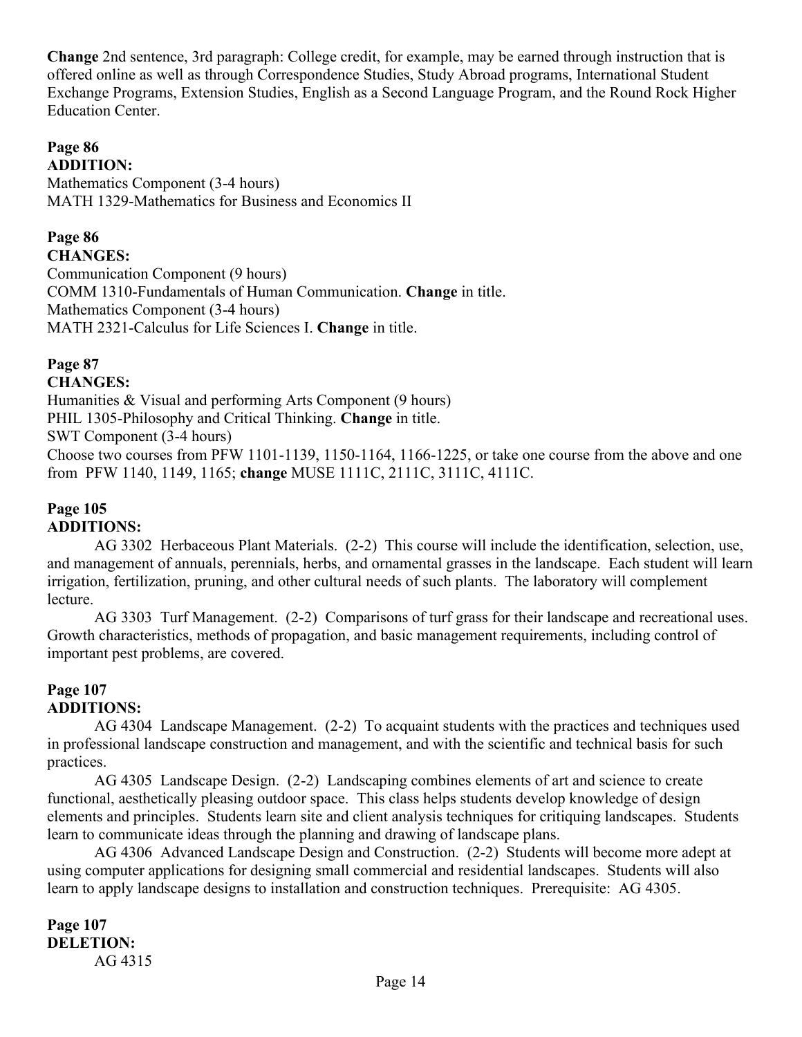**Change** 2nd sentence, 3rd paragraph: College credit, for example, may be earned through instruction that is offered online as well as through Correspondence Studies, Study Abroad programs, International Student Exchange Programs, Extension Studies, English as a Second Language Program, and the Round Rock Higher Education Center.

**Page 86**
**ADDITION:**
Mathematics Component (3-4 hours)
MATH 1329-Mathematics for Business and Economics II

**Page 86**
**CHANGES:**
Communication Component (9 hours)
COMM 1310-Fundamentals of Human Communication. **Change** in title.
Mathematics Component (3-4 hours)
MATH 2321-Calculus for Life Sciences I. **Change** in title.

**Page 87**
**CHANGES:**
Humanities & Visual and performing Arts Component (9 hours)
PHIL 1305-Philosophy and Critical Thinking. **Change** in title.
SWT Component (3-4 hours)
Choose two courses from PFW 1101-1139, 1150-1164, 1166-1225, or take one course from the above and one from PFW 1140, 1149, 1165; **change** MUSE 1111C, 2111C, 3111C, 4111C.

**Page 105**
**ADDITIONS:**

AG 3302 Herbaceous Plant Materials. (2-2) This course will include the identification, selection, use, and management of annuals, perennials, herbs, and ornamental grasses in the landscape. Each student will learn irrigation, fertilization, pruning, and other cultural needs of such plants. The laboratory will complement lecture.

AG 3303 Turf Management. (2-2) Comparisons of turf grass for their landscape and recreational uses. Growth characteristics, methods of propagation, and basic management requirements, including control of important pest problems, are covered.

**Page 107**
**ADDITIONS:**

AG 4304 Landscape Management. (2-2) To acquaint students with the practices and techniques used in professional landscape construction and management, and with the scientific and technical basis for such practices.

AG 4305 Landscape Design. (2-2) Landscaping combines elements of art and science to create functional, aesthetically pleasing outdoor space. This class helps students develop knowledge of design elements and principles. Students learn site and client analysis techniques for critiquing landscapes. Students learn to communicate ideas through the planning and drawing of landscape plans.

AG 4306 Advanced Landscape Design and Construction. (2-2) Students will become more adept at using computer applications for designing small commercial and residential landscapes. Students will also learn to apply landscape designs to installation and construction techniques. Prerequisite: AG 4305.

**Page 107**
**DELETION:**

AG 4315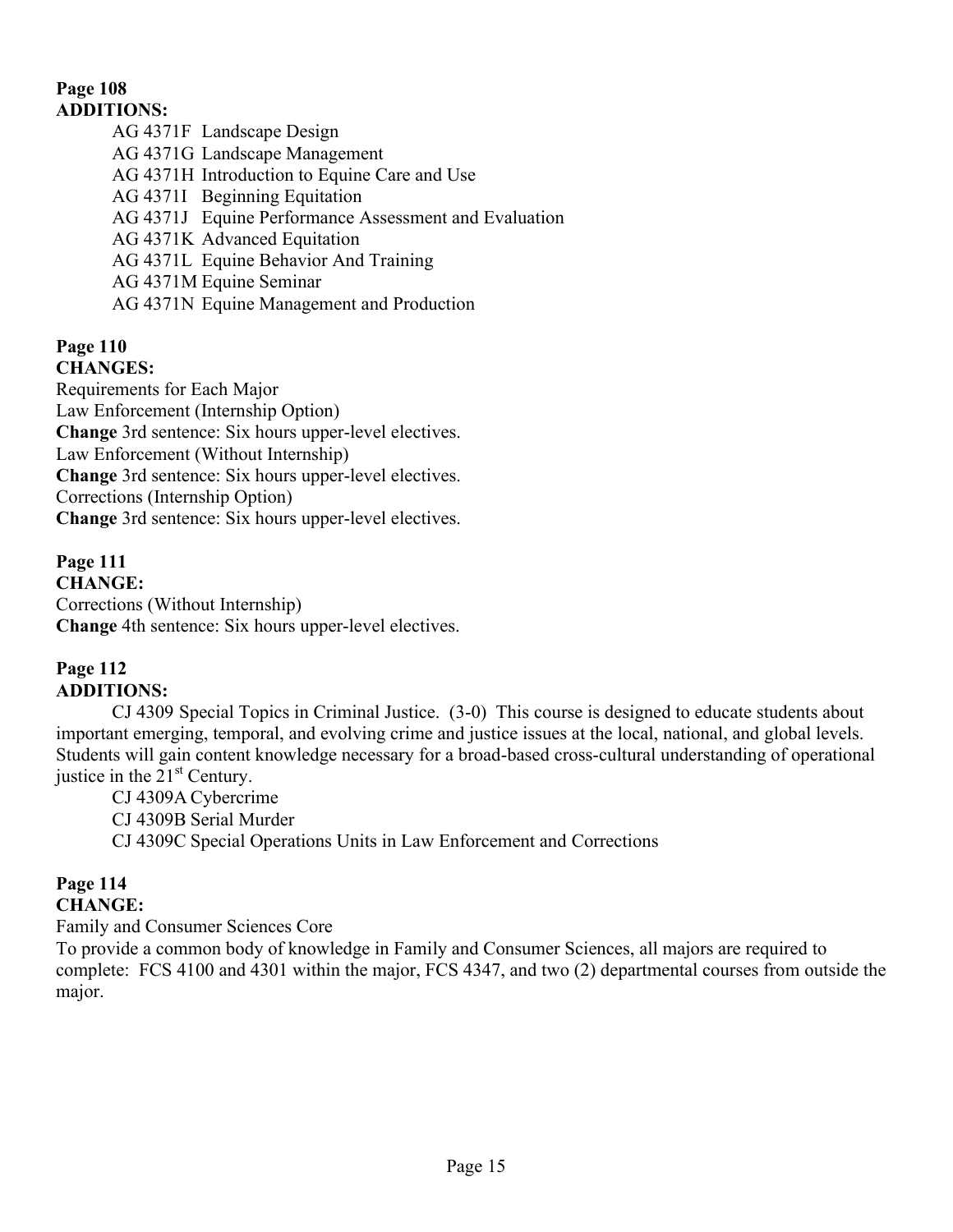**Page 108**
**ADDITIONS:**

AG 4371F Landscape Design
AG 4371G Landscape Management
AG 4371H Introduction to Equine Care and Use
AG 4371I Beginning Equitation
AG 4371J Equine Performance Assessment and Evaluation
AG 4371K Advanced Equitation
AG 4371L Equine Behavior And Training
AG 4371M Equine Seminar
AG 4371N Equine Management and Production

**Page 110**
**CHANGES:**

Requirements for Each Major
Law Enforcement (Internship Option)
**Change** 3rd sentence: Six hours upper-level electives.
Law Enforcement (Without Internship)
**Change** 3rd sentence: Six hours upper-level electives.
Corrections (Internship Option)
**Change** 3rd sentence: Six hours upper-level electives.

**Page 111**
**CHANGE:**

Corrections (Without Internship)
**Change** 4th sentence: Six hours upper-level electives.

**Page 112**
**ADDITIONS:**

CJ 4309 Special Topics in Criminal Justice. (3-0) This course is designed to educate students about important emerging, temporal, and evolving crime and justice issues at the local, national, and global levels. Students will gain content knowledge necessary for a broad-based cross-cultural understanding of operational justice in the 21st Century.

CJ 4309A Cybercrime
CJ 4309B Serial Murder
CJ 4309C Special Operations Units in Law Enforcement and Corrections

**Page 114**
**CHANGE:**

Family and Consumer Sciences Core
To provide a common body of knowledge in Family and Consumer Sciences, all majors are required to complete: FCS 4100 and 4301 within the major, FCS 4347, and two (2) departmental courses from outside the major.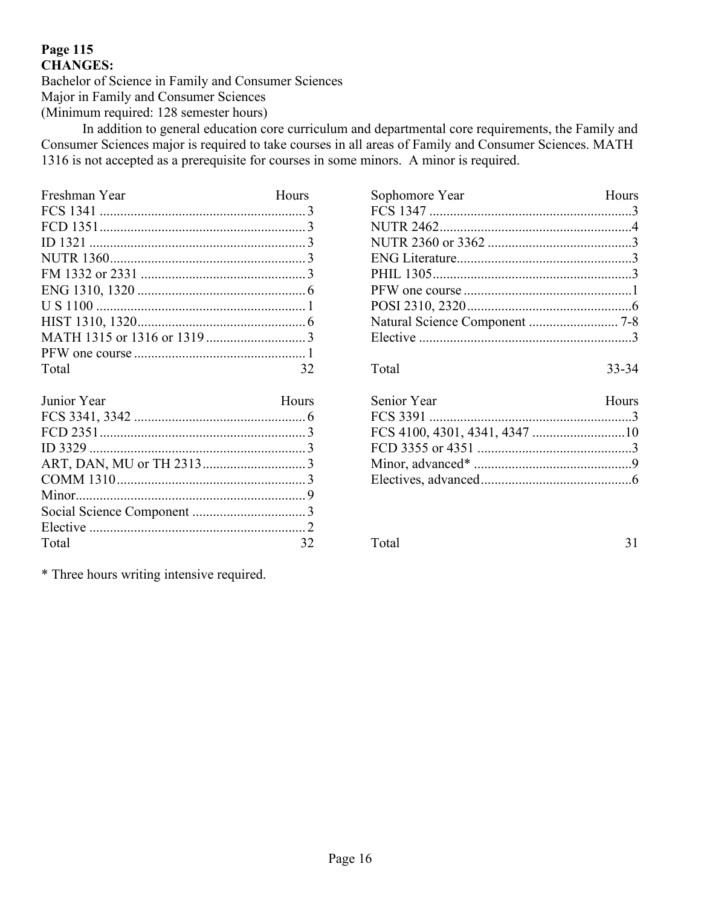**Page 115**
**CHANGES:**

Bachelor of Science in Family and Consumer Sciences
Major in Family and Consumer Sciences
(Minimum required: 128 semester hours)

In addition to general education core curriculum and departmental core requirements, the Family and Consumer Sciences major is required to take courses in all areas of Family and Consumer Sciences. MATH 1316 is not accepted as a prerequisite for courses in some minors. A minor is required.

| Freshman Year | Hours |
|---|---|
| FCS 1341 | 3 |
| FCD 1351 | 3 |
| ID 1321 | 3 |
| NUTR 1360 | 3 |
| FM 1332 or 2331 | 3 |
| ENG 1310, 1320 | 6 |
| U S 1100 | 1 |
| HIST 1310, 1320 | 6 |
| MATH 1315 or 1316 or 1319 | 3 |
| PFW one course | 1 |
| Total | 32 |

| Sophomore Year | Hours |
|---|---|
| FCS 1347 | 3 |
| NUTR 2462 | 4 |
| NUTR 2360 or 3362 | 3 |
| ENG Literature | 3 |
| PHIL 1305 | 3 |
| PFW one course | 1 |
| POSI 2310, 2320 | 6 |
| Natural Science Component | 7-8 |
| Elective | 3 |
| Total | 33-34 |

| Junior Year | Hours |
|---|---|
| FCS 3341, 3342 | 6 |
| FCD 2351 | 3 |
| ID 3329 | 3 |
| ART, DAN, MU or TH 2313 | 3 |
| COMM 1310 | 3 |
| Minor | 9 |
| Social Science Component | 3 |
| Elective | 2 |
| Total | 32 |

| Senior Year | Hours |
|---|---|
| FCS 3391 | 3 |
| FCS 4100, 4301, 4341, 4347 | 10 |
| FCD 3355 or 4351 | 3 |
| Minor, advanced* | 9 |
| Electives, advanced | 6 |
| Total | 31 |

* Three hours writing intensive required.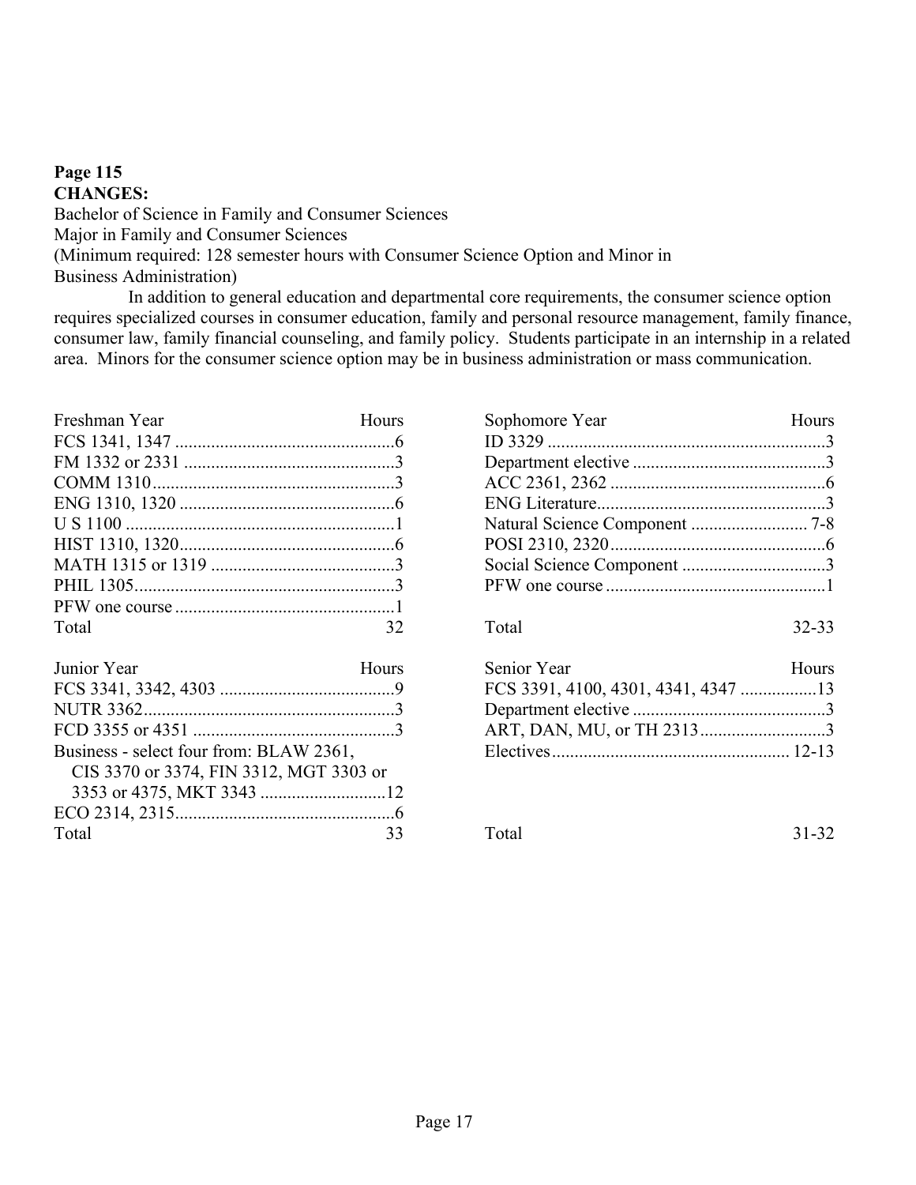**Page 115**
**CHANGES:**

Bachelor of Science in Family and Consumer Sciences
Major in Family and Consumer Sciences
(Minimum required: 128 semester hours with Consumer Science Option and Minor in Business Administration)

In addition to general education and departmental core requirements, the consumer science option requires specialized courses in consumer education, family and personal resource management, family finance, consumer law, family financial counseling, and family policy. Students participate in an internship in a related area. Minors for the consumer science option may be in business administration or mass communication.

| Freshman Year | Hours |
|---|---|
| FCS 1341, 1347 | 6 |
| FM 1332 or 2331 | 3 |
| COMM 1310 | 3 |
| ENG 1310, 1320 | 6 |
| U S 1100 | 1 |
| HIST 1310, 1320 | 6 |
| MATH 1315 or 1319 | 3 |
| PHIL 1305 | 3 |
| PFW one course | 1 |
| Total | 32 |

| Sophomore Year | Hours |
|---|---|
| ID 3329 | 3 |
| Department elective | 3 |
| ACC 2361, 2362 | 6 |
| ENG Literature | 3 |
| Natural Science Component | 7-8 |
| POSI 2310, 2320 | 6 |
| Social Science Component | 3 |
| PFW one course | 1 |
| Total | 32-33 |

| Junior Year | Hours |
|---|---|
| FCS 3341, 3342, 4303 | 9 |
| NUTR 3362 | 3 |
| FCD 3355 or 4351 | 3 |
| Business - select four from: BLAW 2361, CIS 3370 or 3374, FIN 3312, MGT 3303 or 3353 or 4375, MKT 3343 | 12 |
| ECO 2314, 2315 | 6 |
| Total | 33 |

| Senior Year | Hours |
|---|---|
| FCS 3391, 4100, 4301, 4341, 4347 | 13 |
| Department elective | 3 |
| ART, DAN, MU, or TH 2313 | 3 |
| Electives | 12-13 |
| Total | 31-32 |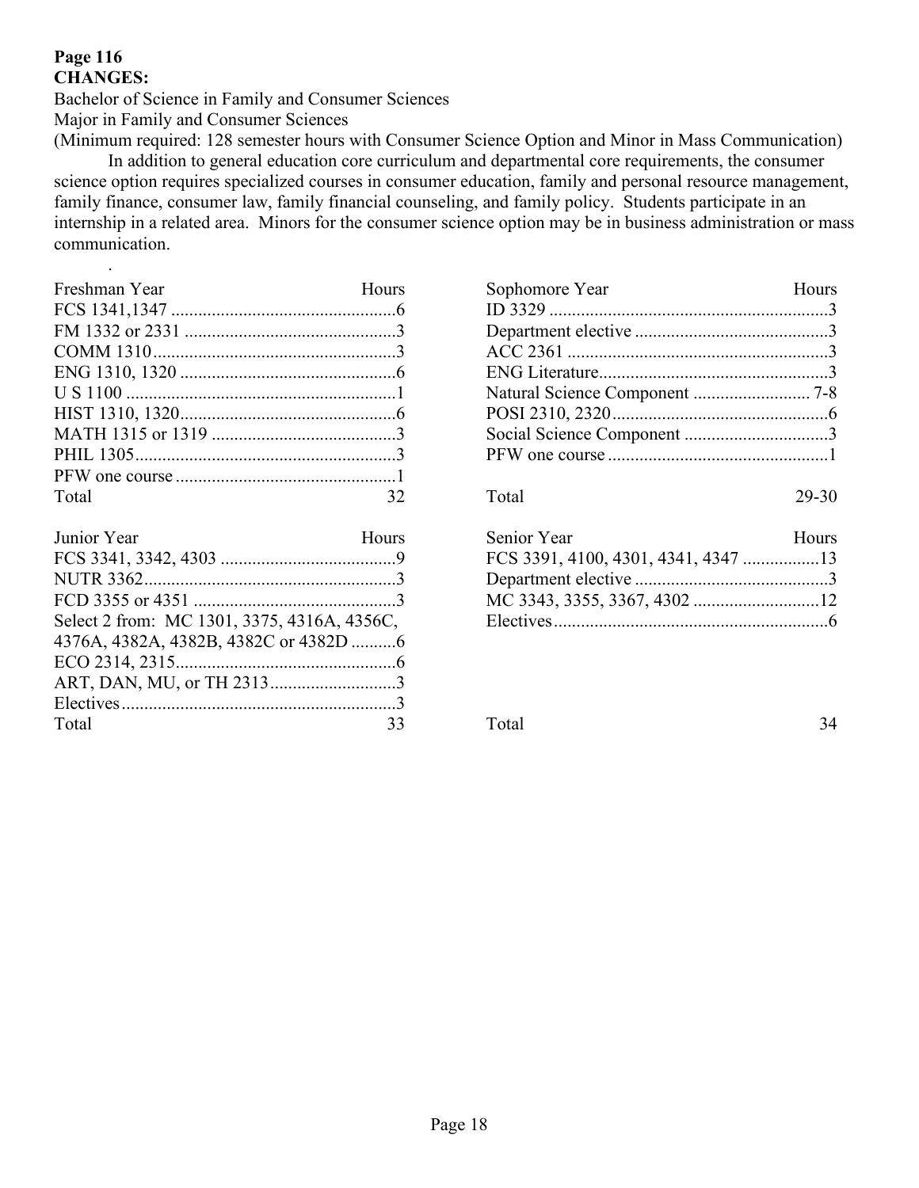**Page 116**
**CHANGES:**

Bachelor of Science in Family and Consumer Sciences
Major in Family and Consumer Sciences
(Minimum required: 128 semester hours with Consumer Science Option and Minor in Mass Communication)

In addition to general education core curriculum and departmental core requirements, the consumer science option requires specialized courses in consumer education, family and personal resource management, family finance, consumer law, family financial counseling, and family policy. Students participate in an internship in a related area. Minors for the consumer science option may be in business administration or mass communication.

| Freshman Year | Hours |
|---|---|
| FCS 1341,1347 | 6 |
| FM 1332 or 2331 | 3 |
| COMM 1310 | 3 |
| ENG 1310, 1320 | 6 |
| U S 1100 | 1 |
| HIST 1310, 1320 | 6 |
| MATH 1315 or 1319 | 3 |
| PHIL 1305 | 3 |
| PFW one course | 1 |
| Total | 32 |

| Sophomore Year | Hours |
|---|---|
| ID 3329 | 3 |
| Department elective | 3 |
| ACC 2361 | 3 |
| ENG Literature | 3 |
| Natural Science Component | 7-8 |
| POSI 2310, 2320 | 6 |
| Social Science Component | 3 |
| PFW one course | 1 |
| Total | 29-30 |

| Junior Year | Hours |
|---|---|
| FCS 3341, 3342, 4303 | 9 |
| NUTR 3362 | 3 |
| FCD 3355 or 4351 | 3 |
| Select 2 from: MC 1301, 3375, 4316A, 4356C, 4376A, 4382A, 4382B, 4382C or 4382D | 6 |
| ECO 2314, 2315 | 6 |
| ART, DAN, MU, or TH 2313 | 3 |
| Electives | 3 |
| Total | 33 |

| Senior Year | Hours |
|---|---|
| FCS 3391, 4100, 4301, 4341, 4347 | 13 |
| Department elective | 3 |
| MC 3343, 3355, 3367, 4302 | 12 |
| Electives | 6 |
| Total | 34 |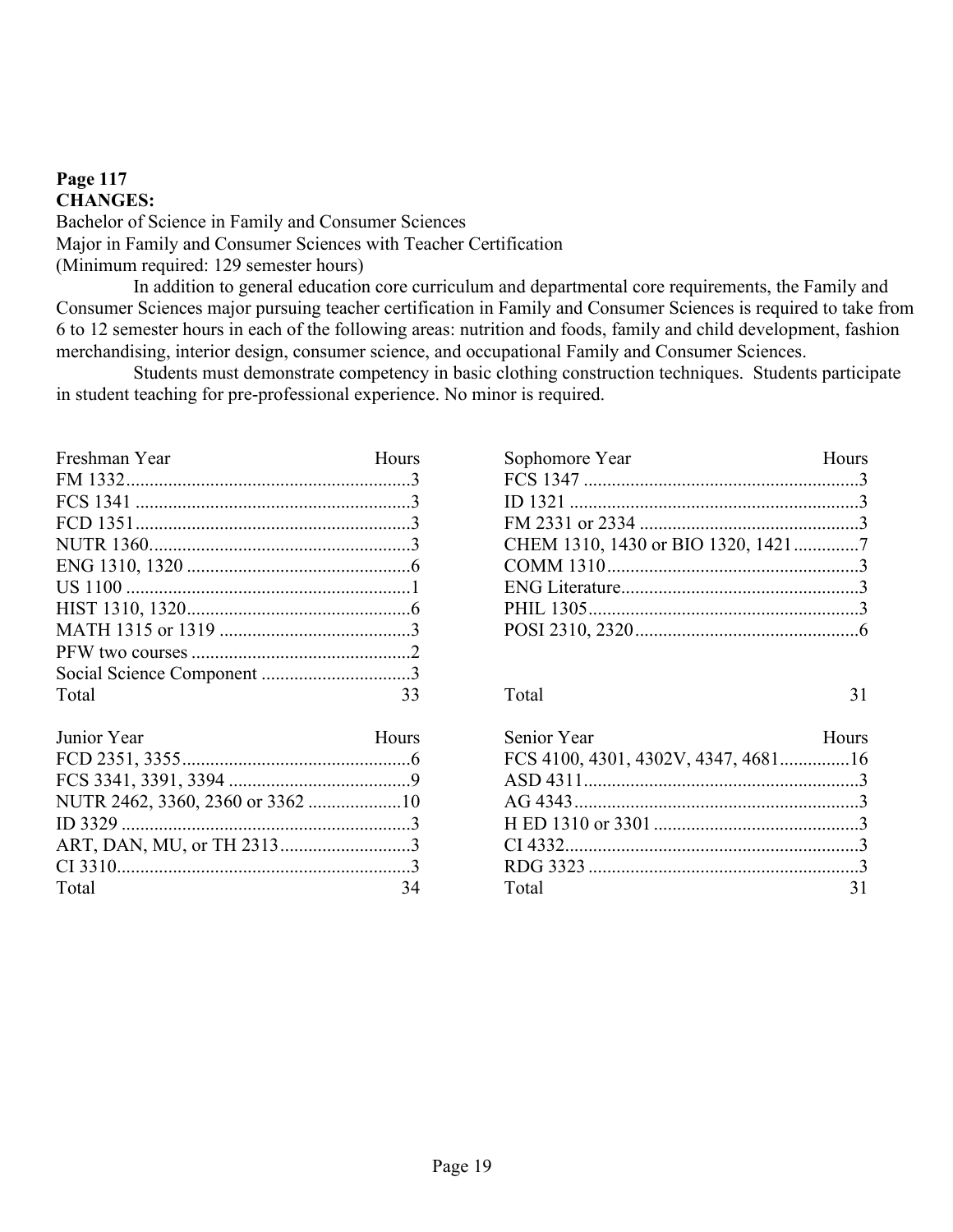**Page 117**
**CHANGES:**

Bachelor of Science in Family and Consumer Sciences
Major in Family and Consumer Sciences with Teacher Certification
(Minimum required: 129 semester hours)

In addition to general education core curriculum and departmental core requirements, the Family and Consumer Sciences major pursuing teacher certification in Family and Consumer Sciences is required to take from 6 to 12 semester hours in each of the following areas: nutrition and foods, family and child development, fashion merchandising, interior design, consumer science, and occupational Family and Consumer Sciences.

Students must demonstrate competency in basic clothing construction techniques. Students participate in student teaching for pre-professional experience. No minor is required.

| Freshman Year | Hours |
|---|---|
| FM 1332 | 3 |
| FCS 1341 | 3 |
| FCD 1351 | 3 |
| NUTR 1360 | 3 |
| ENG 1310, 1320 | 6 |
| US 1100 | 1 |
| HIST 1310, 1320 | 6 |
| MATH 1315 or 1319 | 3 |
| PFW two courses | 2 |
| Social Science Component | 3 |
| Total | 33 |

| Sophomore Year | Hours |
|---|---|
| FCS 1347 | 3 |
| ID 1321 | 3 |
| FM 2331 or 2334 | 3 |
| CHEM 1310, 1430 or BIO 1320, 1421 | 7 |
| COMM 1310 | 3 |
| ENG Literature | 3 |
| PHIL 1305 | 3 |
| POSI 2310, 2320 | 6 |
| Total | 31 |

| Junior Year | Hours |
|---|---|
| FCD 2351, 3355 | 6 |
| FCS 3341, 3391, 3394 | 9 |
| NUTR 2462, 3360, 2360 or 3362 | 10 |
| ID 3329 | 3 |
| ART, DAN, MU, or TH 2313 | 3 |
| CI 3310 | 3 |
| Total | 34 |

| Senior Year | Hours |
|---|---|
| FCS 4100, 4301, 4302V, 4347, 4681 | 16 |
| ASD 4311 | 3 |
| AG 4343 | 3 |
| H ED 1310 or 3301 | 3 |
| CI 4332 | 3 |
| RDG 3323 | 3 |
| Total | 31 |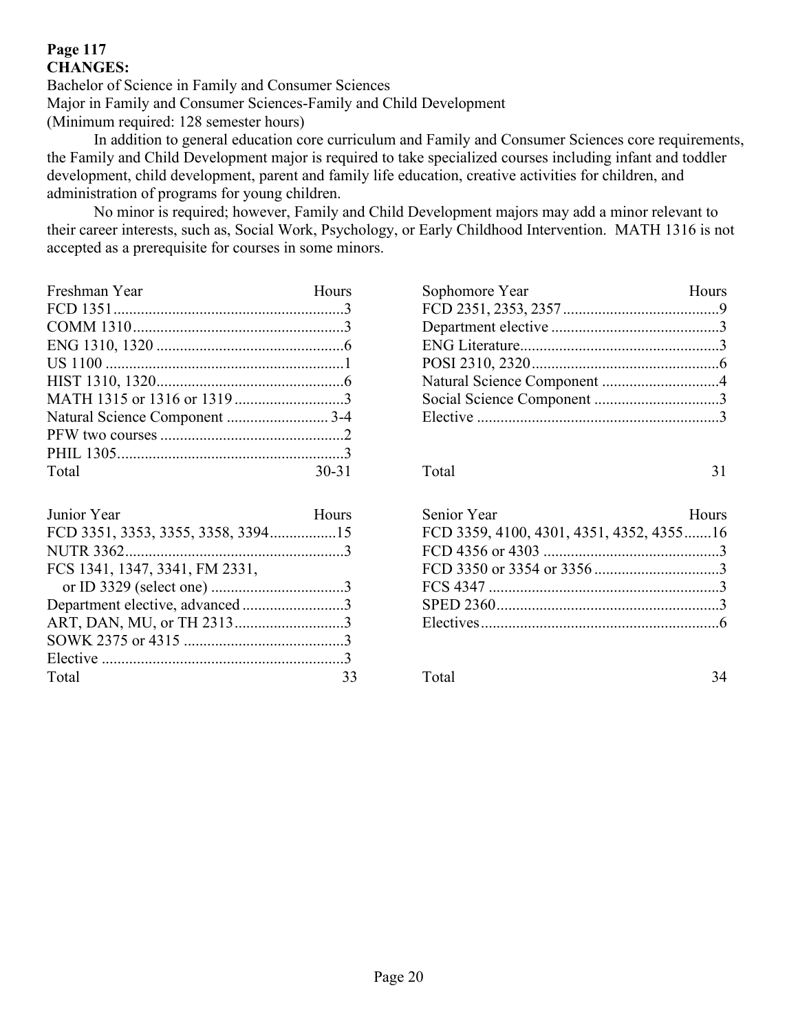**Page 117**
**CHANGES:**

Bachelor of Science in Family and Consumer Sciences
Major in Family and Consumer Sciences-Family and Child Development
(Minimum required: 128 semester hours)

In addition to general education core curriculum and Family and Consumer Sciences core requirements, the Family and Child Development major is required to take specialized courses including infant and toddler development, child development, parent and family life education, creative activities for children, and administration of programs for young children.

No minor is required; however, Family and Child Development majors may add a minor relevant to their career interests, such as, Social Work, Psychology, or Early Childhood Intervention. MATH 1316 is not accepted as a prerequisite for courses in some minors.

| Freshman Year | Hours |
|---|---|
| FCD 1351 | 3 |
| COMM 1310 | 3 |
| ENG 1310, 1320 | 6 |
| US 1100 | 1 |
| HIST 1310, 1320 | 6 |
| MATH 1315 or 1316 or 1319 | 3 |
| Natural Science Component | 3-4 |
| PFW two courses | 2 |
| PHIL 1305 | 3 |
| Total | 30-31 |

| Sophomore Year | Hours |
|---|---|
| FCD 2351, 2353, 2357 | 9 |
| Department elective | 3 |
| ENG Literature | 3 |
| POSI 2310, 2320 | 6 |
| Natural Science Component | 4 |
| Social Science Component | 3 |
| Elective | 3 |
| Total | 31 |

| Junior Year | Hours |
|---|---|
| FCD 3351, 3353, 3355, 3358, 3394 | 15 |
| NUTR 3362 | 3 |
| FCS 1341, 1347, 3341, FM 2331, or ID 3329 (select one) | 3 |
| Department elective, advanced | 3 |
| ART, DAN, MU, or TH 2313 | 3 |
| SOWK 2375 or 4315 | 3 |
| Elective | 3 |
| Total | 33 |

| Senior Year | Hours |
|---|---|
| FCD 3359, 4100, 4301, 4351, 4352, 4355 | 16 |
| FCD 4356 or 4303 | 3 |
| FCD 3350 or 3354 or 3356 | 3 |
| FCS 4347 | 3 |
| SPED 2360 | 3 |
| Electives | 6 |
| Total | 34 |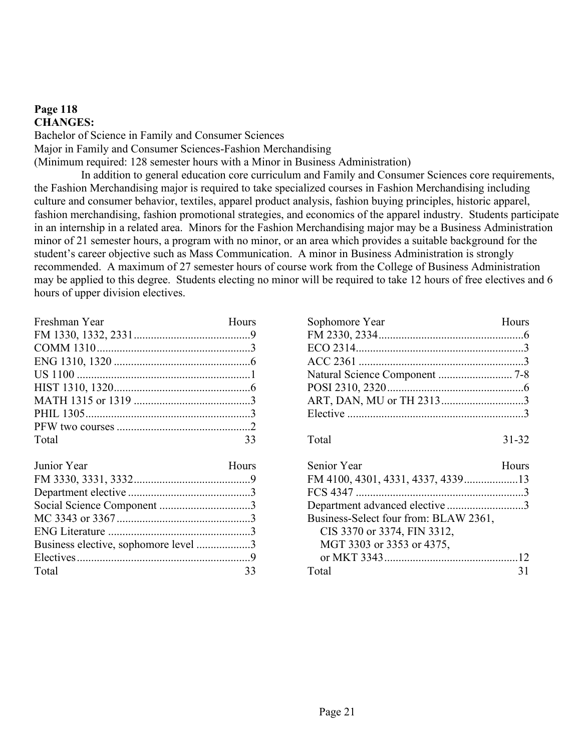**Page 118**
**CHANGES:**

Bachelor of Science in Family and Consumer Sciences
Major in Family and Consumer Sciences-Fashion Merchandising
(Minimum required: 128 semester hours with a Minor in Business Administration)

In addition to general education core curriculum and Family and Consumer Sciences core requirements, the Fashion Merchandising major is required to take specialized courses in Fashion Merchandising including culture and consumer behavior, textiles, apparel product analysis, fashion buying principles, historic apparel, fashion merchandising, fashion promotional strategies, and economics of the apparel industry. Students participate in an internship in a related area. Minors for the Fashion Merchandising major may be a Business Administration minor of 21 semester hours, a program with no minor, or an area which provides a suitable background for the student's career objective such as Mass Communication. A minor in Business Administration is strongly recommended. A maximum of 27 semester hours of course work from the College of Business Administration may be applied to this degree. Students electing no minor will be required to take 12 hours of free electives and 6 hours of upper division electives.

| Freshman Year | Hours |
|---|---|
| FM 1330, 1332, 2331 | 9 |
| COMM 1310 | 3 |
| ENG 1310, 1320 | 6 |
| US 1100 | 1 |
| HIST 1310, 1320 | 6 |
| MATH 1315 or 1319 | 3 |
| PHIL 1305 | 3 |
| PFW two courses | 2 |
| Total | 33 |

| Sophomore Year | Hours |
|---|---|
| FM 2330, 2334 | 6 |
| ECO 2314 | 3 |
| ACC 2361 | 3 |
| Natural Science Component | 7-8 |
| POSI 2310, 2320 | 6 |
| ART, DAN, MU or TH 2313 | 3 |
| Elective | 3 |
| Total | 31-32 |

| Junior Year | Hours |
|---|---|
| FM 3330, 3331, 3332 | 9 |
| Department elective | 3 |
| Social Science Component | 3 |
| MC 3343 or 3367 | 3 |
| ENG Literature | 3 |
| Business elective, sophomore level | 3 |
| Electives | 9 |
| Total | 33 |

| Senior Year | Hours |
|---|---|
| FM 4100, 4301, 4331, 4337, 4339 | 13 |
| FCS 4347 | 3 |
| Department advanced elective | 3 |
| Business-Select four from: BLAW 2361, CIS 3370 or 3374, FIN 3312, MGT 3303 or 3353 or 4375, or MKT 3343 | 12 |
| Total | 31 |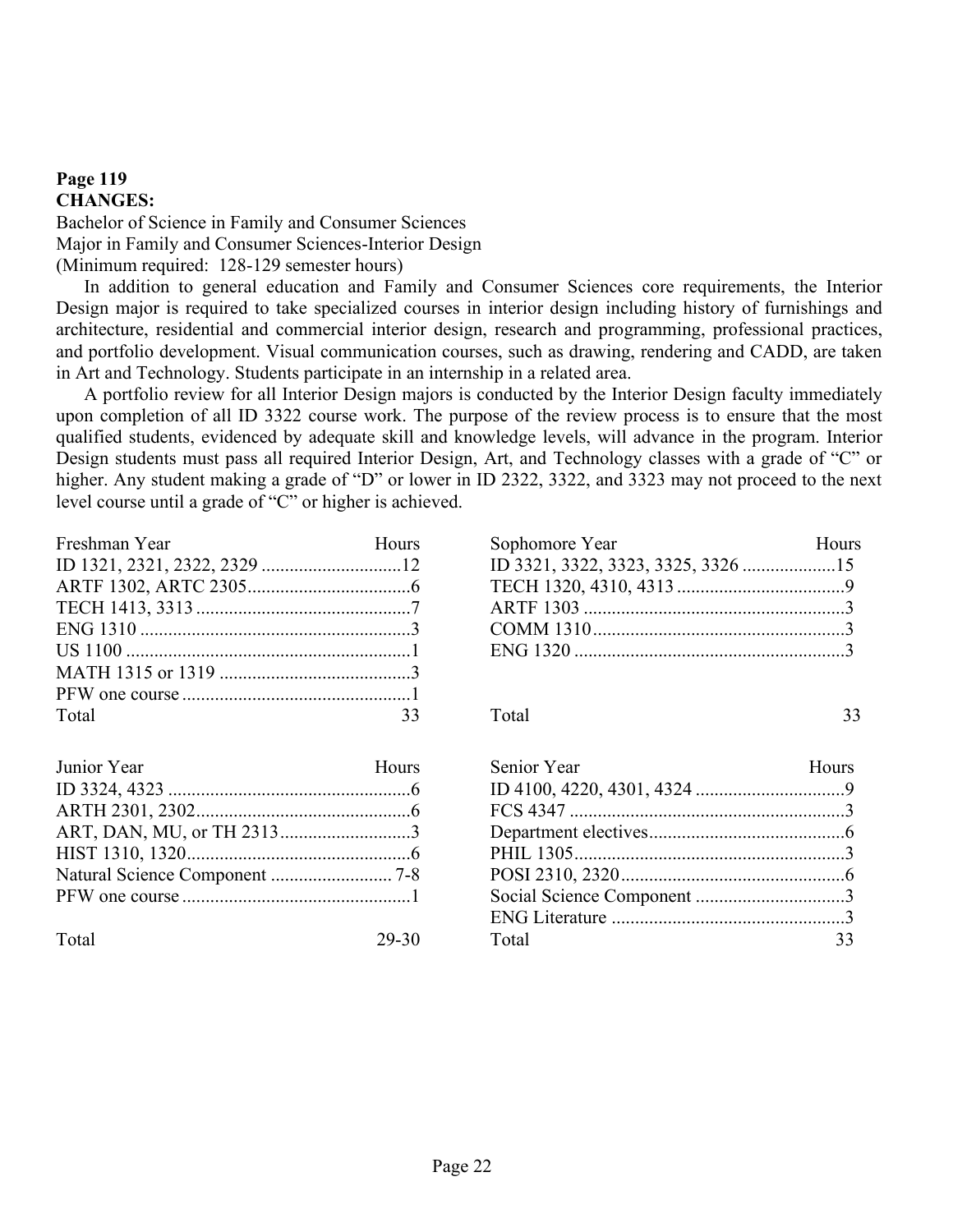**Page 119**
**CHANGES:**

Bachelor of Science in Family and Consumer Sciences
Major in Family and Consumer Sciences-Interior Design
(Minimum required: 128-129 semester hours)

In addition to general education and Family and Consumer Sciences core requirements, the Interior Design major is required to take specialized courses in interior design including history of furnishings and architecture, residential and commercial interior design, research and programming, professional practices, and portfolio development. Visual communication courses, such as drawing, rendering and CADD, are taken in Art and Technology. Students participate in an internship in a related area.

A portfolio review for all Interior Design majors is conducted by the Interior Design faculty immediately upon completion of all ID 3322 course work. The purpose of the review process is to ensure that the most qualified students, evidenced by adequate skill and knowledge levels, will advance in the program. Interior Design students must pass all required Interior Design, Art, and Technology classes with a grade of "C" or higher. Any student making a grade of "D" or lower in ID 2322, 3322, and 3323 may not proceed to the next level course until a grade of "C" or higher is achieved.

| Freshman Year | Hours |
|---|---|
| ID 1321, 2321, 2322, 2329 | 12 |
| ARTF 1302, ARTC 2305 | 6 |
| TECH 1413, 3313 | 7 |
| ENG 1310 | 3 |
| US 1100 | 1 |
| MATH 1315 or 1319 | 3 |
| PFW one course | 1 |
| Total | 33 |

| Sophomore Year | Hours |
|---|---|
| ID 3321, 3322, 3323, 3325, 3326 | 15 |
| TECH 1320, 4310, 4313 | 9 |
| ARTF 1303 | 3 |
| COMM 1310 | 3 |
| ENG 1320 | 3 |
| Total | 33 |

| Junior Year | Hours |
|---|---|
| ID 3324, 4323 | 6 |
| ARTH 2301, 2302 | 6 |
| ART, DAN, MU, or TH 2313 | 3 |
| HIST 1310, 1320 | 6 |
| Natural Science Component | 7-8 |
| PFW one course | 1 |
| Total | 29-30 |

| Senior Year | Hours |
|---|---|
| ID 4100, 4220, 4301, 4324 | 9 |
| FCS 4347 | 3 |
| Department electives | 6 |
| PHIL 1305 | 3 |
| POSI 2310, 2320 | 6 |
| Social Science Component | 3 |
| ENG Literature | 3 |
| Total | 33 |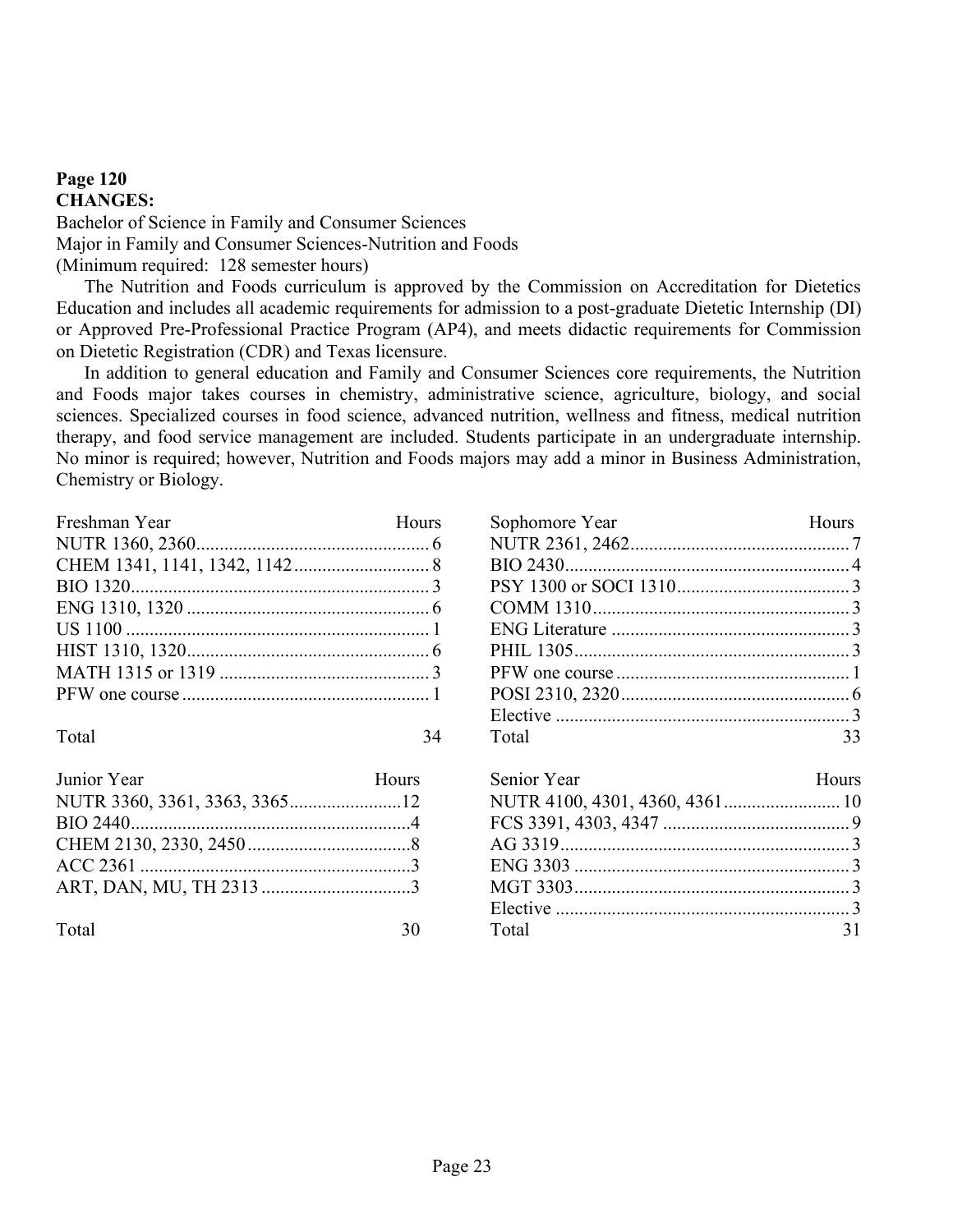**Page 120**
**CHANGES:**

Bachelor of Science in Family and Consumer Sciences
Major in Family and Consumer Sciences-Nutrition and Foods
(Minimum required: 128 semester hours)

The Nutrition and Foods curriculum is approved by the Commission on Accreditation for Dietetics Education and includes all academic requirements for admission to a post-graduate Dietetic Internship (DI) or Approved Pre-Professional Practice Program (AP4), and meets didactic requirements for Commission on Dietetic Registration (CDR) and Texas licensure.

In addition to general education and Family and Consumer Sciences core requirements, the Nutrition and Foods major takes courses in chemistry, administrative science, agriculture, biology, and social sciences. Specialized courses in food science, advanced nutrition, wellness and fitness, medical nutrition therapy, and food service management are included. Students participate in an undergraduate internship. No minor is required; however, Nutrition and Foods majors may add a minor in Business Administration, Chemistry or Biology.

| Freshman Year | Hours |
|---|---|
| NUTR 1360, 2360 | 6 |
| CHEM 1341, 1141, 1342, 1142 | 8 |
| BIO 1320 | 3 |
| ENG 1310, 1320 | 6 |
| US 1100 | 1 |
| HIST 1310, 1320 | 6 |
| MATH 1315 or 1319 | 3 |
| PFW one course | 1 |
| Total | 34 |

| Sophomore Year | Hours |
|---|---|
| NUTR 2361, 2462 | 7 |
| BIO 2430 | 4 |
| PSY 1300 or SOCI 1310 | 3 |
| COMM 1310 | 3 |
| ENG Literature | 3 |
| PHIL 1305 | 3 |
| PFW one course | 1 |
| POSI 2310, 2320 | 6 |
| Elective | 3 |
| Total | 33 |

| Junior Year | Hours |
|---|---|
| NUTR 3360, 3361, 3363, 3365 | 12 |
| BIO 2440 | 4 |
| CHEM 2130, 2330, 2450 | 8 |
| ACC 2361 | 3 |
| ART, DAN, MU, TH 2313 | 3 |
| Total | 30 |

| Senior Year | Hours |
|---|---|
| NUTR 4100, 4301, 4360, 4361 | 10 |
| FCS 3391, 4303, 4347 | 9 |
| AG 3319 | 3 |
| ENG 3303 | 3 |
| MGT 3303 | 3 |
| Elective | 3 |
| Total | 31 |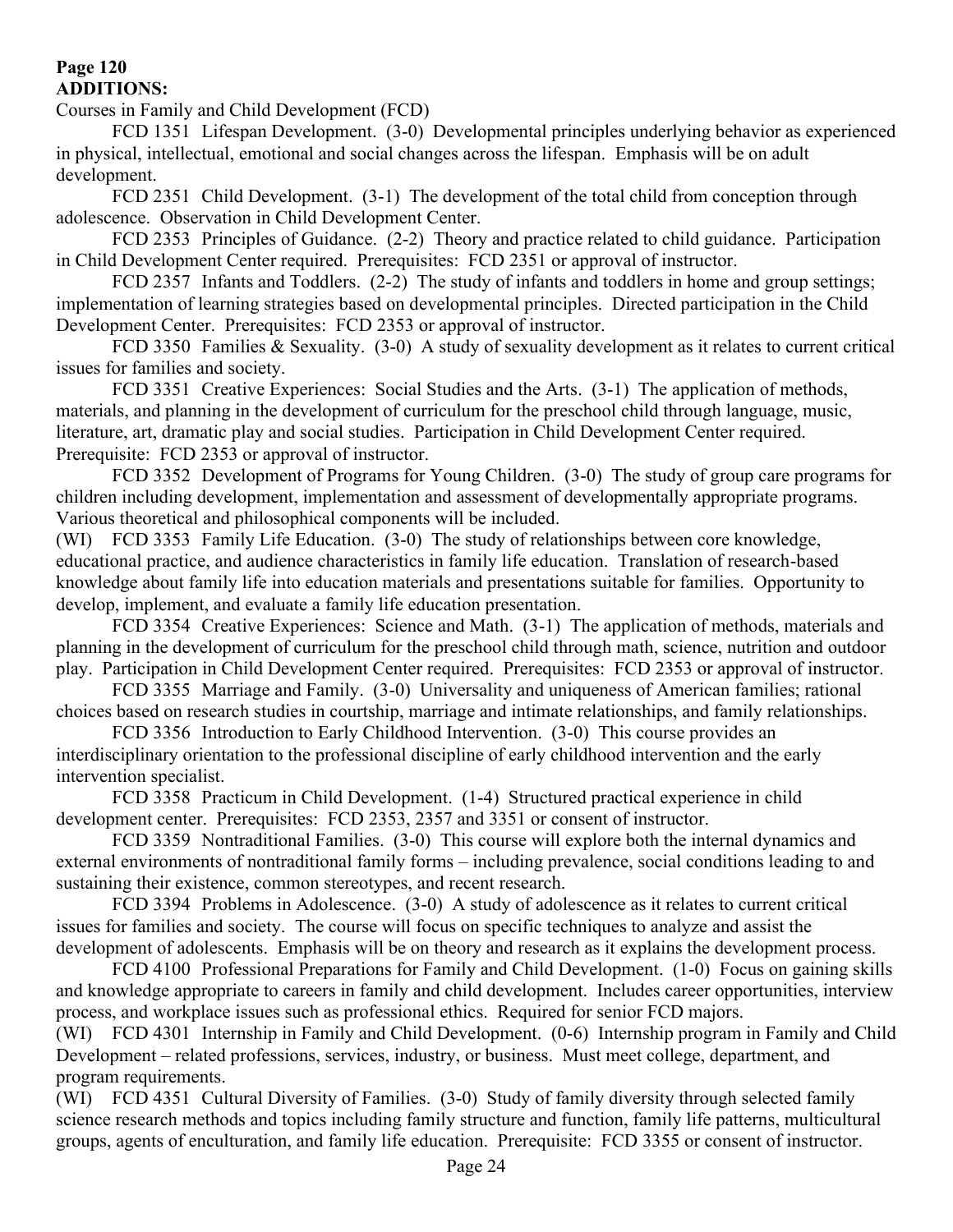**Page 120**
**ADDITIONS:**

Courses in Family and Child Development (FCD)

FCD 1351 Lifespan Development. (3-0) Developmental principles underlying behavior as experienced in physical, intellectual, emotional and social changes across the lifespan. Emphasis will be on adult development.

FCD 2351 Child Development. (3-1) The development of the total child from conception through adolescence. Observation in Child Development Center.

FCD 2353 Principles of Guidance. (2-2) Theory and practice related to child guidance. Participation in Child Development Center required. Prerequisites: FCD 2351 or approval of instructor.

FCD 2357 Infants and Toddlers. (2-2) The study of infants and toddlers in home and group settings; implementation of learning strategies based on developmental principles. Directed participation in the Child Development Center. Prerequisites: FCD 2353 or approval of instructor.

FCD 3350 Families & Sexuality. (3-0) A study of sexuality development as it relates to current critical issues for families and society.

FCD 3351 Creative Experiences: Social Studies and the Arts. (3-1) The application of methods, materials, and planning in the development of curriculum for the preschool child through language, music, literature, art, dramatic play and social studies. Participation in Child Development Center required. Prerequisite: FCD 2353 or approval of instructor.

FCD 3352 Development of Programs for Young Children. (3-0) The study of group care programs for children including development, implementation and assessment of developmentally appropriate programs. Various theoretical and philosophical components will be included.

(WI) FCD 3353 Family Life Education. (3-0) The study of relationships between core knowledge, educational practice, and audience characteristics in family life education. Translation of research-based knowledge about family life into education materials and presentations suitable for families. Opportunity to develop, implement, and evaluate a family life education presentation.

FCD 3354 Creative Experiences: Science and Math. (3-1) The application of methods, materials and planning in the development of curriculum for the preschool child through math, science, nutrition and outdoor play. Participation in Child Development Center required. Prerequisites: FCD 2353 or approval of instructor.

FCD 3355 Marriage and Family. (3-0) Universality and uniqueness of American families; rational choices based on research studies in courtship, marriage and intimate relationships, and family relationships.

FCD 3356 Introduction to Early Childhood Intervention. (3-0) This course provides an interdisciplinary orientation to the professional discipline of early childhood intervention and the early intervention specialist.

FCD 3358 Practicum in Child Development. (1-4) Structured practical experience in child development center. Prerequisites: FCD 2353, 2357 and 3351 or consent of instructor.

FCD 3359 Nontraditional Families. (3-0) This course will explore both the internal dynamics and external environments of nontraditional family forms – including prevalence, social conditions leading to and sustaining their existence, common stereotypes, and recent research.

FCD 3394 Problems in Adolescence. (3-0) A study of adolescence as it relates to current critical issues for families and society. The course will focus on specific techniques to analyze and assist the development of adolescents. Emphasis will be on theory and research as it explains the development process.

FCD 4100 Professional Preparations for Family and Child Development. (1-0) Focus on gaining skills and knowledge appropriate to careers in family and child development. Includes career opportunities, interview process, and workplace issues such as professional ethics. Required for senior FCD majors.

(WI) FCD 4301 Internship in Family and Child Development. (0-6) Internship program in Family and Child Development – related professions, services, industry, or business. Must meet college, department, and program requirements.

(WI) FCD 4351 Cultural Diversity of Families. (3-0) Study of family diversity through selected family science research methods and topics including family structure and function, family life patterns, multicultural groups, agents of enculturation, and family life education. Prerequisite: FCD 3355 or consent of instructor.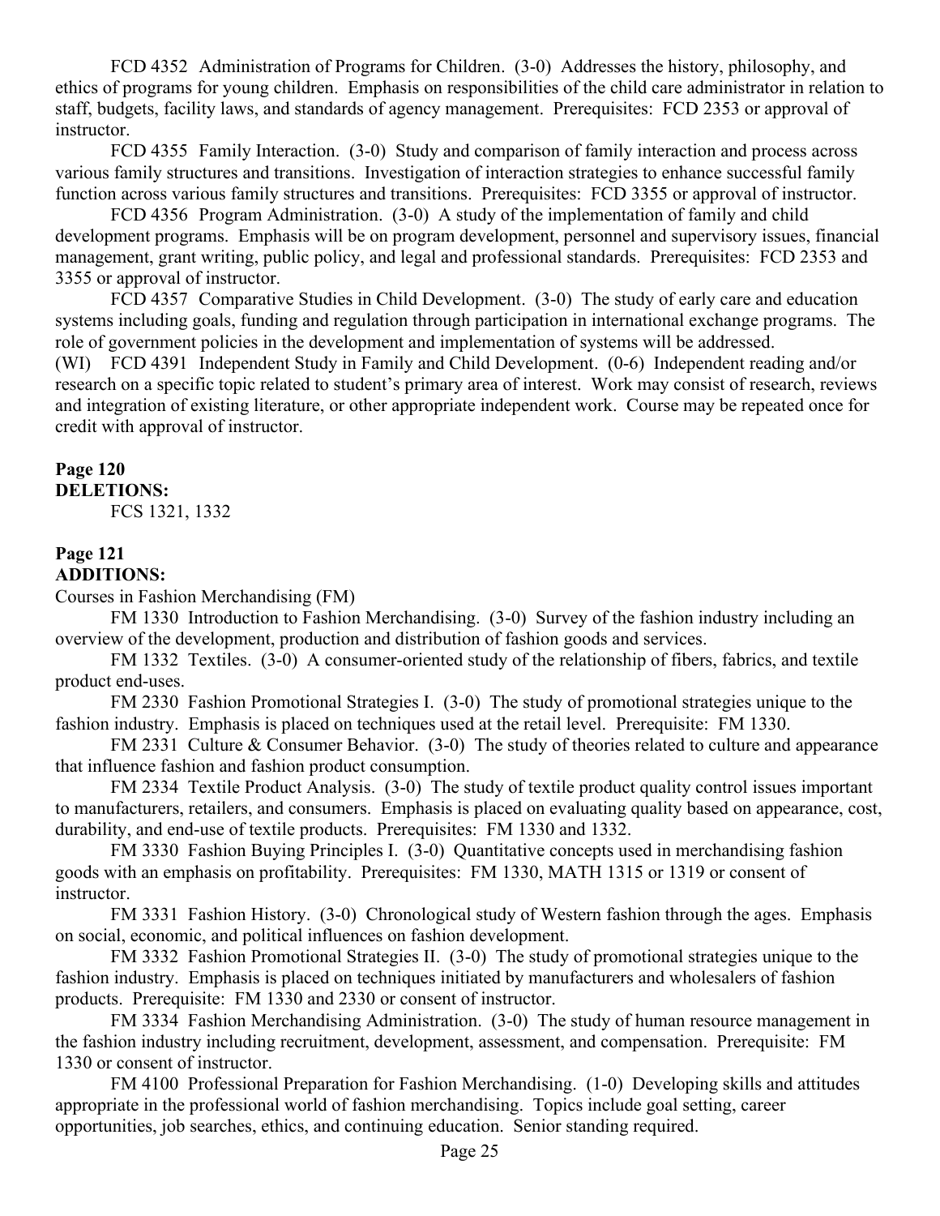FCD 4352 Administration of Programs for Children. (3-0) Addresses the history, philosophy, and ethics of programs for young children. Emphasis on responsibilities of the child care administrator in relation to staff, budgets, facility laws, and standards of agency management. Prerequisites: FCD 2353 or approval of instructor.

FCD 4355 Family Interaction. (3-0) Study and comparison of family interaction and process across various family structures and transitions. Investigation of interaction strategies to enhance successful family function across various family structures and transitions. Prerequisites: FCD 3355 or approval of instructor.

FCD 4356 Program Administration. (3-0) A study of the implementation of family and child development programs. Emphasis will be on program development, personnel and supervisory issues, financial management, grant writing, public policy, and legal and professional standards. Prerequisites: FCD 2353 and 3355 or approval of instructor.

FCD 4357 Comparative Studies in Child Development. (3-0) The study of early care and education systems including goals, funding and regulation through participation in international exchange programs. The role of government policies in the development and implementation of systems will be addressed.

(WI) FCD 4391 Independent Study in Family and Child Development. (0-6) Independent reading and/or research on a specific topic related to student's primary area of interest. Work may consist of research, reviews and integration of existing literature, or other appropriate independent work. Course may be repeated once for credit with approval of instructor.

**Page 120**
**DELETIONS:**

FCS 1321, 1332

**Page 121**
**ADDITIONS:**

Courses in Fashion Merchandising (FM)

FM 1330 Introduction to Fashion Merchandising. (3-0) Survey of the fashion industry including an overview of the development, production and distribution of fashion goods and services.

FM 1332 Textiles. (3-0) A consumer-oriented study of the relationship of fibers, fabrics, and textile product end-uses.

FM 2330 Fashion Promotional Strategies I. (3-0) The study of promotional strategies unique to the fashion industry. Emphasis is placed on techniques used at the retail level. Prerequisite: FM 1330.

FM 2331 Culture & Consumer Behavior. (3-0) The study of theories related to culture and appearance that influence fashion and fashion product consumption.

FM 2334 Textile Product Analysis. (3-0) The study of textile product quality control issues important to manufacturers, retailers, and consumers. Emphasis is placed on evaluating quality based on appearance, cost, durability, and end-use of textile products. Prerequisites: FM 1330 and 1332.

FM 3330 Fashion Buying Principles I. (3-0) Quantitative concepts used in merchandising fashion goods with an emphasis on profitability. Prerequisites: FM 1330, MATH 1315 or 1319 or consent of instructor.

FM 3331 Fashion History. (3-0) Chronological study of Western fashion through the ages. Emphasis on social, economic, and political influences on fashion development.

FM 3332 Fashion Promotional Strategies II. (3-0) The study of promotional strategies unique to the fashion industry. Emphasis is placed on techniques initiated by manufacturers and wholesalers of fashion products. Prerequisite: FM 1330 and 2330 or consent of instructor.

FM 3334 Fashion Merchandising Administration. (3-0) The study of human resource management in the fashion industry including recruitment, development, assessment, and compensation. Prerequisite: FM 1330 or consent of instructor.

FM 4100 Professional Preparation for Fashion Merchandising. (1-0) Developing skills and attitudes appropriate in the professional world of fashion merchandising. Topics include goal setting, career opportunities, job searches, ethics, and continuing education. Senior standing required.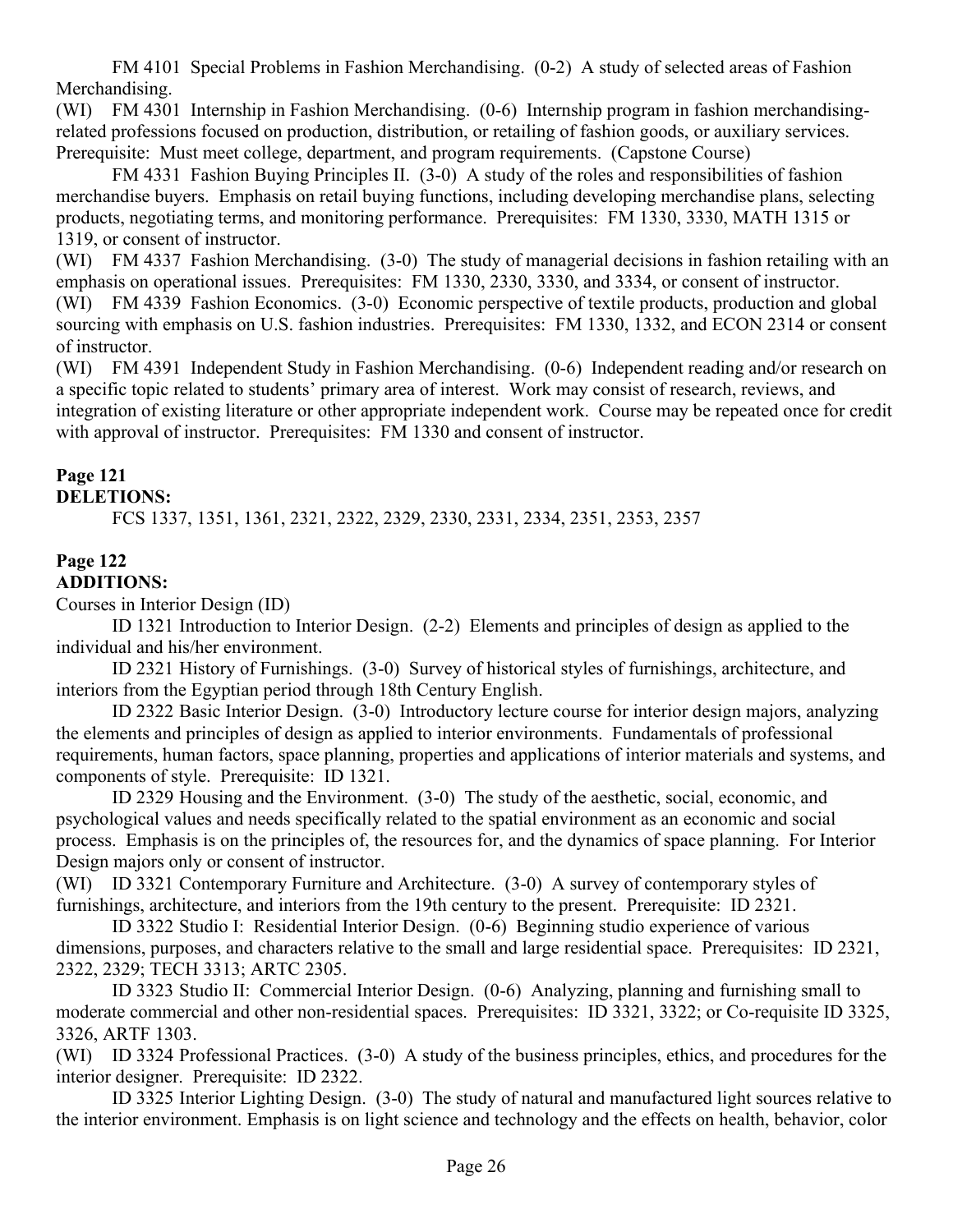FM 4101 Special Problems in Fashion Merchandising. (0-2) A study of selected areas of Fashion Merchandising.

(WI) FM 4301 Internship in Fashion Merchandising. (0-6) Internship program in fashion merchandising-related professions focused on production, distribution, or retailing of fashion goods, or auxiliary services. Prerequisite: Must meet college, department, and program requirements. (Capstone Course)

FM 4331 Fashion Buying Principles II. (3-0) A study of the roles and responsibilities of fashion merchandise buyers. Emphasis on retail buying functions, including developing merchandise plans, selecting products, negotiating terms, and monitoring performance. Prerequisites: FM 1330, 3330, MATH 1315 or 1319, or consent of instructor.

(WI) FM 4337 Fashion Merchandising. (3-0) The study of managerial decisions in fashion retailing with an emphasis on operational issues. Prerequisites: FM 1330, 2330, 3330, and 3334, or consent of instructor.

(WI) FM 4339 Fashion Economics. (3-0) Economic perspective of textile products, production and global sourcing with emphasis on U.S. fashion industries. Prerequisites: FM 1330, 1332, and ECON 2314 or consent of instructor.

(WI) FM 4391 Independent Study in Fashion Merchandising. (0-6) Independent reading and/or research on a specific topic related to students' primary area of interest. Work may consist of research, reviews, and integration of existing literature or other appropriate independent work. Course may be repeated once for credit with approval of instructor. Prerequisites: FM 1330 and consent of instructor.

**Page 121**
**DELETIONS:**

FCS 1337, 1351, 1361, 2321, 2322, 2329, 2330, 2331, 2334, 2351, 2353, 2357

**Page 122**
**ADDITIONS:**

Courses in Interior Design (ID)

ID 1321 Introduction to Interior Design. (2-2) Elements and principles of design as applied to the individual and his/her environment.

ID 2321 History of Furnishings. (3-0) Survey of historical styles of furnishings, architecture, and interiors from the Egyptian period through 18th Century English.

ID 2322 Basic Interior Design. (3-0) Introductory lecture course for interior design majors, analyzing the elements and principles of design as applied to interior environments. Fundamentals of professional requirements, human factors, space planning, properties and applications of interior materials and systems, and components of style. Prerequisite: ID 1321.

ID 2329 Housing and the Environment. (3-0) The study of the aesthetic, social, economic, and psychological values and needs specifically related to the spatial environment as an economic and social process. Emphasis is on the principles of, the resources for, and the dynamics of space planning. For Interior Design majors only or consent of instructor.

(WI) ID 3321 Contemporary Furniture and Architecture. (3-0) A survey of contemporary styles of furnishings, architecture, and interiors from the 19th century to the present. Prerequisite: ID 2321.

ID 3322 Studio I: Residential Interior Design. (0-6) Beginning studio experience of various dimensions, purposes, and characters relative to the small and large residential space. Prerequisites: ID 2321, 2322, 2329; TECH 3313; ARTC 2305.

ID 3323 Studio II: Commercial Interior Design. (0-6) Analyzing, planning and furnishing small to moderate commercial and other non-residential spaces. Prerequisites: ID 3321, 3322; or Co-requisite ID 3325, 3326, ARTF 1303.

(WI) ID 3324 Professional Practices. (3-0) A study of the business principles, ethics, and procedures for the interior designer. Prerequisite: ID 2322.

ID 3325 Interior Lighting Design. (3-0) The study of natural and manufactured light sources relative to the interior environment. Emphasis is on light science and technology and the effects on health, behavior, color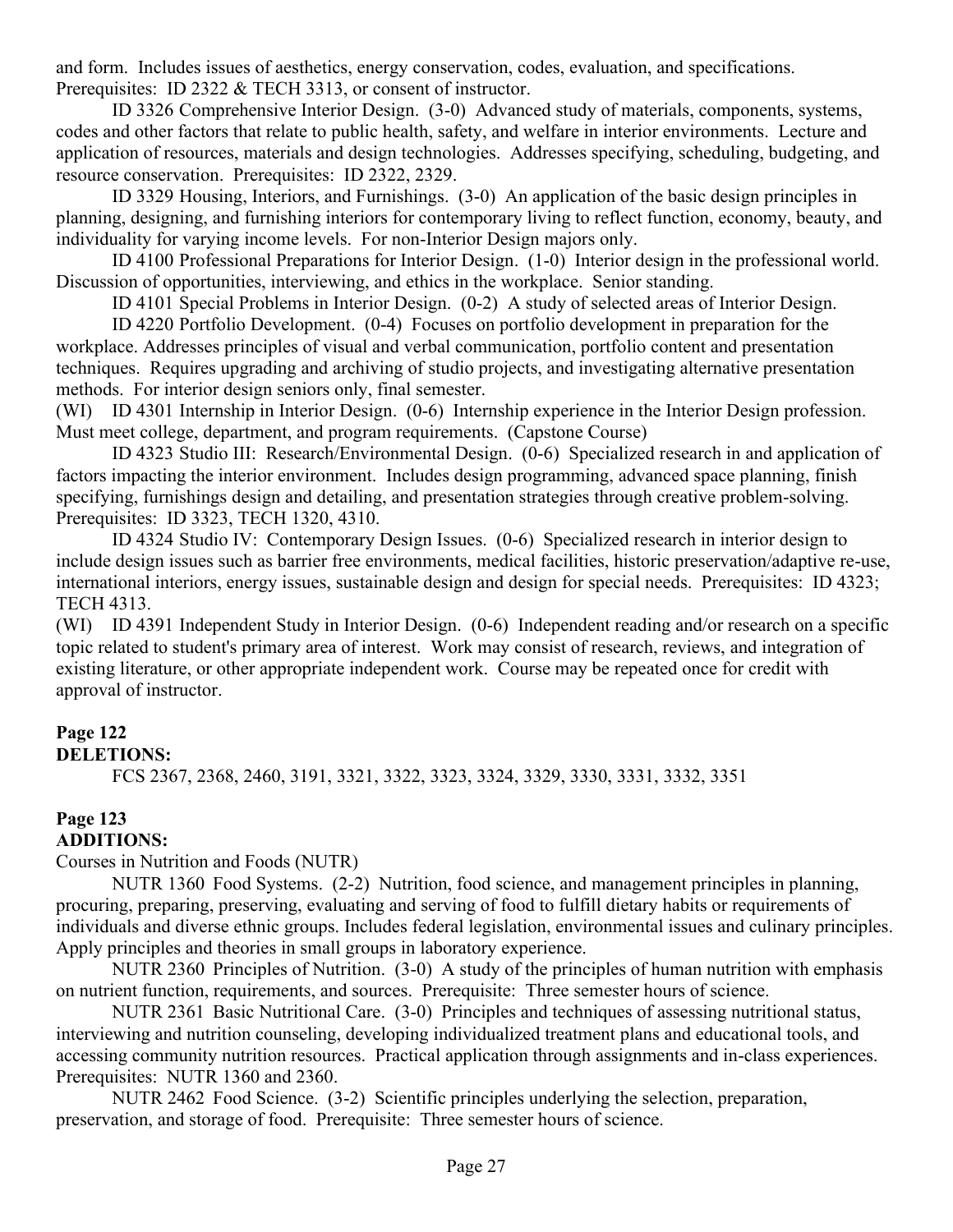and form. Includes issues of aesthetics, energy conservation, codes, evaluation, and specifications. Prerequisites: ID 2322 & TECH 3313, or consent of instructor.

ID 3326 Comprehensive Interior Design. (3-0) Advanced study of materials, components, systems, codes and other factors that relate to public health, safety, and welfare in interior environments. Lecture and application of resources, materials and design technologies. Addresses specifying, scheduling, budgeting, and resource conservation. Prerequisites: ID 2322, 2329.

ID 3329 Housing, Interiors, and Furnishings. (3-0) An application of the basic design principles in planning, designing, and furnishing interiors for contemporary living to reflect function, economy, beauty, and individuality for varying income levels. For non-Interior Design majors only.

ID 4100 Professional Preparations for Interior Design. (1-0) Interior design in the professional world. Discussion of opportunities, interviewing, and ethics in the workplace. Senior standing.

ID 4101 Special Problems in Interior Design. (0-2) A study of selected areas of Interior Design.

ID 4220 Portfolio Development. (0-4) Focuses on portfolio development in preparation for the workplace. Addresses principles of visual and verbal communication, portfolio content and presentation techniques. Requires upgrading and archiving of studio projects, and investigating alternative presentation methods. For interior design seniors only, final semester.

(WI) ID 4301 Internship in Interior Design. (0-6) Internship experience in the Interior Design profession. Must meet college, department, and program requirements. (Capstone Course)

ID 4323 Studio III: Research/Environmental Design. (0-6) Specialized research in and application of factors impacting the interior environment. Includes design programming, advanced space planning, finish specifying, furnishings design and detailing, and presentation strategies through creative problem-solving. Prerequisites: ID 3323, TECH 1320, 4310.

ID 4324 Studio IV: Contemporary Design Issues. (0-6) Specialized research in interior design to include design issues such as barrier free environments, medical facilities, historic preservation/adaptive re-use, international interiors, energy issues, sustainable design and design for special needs. Prerequisites: ID 4323; TECH 4313.

(WI) ID 4391 Independent Study in Interior Design. (0-6) Independent reading and/or research on a specific topic related to student's primary area of interest. Work may consist of research, reviews, and integration of existing literature, or other appropriate independent work. Course may be repeated once for credit with approval of instructor.

**Page 122**
**DELETIONS:**

FCS 2367, 2368, 2460, 3191, 3321, 3322, 3323, 3324, 3329, 3330, 3331, 3332, 3351

**Page 123**
**ADDITIONS:**

Courses in Nutrition and Foods (NUTR)

NUTR 1360 Food Systems. (2-2) Nutrition, food science, and management principles in planning, procuring, preparing, preserving, evaluating and serving of food to fulfill dietary habits or requirements of individuals and diverse ethnic groups. Includes federal legislation, environmental issues and culinary principles. Apply principles and theories in small groups in laboratory experience.

NUTR 2360 Principles of Nutrition. (3-0) A study of the principles of human nutrition with emphasis on nutrient function, requirements, and sources. Prerequisite: Three semester hours of science.

NUTR 2361 Basic Nutritional Care. (3-0) Principles and techniques of assessing nutritional status, interviewing and nutrition counseling, developing individualized treatment plans and educational tools, and accessing community nutrition resources. Practical application through assignments and in-class experiences. Prerequisites: NUTR 1360 and 2360.

NUTR 2462 Food Science. (3-2) Scientific principles underlying the selection, preparation, preservation, and storage of food. Prerequisite: Three semester hours of science.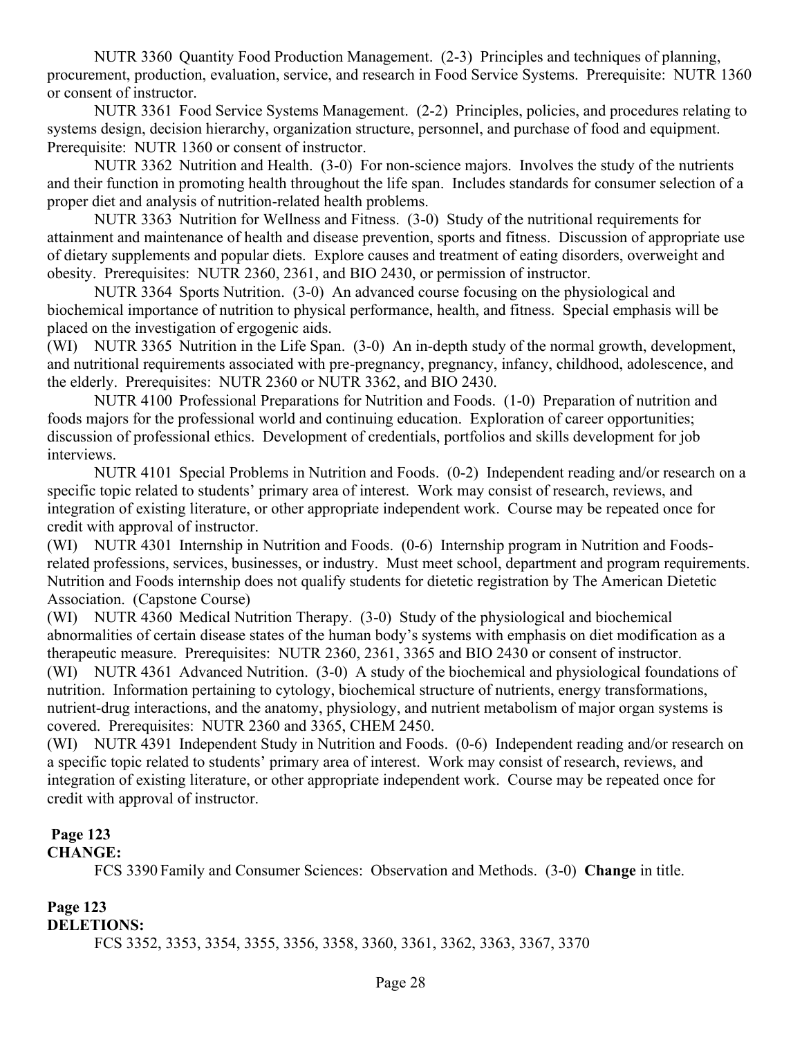NUTR 3360 Quantity Food Production Management. (2-3) Principles and techniques of planning, procurement, production, evaluation, service, and research in Food Service Systems. Prerequisite: NUTR 1360 or consent of instructor.

NUTR 3361 Food Service Systems Management. (2-2) Principles, policies, and procedures relating to systems design, decision hierarchy, organization structure, personnel, and purchase of food and equipment. Prerequisite: NUTR 1360 or consent of instructor.

NUTR 3362 Nutrition and Health. (3-0) For non-science majors. Involves the study of the nutrients and their function in promoting health throughout the life span. Includes standards for consumer selection of a proper diet and analysis of nutrition-related health problems.

NUTR 3363 Nutrition for Wellness and Fitness. (3-0) Study of the nutritional requirements for attainment and maintenance of health and disease prevention, sports and fitness. Discussion of appropriate use of dietary supplements and popular diets. Explore causes and treatment of eating disorders, overweight and obesity. Prerequisites: NUTR 2360, 2361, and BIO 2430, or permission of instructor.

NUTR 3364 Sports Nutrition. (3-0) An advanced course focusing on the physiological and biochemical importance of nutrition to physical performance, health, and fitness. Special emphasis will be placed on the investigation of ergogenic aids.

(WI) NUTR 3365 Nutrition in the Life Span. (3-0) An in-depth study of the normal growth, development, and nutritional requirements associated with pre-pregnancy, pregnancy, infancy, childhood, adolescence, and the elderly. Prerequisites: NUTR 2360 or NUTR 3362, and BIO 2430.

NUTR 4100 Professional Preparations for Nutrition and Foods. (1-0) Preparation of nutrition and foods majors for the professional world and continuing education. Exploration of career opportunities; discussion of professional ethics. Development of credentials, portfolios and skills development for job interviews.

NUTR 4101 Special Problems in Nutrition and Foods. (0-2) Independent reading and/or research on a specific topic related to students' primary area of interest. Work may consist of research, reviews, and integration of existing literature, or other appropriate independent work. Course may be repeated once for credit with approval of instructor.

(WI) NUTR 4301 Internship in Nutrition and Foods. (0-6) Internship program in Nutrition and Foods-related professions, services, businesses, or industry. Must meet school, department and program requirements. Nutrition and Foods internship does not qualify students for dietetic registration by The American Dietetic Association. (Capstone Course)

(WI) NUTR 4360 Medical Nutrition Therapy. (3-0) Study of the physiological and biochemical abnormalities of certain disease states of the human body's systems with emphasis on diet modification as a therapeutic measure. Prerequisites: NUTR 2360, 2361, 3365 and BIO 2430 or consent of instructor.

(WI) NUTR 4361 Advanced Nutrition. (3-0) A study of the biochemical and physiological foundations of nutrition. Information pertaining to cytology, biochemical structure of nutrients, energy transformations, nutrient-drug interactions, and the anatomy, physiology, and nutrient metabolism of major organ systems is covered. Prerequisites: NUTR 2360 and 3365, CHEM 2450.

(WI) NUTR 4391 Independent Study in Nutrition and Foods. (0-6) Independent reading and/or research on a specific topic related to students' primary area of interest. Work may consist of research, reviews, and integration of existing literature, or other appropriate independent work. Course may be repeated once for credit with approval of instructor.

**Page 123**
**CHANGE:**

FCS 3390 Family and Consumer Sciences: Observation and Methods. (3-0) **Change** in title.

**Page 123**
**DELETIONS:**

FCS 3352, 3353, 3354, 3355, 3356, 3358, 3360, 3361, 3362, 3363, 3367, 3370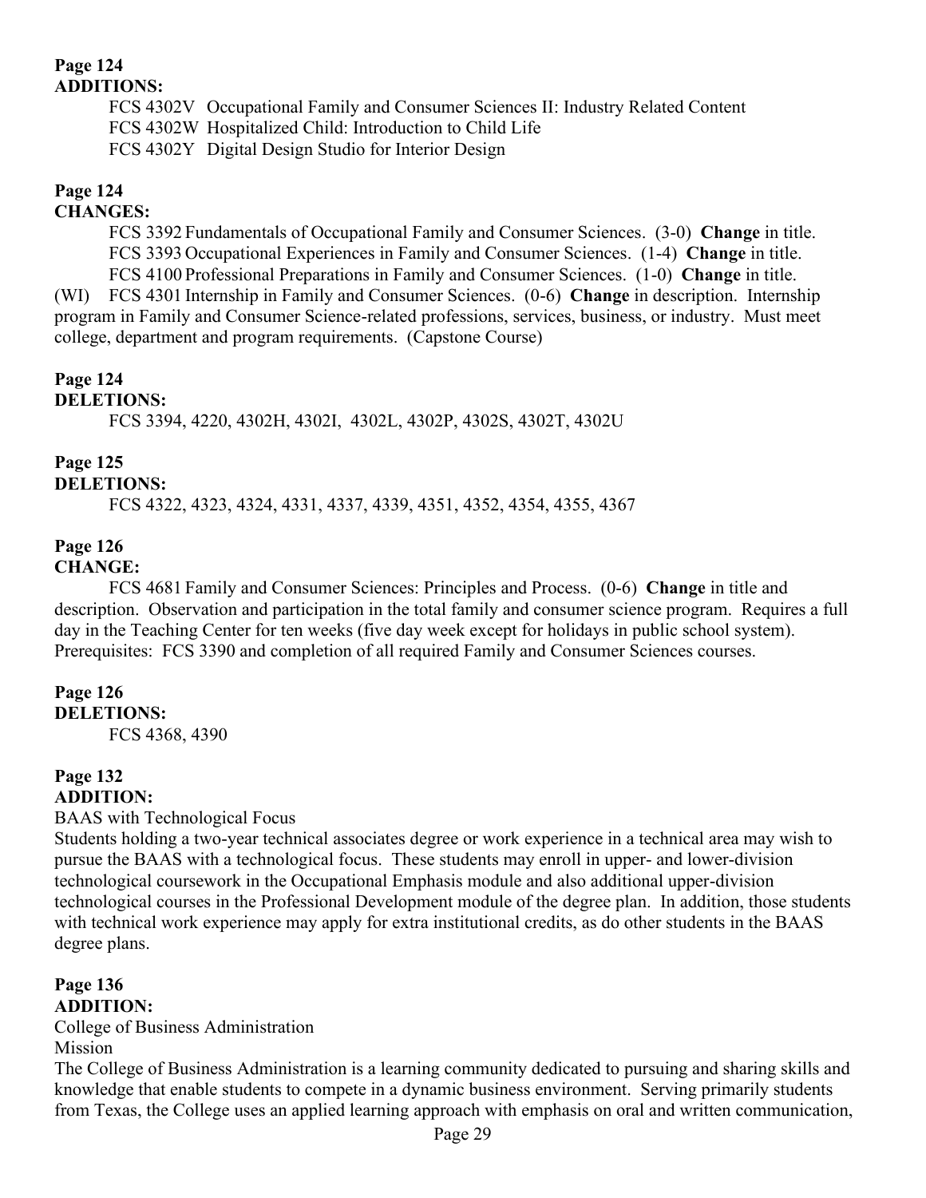**Page 124**
**ADDITIONS:**

FCS 4302V Occupational Family and Consumer Sciences II: Industry Related Content
FCS 4302W Hospitalized Child: Introduction to Child Life
FCS 4302Y Digital Design Studio for Interior Design

**Page 124**
**CHANGES:**

FCS 3392 Fundamentals of Occupational Family and Consumer Sciences. (3-0) **Change** in title.
FCS 3393 Occupational Experiences in Family and Consumer Sciences. (1-4) **Change** in title.
FCS 4100 Professional Preparations in Family and Consumer Sciences. (1-0) **Change** in title.
(WI) FCS 4301 Internship in Family and Consumer Sciences. (0-6) **Change** in description. Internship program in Family and Consumer Science-related professions, services, business, or industry. Must meet college, department and program requirements. (Capstone Course)

**Page 124**
**DELETIONS:**

FCS 3394, 4220, 4302H, 4302I, 4302L, 4302P, 4302S, 4302T, 4302U

**Page 125**
**DELETIONS:**

FCS 4322, 4323, 4324, 4331, 4337, 4339, 4351, 4352, 4354, 4355, 4367

**Page 126**
**CHANGE:**

FCS 4681 Family and Consumer Sciences: Principles and Process. (0-6) **Change** in title and description. Observation and participation in the total family and consumer science program. Requires a full day in the Teaching Center for ten weeks (five day week except for holidays in public school system). Prerequisites: FCS 3390 and completion of all required Family and Consumer Sciences courses.

**Page 126**
**DELETIONS:**

FCS 4368, 4390

**Page 132**
**ADDITION:**

BAAS with Technological Focus
Students holding a two-year technical associates degree or work experience in a technical area may wish to pursue the BAAS with a technological focus. These students may enroll in upper- and lower-division technological coursework in the Occupational Emphasis module and also additional upper-division technological courses in the Professional Development module of the degree plan. In addition, those students with technical work experience may apply for extra institutional credits, as do other students in the BAAS degree plans.

**Page 136**
**ADDITION:**

College of Business Administration
Mission
The College of Business Administration is a learning community dedicated to pursuing and sharing skills and knowledge that enable students to compete in a dynamic business environment. Serving primarily students from Texas, the College uses an applied learning approach with emphasis on oral and written communication,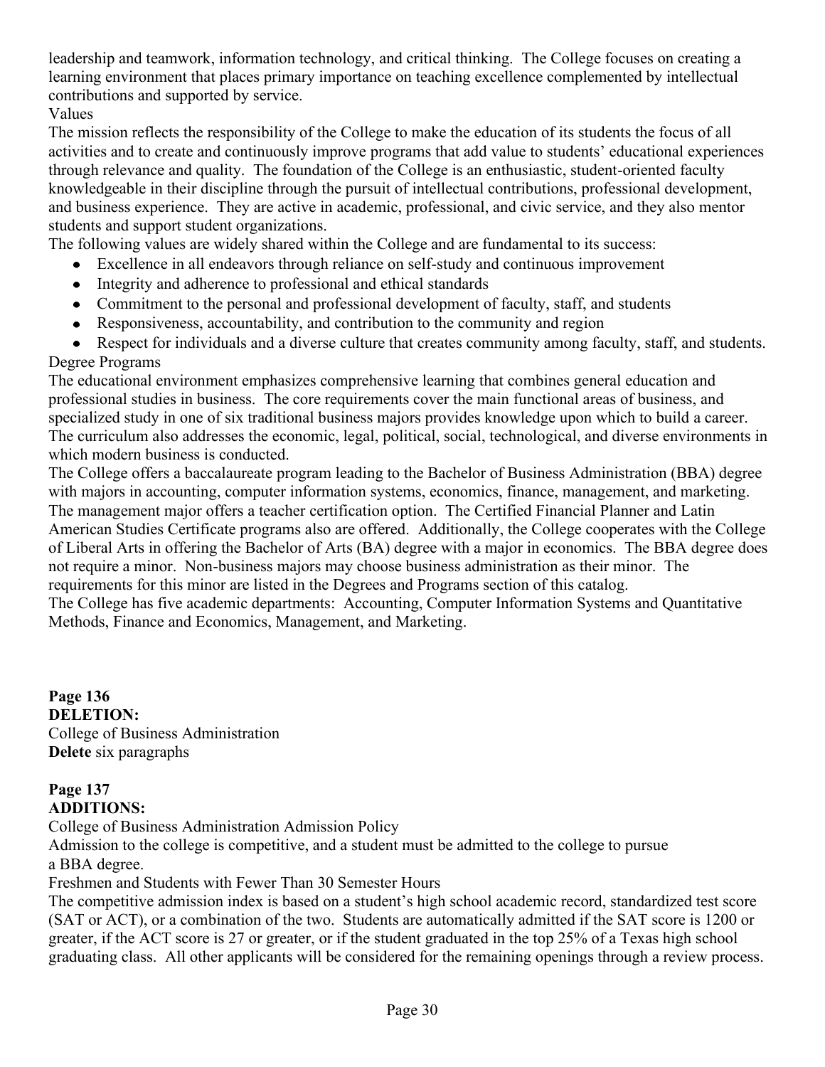leadership and teamwork, information technology, and critical thinking. The College focuses on creating a learning environment that places primary importance on teaching excellence complemented by intellectual contributions and supported by service.

Values

The mission reflects the responsibility of the College to make the education of its students the focus of all activities and to create and continuously improve programs that add value to students' educational experiences through relevance and quality. The foundation of the College is an enthusiastic, student-oriented faculty knowledgeable in their discipline through the pursuit of intellectual contributions, professional development, and business experience. They are active in academic, professional, and civic service, and they also mentor students and support student organizations.

The following values are widely shared within the College and are fundamental to its success:

- Excellence in all endeavors through reliance on self-study and continuous improvement
- Integrity and adherence to professional and ethical standards
- Commitment to the personal and professional development of faculty, staff, and students
- Responsiveness, accountability, and contribution to the community and region
- Respect for individuals and a diverse culture that creates community among faculty, staff, and students.

Degree Programs

The educational environment emphasizes comprehensive learning that combines general education and professional studies in business. The core requirements cover the main functional areas of business, and specialized study in one of six traditional business majors provides knowledge upon which to build a career. The curriculum also addresses the economic, legal, political, social, technological, and diverse environments in which modern business is conducted.

The College offers a baccalaureate program leading to the Bachelor of Business Administration (BBA) degree with majors in accounting, computer information systems, economics, finance, management, and marketing. The management major offers a teacher certification option. The Certified Financial Planner and Latin American Studies Certificate programs also are offered. Additionally, the College cooperates with the College of Liberal Arts in offering the Bachelor of Arts (BA) degree with a major in economics. The BBA degree does not require a minor. Non-business majors may choose business administration as their minor. The requirements for this minor are listed in the Degrees and Programs section of this catalog.

The College has five academic departments: Accounting, Computer Information Systems and Quantitative Methods, Finance and Economics, Management, and Marketing.

**Page 136**
**DELETION:**
College of Business Administration
**Delete** six paragraphs

**Page 137**
**ADDITIONS:**
College of Business Administration Admission Policy

Admission to the college is competitive, and a student must be admitted to the college to pursue a BBA degree.

Freshmen and Students with Fewer Than 30 Semester Hours

The competitive admission index is based on a student's high school academic record, standardized test score (SAT or ACT), or a combination of the two. Students are automatically admitted if the SAT score is 1200 or greater, if the ACT score is 27 or greater, or if the student graduated in the top 25% of a Texas high school graduating class. All other applicants will be considered for the remaining openings through a review process.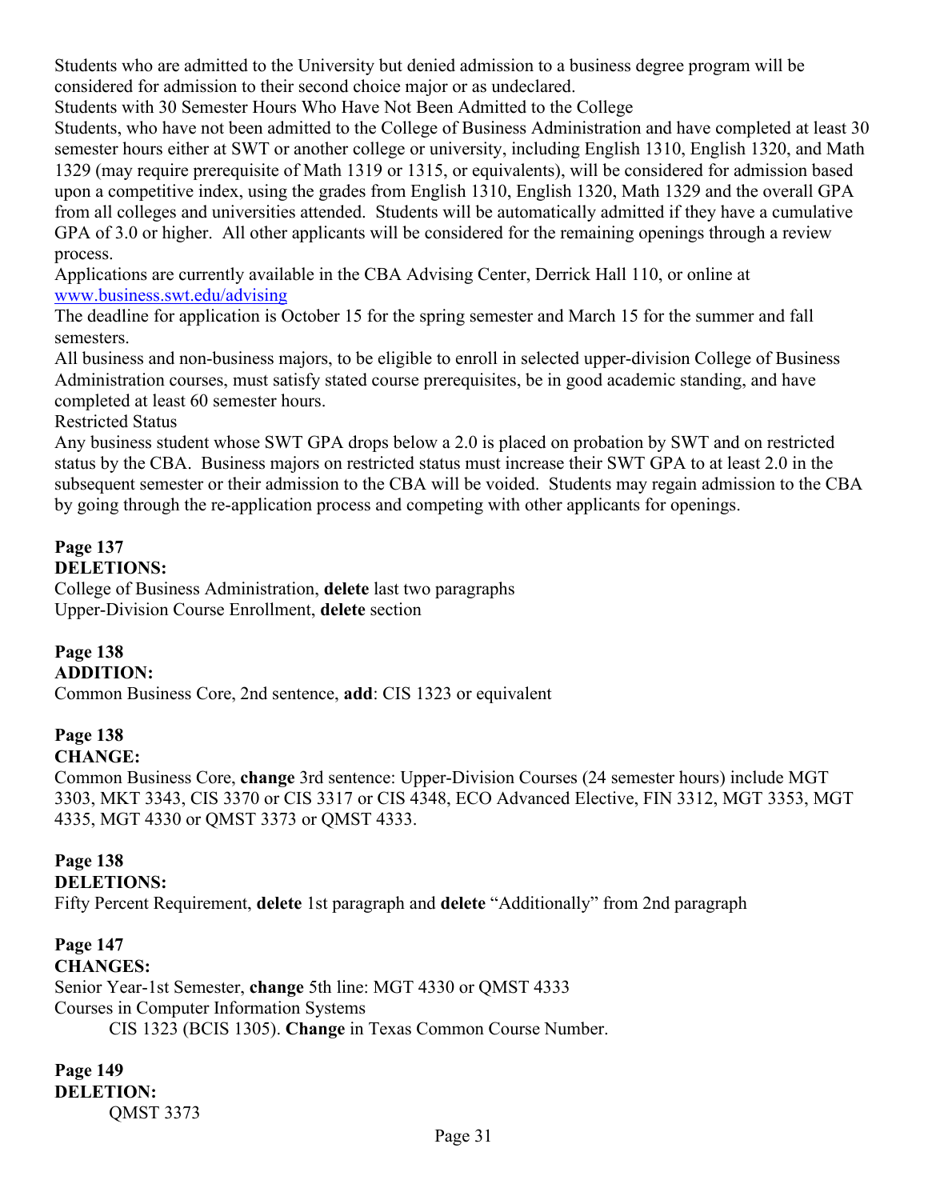Students who are admitted to the University but denied admission to a business degree program will be considered for admission to their second choice major or as undeclared.

Students with 30 Semester Hours Who Have Not Been Admitted to the College

Students, who have not been admitted to the College of Business Administration and have completed at least 30 semester hours either at SWT or another college or university, including English 1310, English 1320, and Math 1329 (may require prerequisite of Math 1319 or 1315, or equivalents), will be considered for admission based upon a competitive index, using the grades from English 1310, English 1320, Math 1329 and the overall GPA from all colleges and universities attended. Students will be automatically admitted if they have a cumulative GPA of 3.0 or higher. All other applicants will be considered for the remaining openings through a review process.

Applications are currently available in the CBA Advising Center, Derrick Hall 110, or online at [www.business.swt.edu/advising](www.business.swt.edu/advising)

The deadline for application is October 15 for the spring semester and March 15 for the summer and fall semesters.

All business and non-business majors, to be eligible to enroll in selected upper-division College of Business Administration courses, must satisfy stated course prerequisites, be in good academic standing, and have completed at least 60 semester hours.

Restricted Status

Any business student whose SWT GPA drops below a 2.0 is placed on probation by SWT and on restricted status by the CBA. Business majors on restricted status must increase their SWT GPA to at least 2.0 in the subsequent semester or their admission to the CBA will be voided. Students may regain admission to the CBA by going through the re-application process and competing with other applicants for openings.

**Page 137**
**DELETIONS:**
College of Business Administration, **delete** last two paragraphs
Upper-Division Course Enrollment, **delete** section

**Page 138**
**ADDITION:**
Common Business Core, 2nd sentence, **add**: CIS 1323 or equivalent

**Page 138**
**CHANGE:**
Common Business Core, **change** 3rd sentence: Upper-Division Courses (24 semester hours) include MGT 3303, MKT 3343, CIS 3370 or CIS 3317 or CIS 4348, ECO Advanced Elective, FIN 3312, MGT 3353, MGT 4335, MGT 4330 or QMST 3373 or QMST 4333.

**Page 138**
**DELETIONS:**
Fifty Percent Requirement, **delete** 1st paragraph and **delete** "Additionally" from 2nd paragraph

**Page 147**
**CHANGES:**
Senior Year-1st Semester, **change** 5th line: MGT 4330 or QMST 4333
Courses in Computer Information Systems

  CIS 1323 (BCIS 1305). **Change** in Texas Common Course Number.

**Page 149**
**DELETION:**

  QMST 3373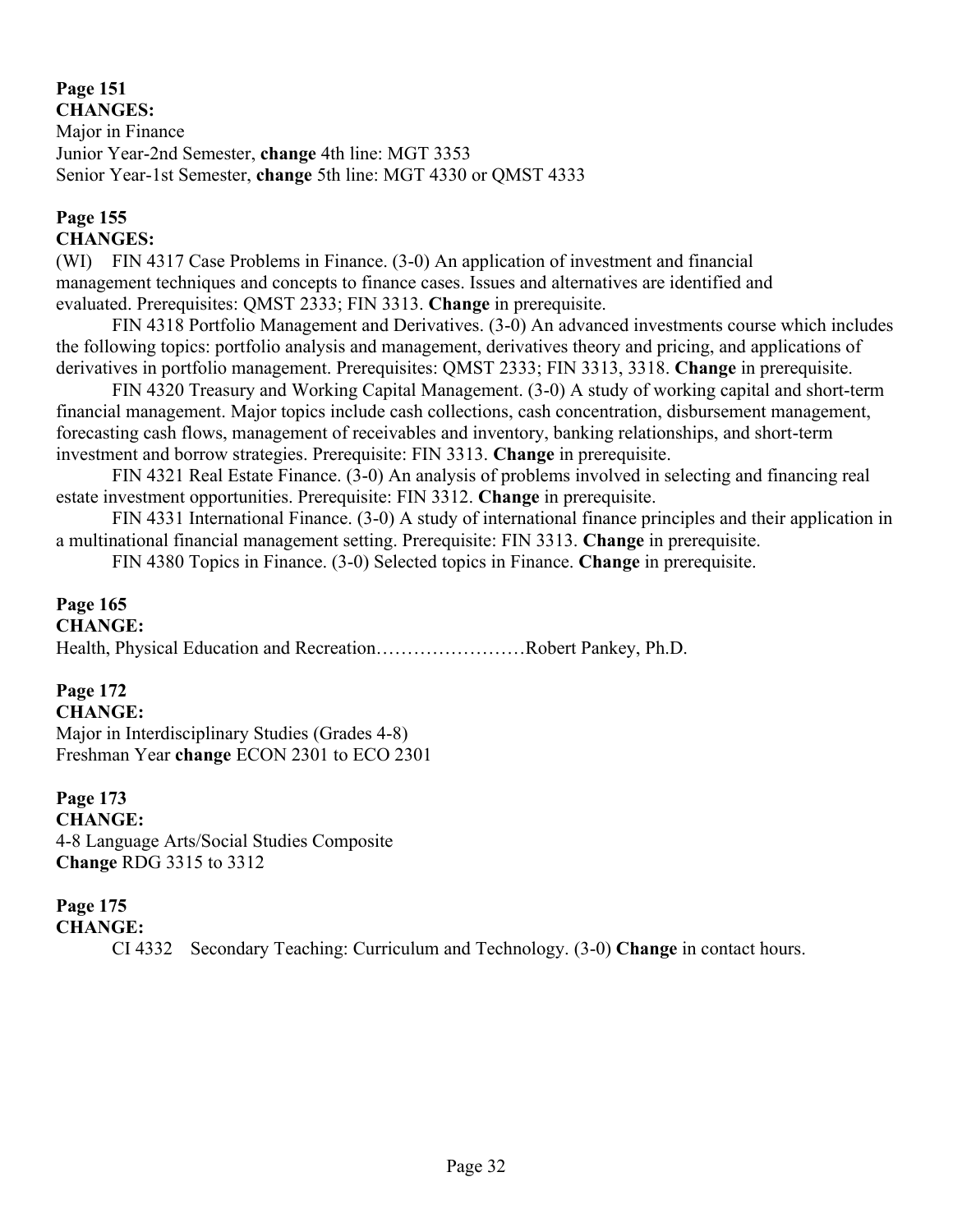**Page 151**
**CHANGES:**
Major in Finance
Junior Year-2nd Semester, **change** 4th line: MGT 3353
Senior Year-1st Semester, **change** 5th line: MGT 4330 or QMST 4333

**Page 155**
**CHANGES:**
(WI) FIN 4317 Case Problems in Finance. (3-0) An application of investment and financial management techniques and concepts to finance cases. Issues and alternatives are identified and evaluated. Prerequisites: QMST 2333; FIN 3313. **Change** in prerequisite.

FIN 4318 Portfolio Management and Derivatives. (3-0) An advanced investments course which includes the following topics: portfolio analysis and management, derivatives theory and pricing, and applications of derivatives in portfolio management. Prerequisites: QMST 2333; FIN 3313, 3318. **Change** in prerequisite.

FIN 4320 Treasury and Working Capital Management. (3-0) A study of working capital and short-term financial management. Major topics include cash collections, cash concentration, disbursement management, forecasting cash flows, management of receivables and inventory, banking relationships, and short-term investment and borrow strategies. Prerequisite: FIN 3313. **Change** in prerequisite.

FIN 4321 Real Estate Finance. (3-0) An analysis of problems involved in selecting and financing real estate investment opportunities. Prerequisite: FIN 3312. **Change** in prerequisite.

FIN 4331 International Finance. (3-0) A study of international finance principles and their application in a multinational financial management setting. Prerequisite: FIN 3313. **Change** in prerequisite.

FIN 4380 Topics in Finance. (3-0) Selected topics in Finance. **Change** in prerequisite.

**Page 165**
**CHANGE:**
Health, Physical Education and Recreation……………………Robert Pankey, Ph.D.

**Page 172**
**CHANGE:**
Major in Interdisciplinary Studies (Grades 4-8)
Freshman Year **change** ECON 2301 to ECO 2301

**Page 173**
**CHANGE:**
4-8 Language Arts/Social Studies Composite
**Change** RDG 3315 to 3312

**Page 175**
**CHANGE:**
CI 4332 Secondary Teaching: Curriculum and Technology. (3-0) **Change** in contact hours.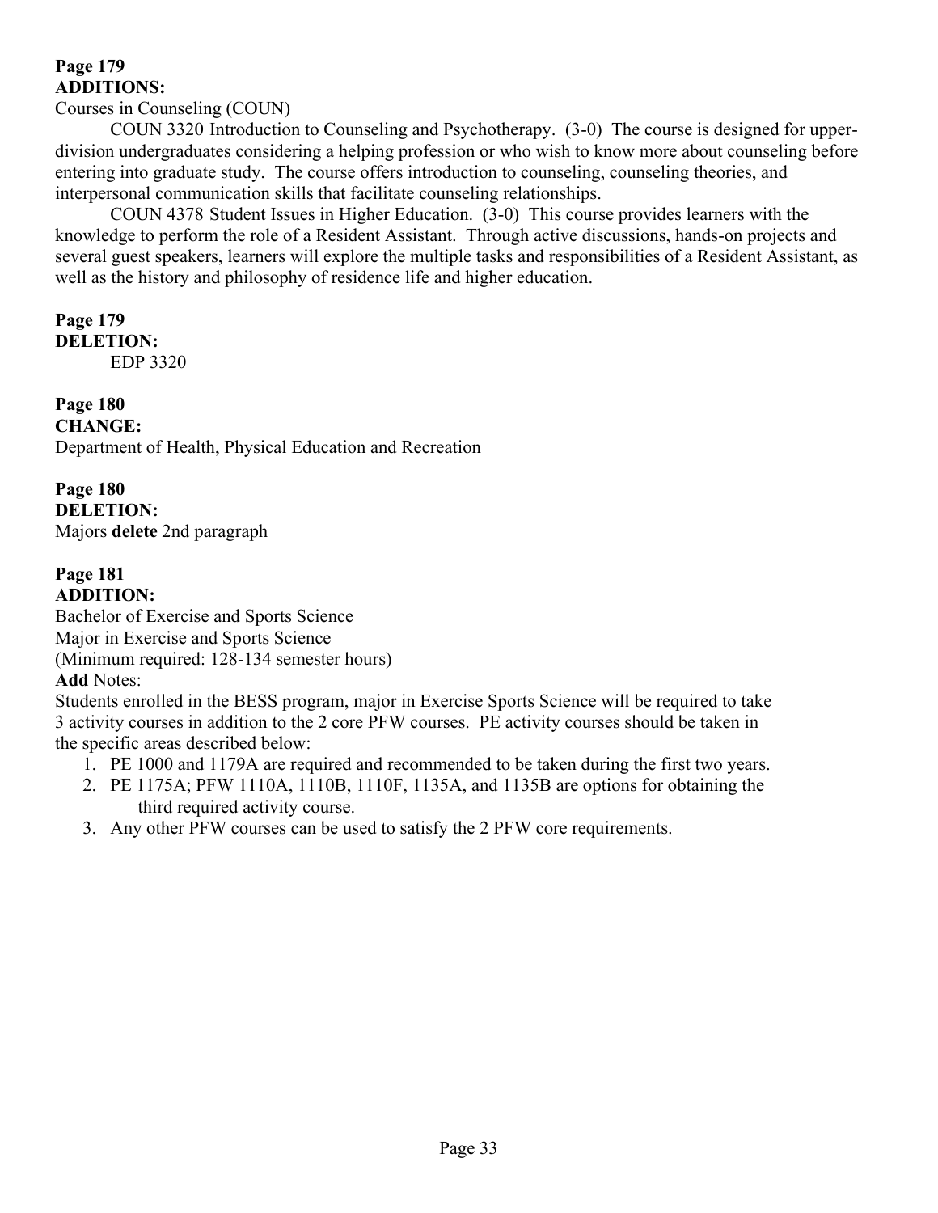**Page 179**
**ADDITIONS:**

Courses in Counseling (COUN)

COUN 3320 Introduction to Counseling and Psychotherapy. (3-0) The course is designed for upper-division undergraduates considering a helping profession or who wish to know more about counseling before entering into graduate study. The course offers introduction to counseling, counseling theories, and interpersonal communication skills that facilitate counseling relationships.

COUN 4378 Student Issues in Higher Education. (3-0) This course provides learners with the knowledge to perform the role of a Resident Assistant. Through active discussions, hands-on projects and several guest speakers, learners will explore the multiple tasks and responsibilities of a Resident Assistant, as well as the history and philosophy of residence life and higher education.

**Page 179**
**DELETION:**

EDP 3320

**Page 180**
**CHANGE:**

Department of Health, Physical Education and Recreation

**Page 180**
**DELETION:**

Majors **delete** 2nd paragraph

**Page 181**
**ADDITION:**

Bachelor of Exercise and Sports Science
Major in Exercise and Sports Science
(Minimum required: 128-134 semester hours)

**Add** Notes:

Students enrolled in the BESS program, major in Exercise Sports Science will be required to take 3 activity courses in addition to the 2 core PFW courses. PE activity courses should be taken in the specific areas described below:

1. PE 1000 and 1179A are required and recommended to be taken during the first two years.
2. PE 1175A; PFW 1110A, 1110B, 1110F, 1135A, and 1135B are options for obtaining the third required activity course.
3. Any other PFW courses can be used to satisfy the 2 PFW core requirements.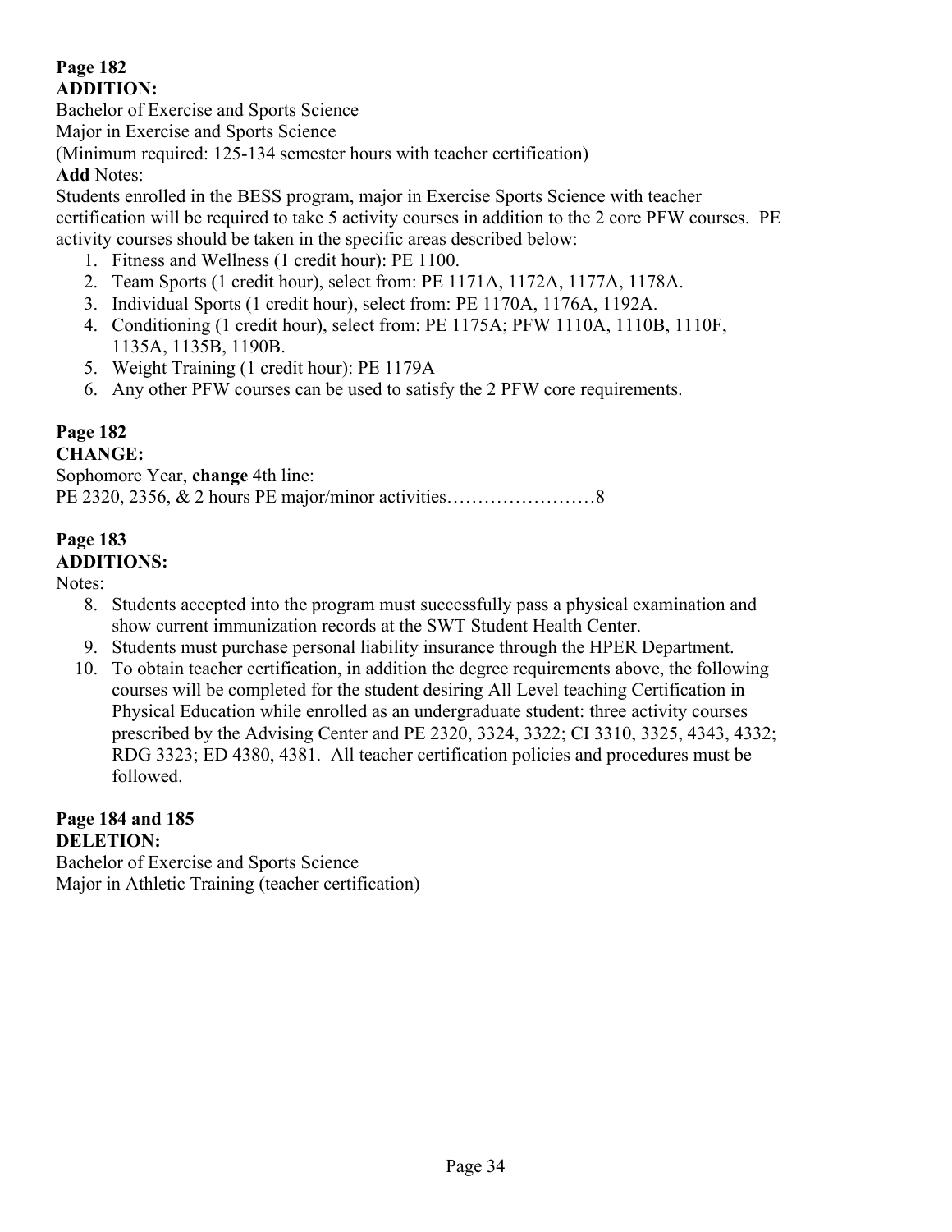**Page 182**
**ADDITION:**

Bachelor of Exercise and Sports Science
Major in Exercise and Sports Science
(Minimum required: 125-134 semester hours with teacher certification)

**Add** Notes:

Students enrolled in the BESS program, major in Exercise Sports Science with teacher certification will be required to take 5 activity courses in addition to the 2 core PFW courses. PE activity courses should be taken in the specific areas described below:

1. Fitness and Wellness (1 credit hour): PE 1100.
2. Team Sports (1 credit hour), select from: PE 1171A, 1172A, 1177A, 1178A.
3. Individual Sports (1 credit hour), select from: PE 1170A, 1176A, 1192A.
4. Conditioning (1 credit hour), select from: PE 1175A; PFW 1110A, 1110B, 1110F, 1135A, 1135B, 1190B.
5. Weight Training (1 credit hour): PE 1179A
6. Any other PFW courses can be used to satisfy the 2 PFW core requirements.

**Page 182**
**CHANGE:**

Sophomore Year, **change** 4th line:
PE 2320, 2356, & 2 hours PE major/minor activities……………………8

**Page 183**
**ADDITIONS:**

Notes:

8. Students accepted into the program must successfully pass a physical examination and show current immunization records at the SWT Student Health Center.
9. Students must purchase personal liability insurance through the HPER Department.
10. To obtain teacher certification, in addition the degree requirements above, the following courses will be completed for the student desiring All Level teaching Certification in Physical Education while enrolled as an undergraduate student: three activity courses prescribed by the Advising Center and PE 2320, 3324, 3322; CI 3310, 3325, 4343, 4332; RDG 3323; ED 4380, 4381. All teacher certification policies and procedures must be followed.

**Page 184 and 185**
**DELETION:**

Bachelor of Exercise and Sports Science
Major in Athletic Training (teacher certification)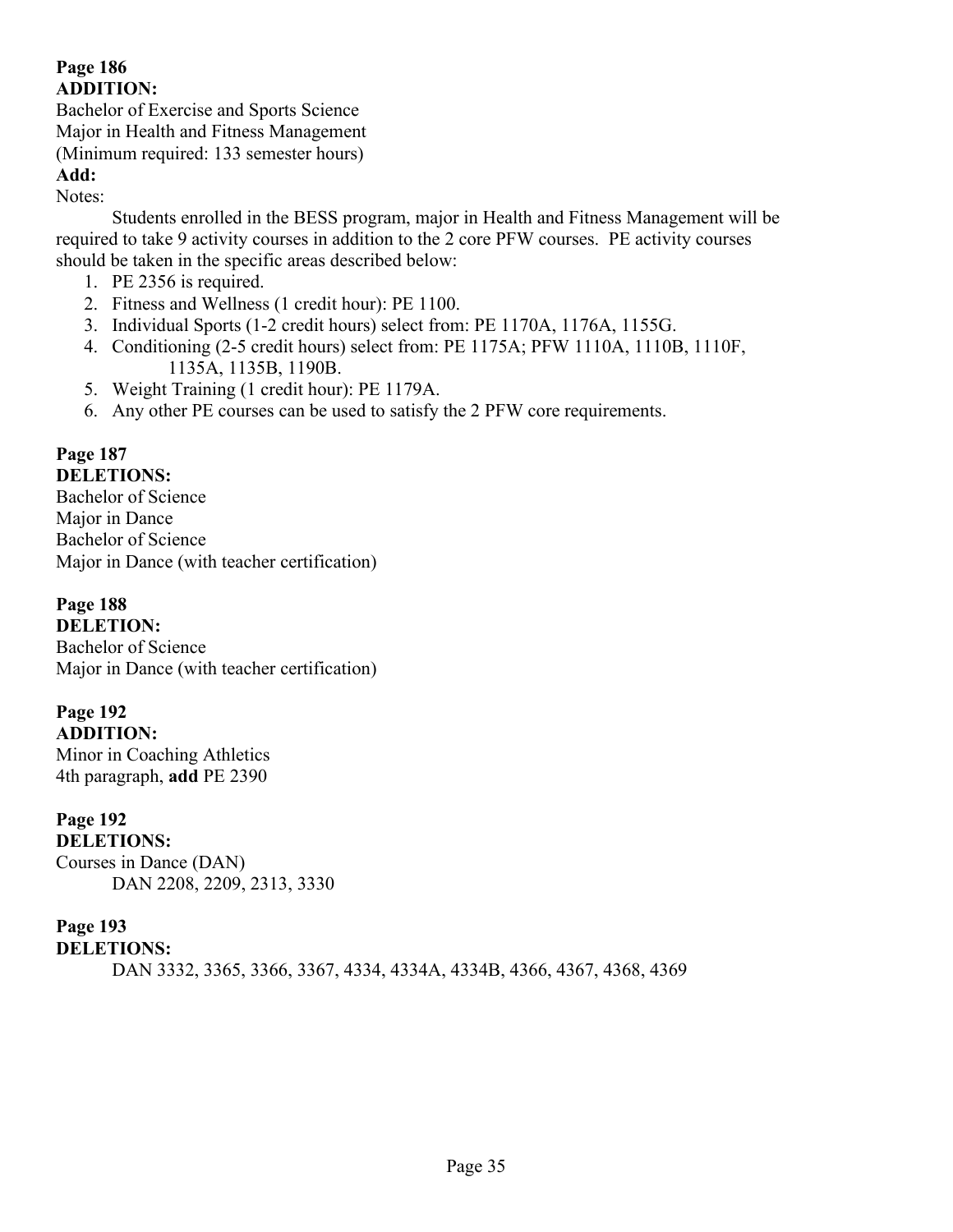**Page 186**
**ADDITION:**
Bachelor of Exercise and Sports Science
Major in Health and Fitness Management
(Minimum required: 133 semester hours)
**Add:**
Notes:

Students enrolled in the BESS program, major in Health and Fitness Management will be required to take 9 activity courses in addition to the 2 core PFW courses. PE activity courses should be taken in the specific areas described below:

1. PE 2356 is required.
2. Fitness and Wellness (1 credit hour): PE 1100.
3. Individual Sports (1-2 credit hours) select from: PE 1170A, 1176A, 1155G.
4. Conditioning (2-5 credit hours) select from: PE 1175A; PFW 1110A, 1110B, 1110F, 1135A, 1135B, 1190B.
5. Weight Training (1 credit hour): PE 1179A.
6. Any other PE courses can be used to satisfy the 2 PFW core requirements.

**Page 187**
**DELETIONS:**
Bachelor of Science
Major in Dance
Bachelor of Science
Major in Dance (with teacher certification)

**Page 188**
**DELETION:**
Bachelor of Science
Major in Dance (with teacher certification)

**Page 192**
**ADDITION:**
Minor in Coaching Athletics
4th paragraph, **add** PE 2390

**Page 192**
**DELETIONS:**
Courses in Dance (DAN)
DAN 2208, 2209, 2313, 3330

**Page 193**
**DELETIONS:**
DAN 3332, 3365, 3366, 3367, 4334, 4334A, 4334B, 4366, 4367, 4368, 4369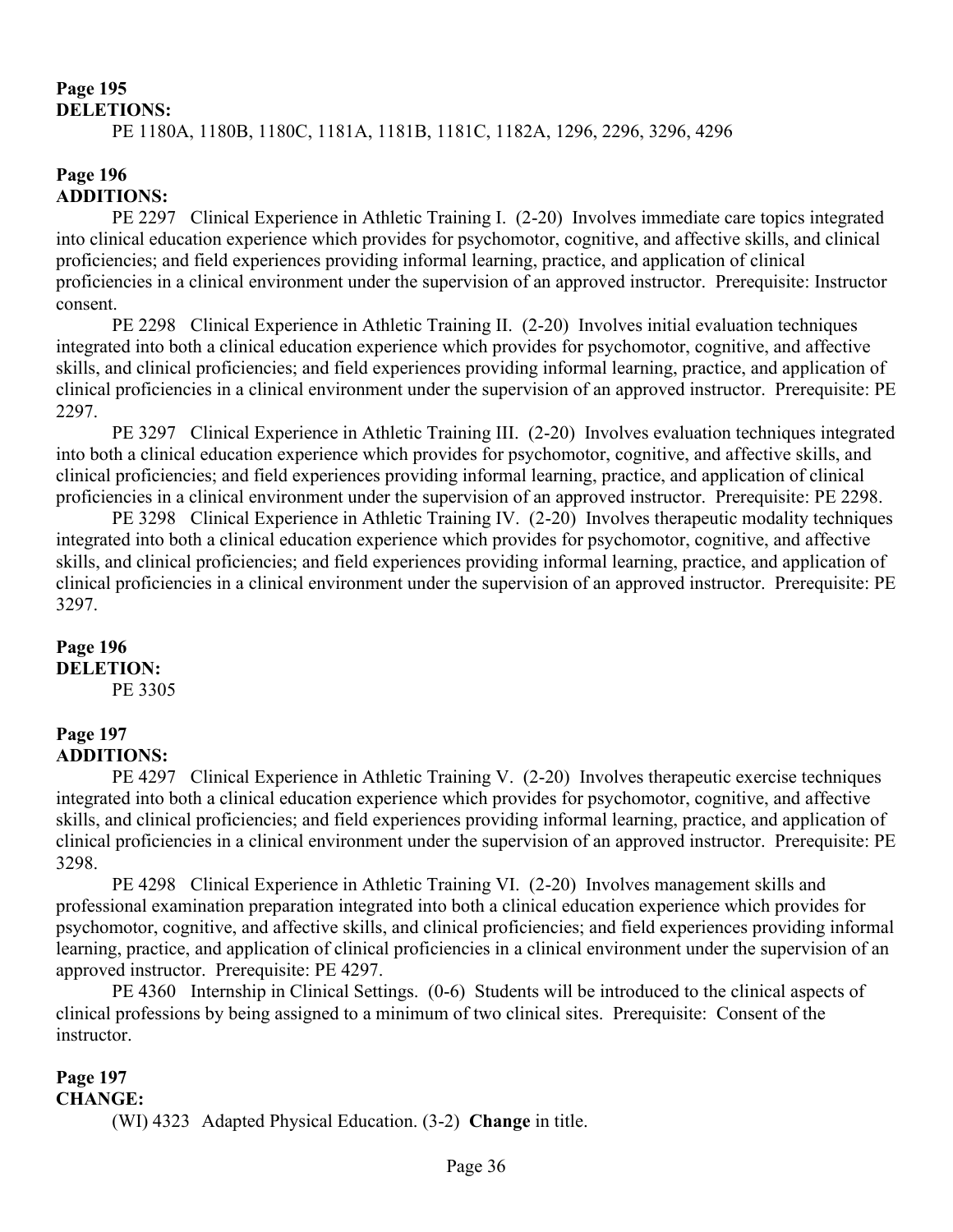**Page 195**
**DELETIONS:**

PE 1180A, 1180B, 1180C, 1181A, 1181B, 1181C, 1182A, 1296, 2296, 3296, 4296

**Page 196**
**ADDITIONS:**

PE 2297 Clinical Experience in Athletic Training I. (2-20) Involves immediate care topics integrated into clinical education experience which provides for psychomotor, cognitive, and affective skills, and clinical proficiencies; and field experiences providing informal learning, practice, and application of clinical proficiencies in a clinical environment under the supervision of an approved instructor. Prerequisite: Instructor consent.

PE 2298 Clinical Experience in Athletic Training II. (2-20) Involves initial evaluation techniques integrated into both a clinical education experience which provides for psychomotor, cognitive, and affective skills, and clinical proficiencies; and field experiences providing informal learning, practice, and application of clinical proficiencies in a clinical environment under the supervision of an approved instructor. Prerequisite: PE 2297.

PE 3297 Clinical Experience in Athletic Training III. (2-20) Involves evaluation techniques integrated into both a clinical education experience which provides for psychomotor, cognitive, and affective skills, and clinical proficiencies; and field experiences providing informal learning, practice, and application of clinical proficiencies in a clinical environment under the supervision of an approved instructor. Prerequisite: PE 2298.

PE 3298 Clinical Experience in Athletic Training IV. (2-20) Involves therapeutic modality techniques integrated into both a clinical education experience which provides for psychomotor, cognitive, and affective skills, and clinical proficiencies; and field experiences providing informal learning, practice, and application of clinical proficiencies in a clinical environment under the supervision of an approved instructor. Prerequisite: PE 3297.

**Page 196**
**DELETION:**

PE 3305

**Page 197**
**ADDITIONS:**

PE 4297 Clinical Experience in Athletic Training V. (2-20) Involves therapeutic exercise techniques integrated into both a clinical education experience which provides for psychomotor, cognitive, and affective skills, and clinical proficiencies; and field experiences providing informal learning, practice, and application of clinical proficiencies in a clinical environment under the supervision of an approved instructor. Prerequisite: PE 3298.

PE 4298 Clinical Experience in Athletic Training VI. (2-20) Involves management skills and professional examination preparation integrated into both a clinical education experience which provides for psychomotor, cognitive, and affective skills, and clinical proficiencies; and field experiences providing informal learning, practice, and application of clinical proficiencies in a clinical environment under the supervision of an approved instructor. Prerequisite: PE 4297.

PE 4360 Internship in Clinical Settings. (0-6) Students will be introduced to the clinical aspects of clinical professions by being assigned to a minimum of two clinical sites. Prerequisite: Consent of the instructor.

**Page 197**
**CHANGE:**

(WI) 4323 Adapted Physical Education. (3-2) **Change** in title.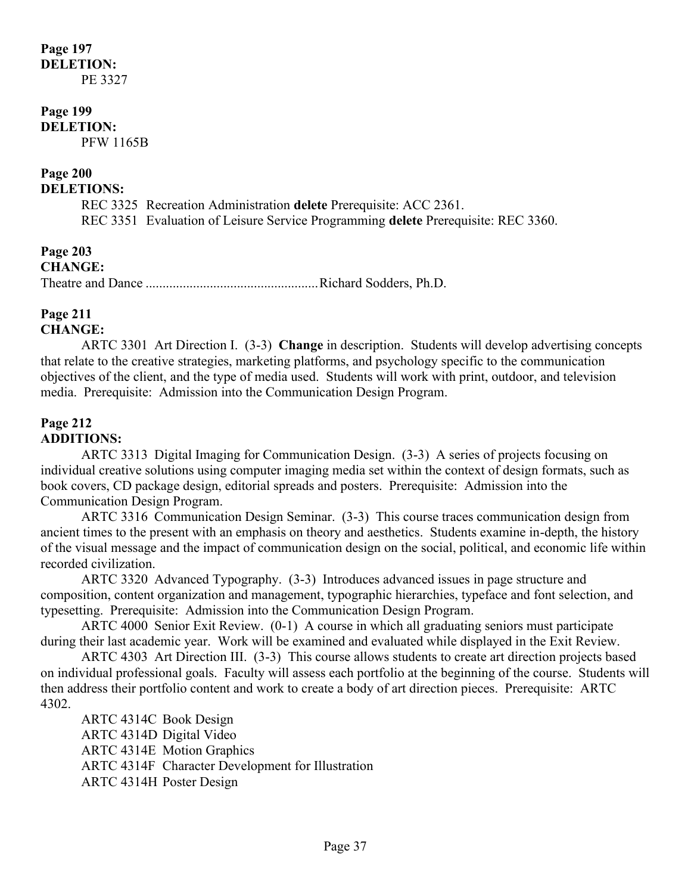**Page 197**
**DELETION:**

PE 3327

**Page 199**
**DELETION:**

PFW 1165B

**Page 200**
**DELETIONS:**

REC 3325 Recreation Administration **delete** Prerequisite: ACC 2361.
REC 3351 Evaluation of Leisure Service Programming **delete** Prerequisite: REC 3360.

**Page 203**
**CHANGE:**

Theatre and Dance ................................................... Richard Sodders, Ph.D.

**Page 211**
**CHANGE:**

ARTC 3301 Art Direction I. (3-3) **Change** in description. Students will develop advertising concepts that relate to the creative strategies, marketing platforms, and psychology specific to the communication objectives of the client, and the type of media used. Students will work with print, outdoor, and television media. Prerequisite: Admission into the Communication Design Program.

**Page 212**
**ADDITIONS:**

ARTC 3313 Digital Imaging for Communication Design. (3-3) A series of projects focusing on individual creative solutions using computer imaging media set within the context of design formats, such as book covers, CD package design, editorial spreads and posters. Prerequisite: Admission into the Communication Design Program.

ARTC 3316 Communication Design Seminar. (3-3) This course traces communication design from ancient times to the present with an emphasis on theory and aesthetics. Students examine in-depth, the history of the visual message and the impact of communication design on the social, political, and economic life within recorded civilization.

ARTC 3320 Advanced Typography. (3-3) Introduces advanced issues in page structure and composition, content organization and management, typographic hierarchies, typeface and font selection, and typesetting. Prerequisite: Admission into the Communication Design Program.

ARTC 4000 Senior Exit Review. (0-1) A course in which all graduating seniors must participate during their last academic year. Work will be examined and evaluated while displayed in the Exit Review.

ARTC 4303 Art Direction III. (3-3) This course allows students to create art direction projects based on individual professional goals. Faculty will assess each portfolio at the beginning of the course. Students will then address their portfolio content and work to create a body of art direction pieces. Prerequisite: ARTC 4302.

ARTC 4314C Book Design
ARTC 4314D Digital Video
ARTC 4314E Motion Graphics
ARTC 4314F Character Development for Illustration
ARTC 4314H Poster Design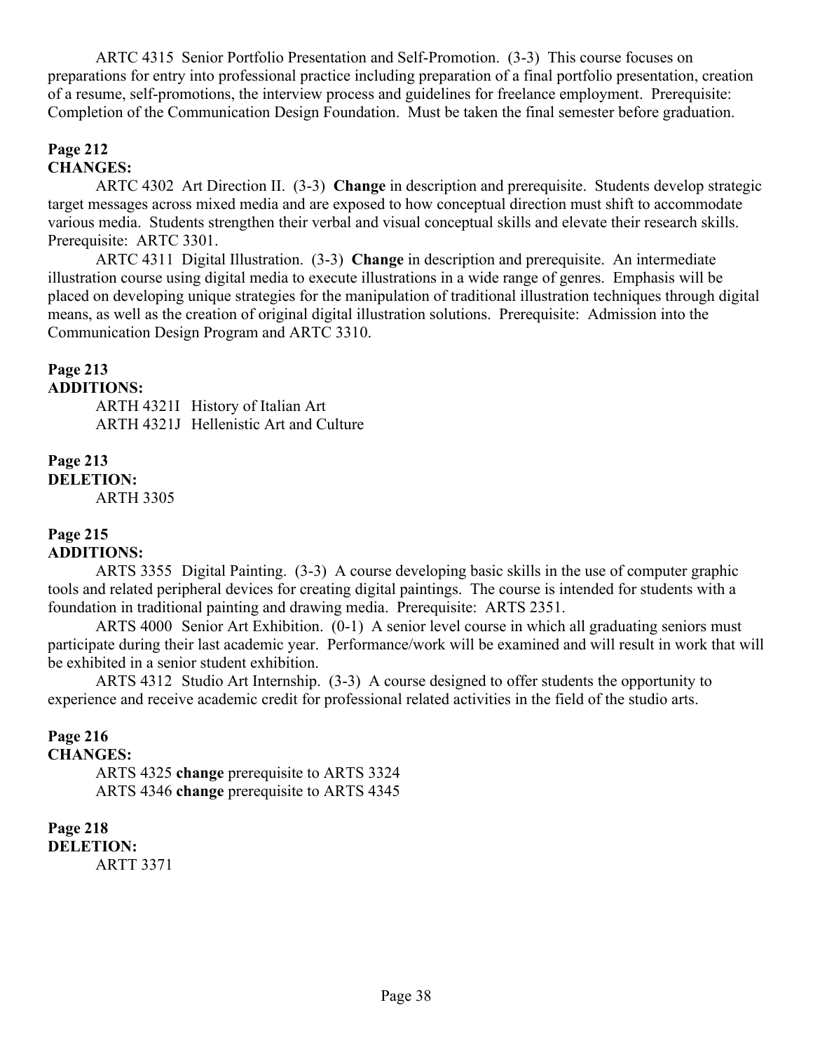ARTC 4315 Senior Portfolio Presentation and Self-Promotion. (3-3) This course focuses on preparations for entry into professional practice including preparation of a final portfolio presentation, creation of a resume, self-promotions, the interview process and guidelines for freelance employment. Prerequisite: Completion of the Communication Design Foundation. Must be taken the final semester before graduation.

**Page 212**
**CHANGES:**

ARTC 4302 Art Direction II. (3-3) **Change** in description and prerequisite. Students develop strategic target messages across mixed media and are exposed to how conceptual direction must shift to accommodate various media. Students strengthen their verbal and visual conceptual skills and elevate their research skills. Prerequisite: ARTC 3301.

ARTC 4311 Digital Illustration. (3-3) **Change** in description and prerequisite. An intermediate illustration course using digital media to execute illustrations in a wide range of genres. Emphasis will be placed on developing unique strategies for the manipulation of traditional illustration techniques through digital means, as well as the creation of original digital illustration solutions. Prerequisite: Admission into the Communication Design Program and ARTC 3310.

**Page 213**
**ADDITIONS:**

ARTH 4321I History of Italian Art
ARTH 4321J Hellenistic Art and Culture

**Page 213**
**DELETION:**

ARTH 3305

**Page 215**
**ADDITIONS:**

ARTS 3355 Digital Painting. (3-3) A course developing basic skills in the use of computer graphic tools and related peripheral devices for creating digital paintings. The course is intended for students with a foundation in traditional painting and drawing media. Prerequisite: ARTS 2351.

ARTS 4000 Senior Art Exhibition. (0-1) A senior level course in which all graduating seniors must participate during their last academic year. Performance/work will be examined and will result in work that will be exhibited in a senior student exhibition.

ARTS 4312 Studio Art Internship. (3-3) A course designed to offer students the opportunity to experience and receive academic credit for professional related activities in the field of the studio arts.

**Page 216**
**CHANGES:**

ARTS 4325 **change** prerequisite to ARTS 3324
ARTS 4346 **change** prerequisite to ARTS 4345

**Page 218**
**DELETION:**

ARTT 3371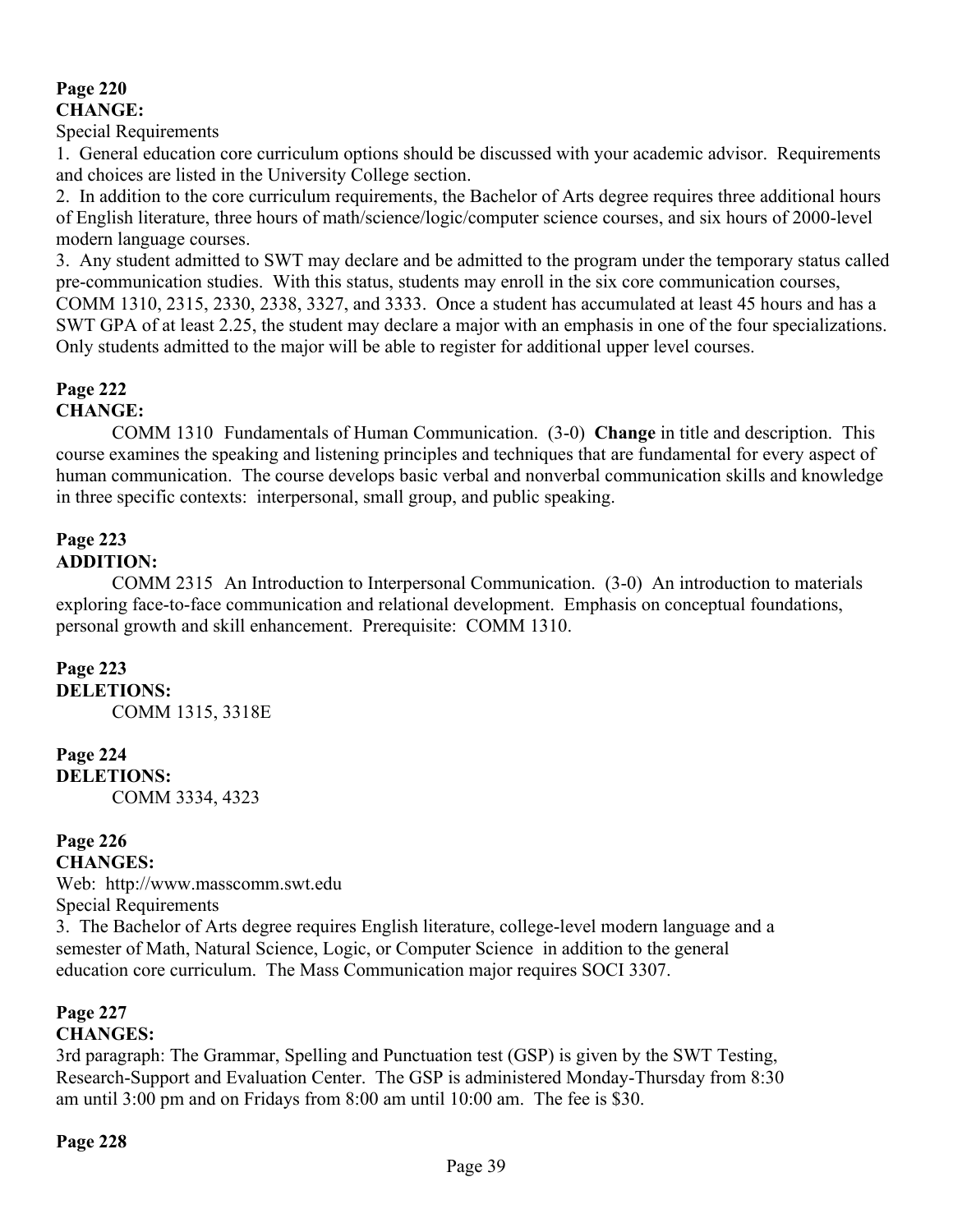**Page 220**
**CHANGE:**

Special Requirements

1. General education core curriculum options should be discussed with your academic advisor. Requirements and choices are listed in the University College section.
2. In addition to the core curriculum requirements, the Bachelor of Arts degree requires three additional hours of English literature, three hours of math/science/logic/computer science courses, and six hours of 2000-level modern language courses.
3. Any student admitted to SWT may declare and be admitted to the program under the temporary status called pre-communication studies. With this status, students may enroll in the six core communication courses, COMM 1310, 2315, 2330, 2338, 3327, and 3333. Once a student has accumulated at least 45 hours and has a SWT GPA of at least 2.25, the student may declare a major with an emphasis in one of the four specializations. Only students admitted to the major will be able to register for additional upper level courses.

**Page 222**
**CHANGE:**

COMM 1310 Fundamentals of Human Communication. (3-0) **Change** in title and description. This course examines the speaking and listening principles and techniques that are fundamental for every aspect of human communication. The course develops basic verbal and nonverbal communication skills and knowledge in three specific contexts: interpersonal, small group, and public speaking.

**Page 223**
**ADDITION:**

COMM 2315 An Introduction to Interpersonal Communication. (3-0) An introduction to materials exploring face-to-face communication and relational development. Emphasis on conceptual foundations, personal growth and skill enhancement. Prerequisite: COMM 1310.

**Page 223**
**DELETIONS:**

COMM 1315, 3318E

**Page 224**
**DELETIONS:**

COMM 3334, 4323

**Page 226**
**CHANGES:**

Web: http://www.masscomm.swt.edu

Special Requirements

3. The Bachelor of Arts degree requires English literature, college-level modern language and a semester of Math, Natural Science, Logic, or Computer Science in addition to the general education core curriculum. The Mass Communication major requires SOCI 3307.

**Page 227**
**CHANGES:**

3rd paragraph: The Grammar, Spelling and Punctuation test (GSP) is given by the SWT Testing, Research-Support and Evaluation Center. The GSP is administered Monday-Thursday from 8:30 am until 3:00 pm and on Fridays from 8:00 am until 10:00 am. The fee is $30.

**Page 228**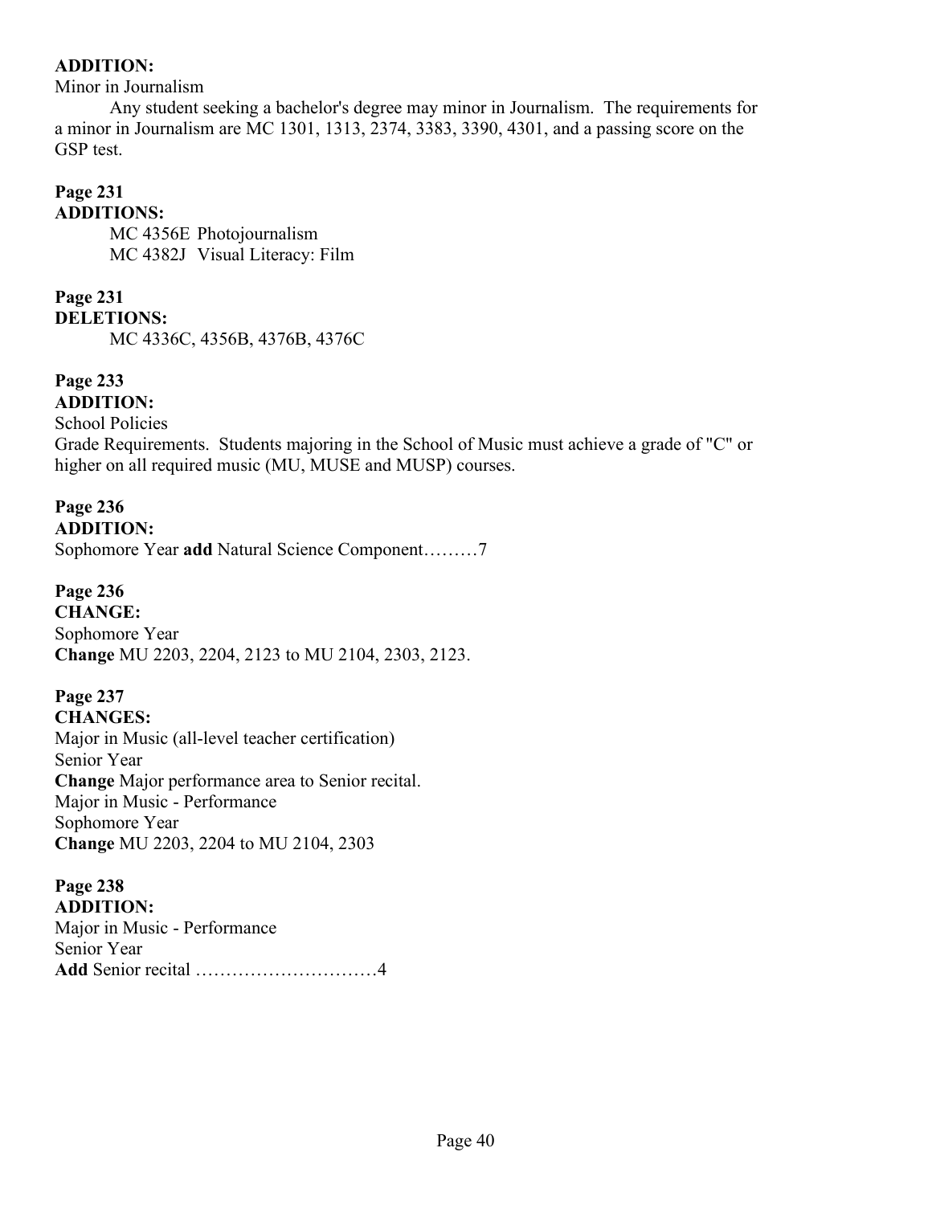**ADDITION:**

Minor in Journalism

Any student seeking a bachelor's degree may minor in Journalism. The requirements for a minor in Journalism are MC 1301, 1313, 2374, 3383, 3390, 4301, and a passing score on the GSP test.

**Page 231**

**ADDITIONS:**

MC 4356E Photojournalism
MC 4382J Visual Literacy: Film

**Page 231**

**DELETIONS:**

MC 4336C, 4356B, 4376B, 4376C

**Page 233**

**ADDITION:**

School Policies

Grade Requirements. Students majoring in the School of Music must achieve a grade of "C" or higher on all required music (MU, MUSE and MUSP) courses.

**Page 236**

**ADDITION:**

Sophomore Year **add** Natural Science Component………7

**Page 236**

**CHANGE:**

Sophomore Year
**Change** MU 2203, 2204, 2123 to MU 2104, 2303, 2123.

**Page 237**

**CHANGES:**

Major in Music (all-level teacher certification)
Senior Year
**Change** Major performance area to Senior recital.
Major in Music - Performance
Sophomore Year
**Change** MU 2203, 2204 to MU 2104, 2303

**Page 238**

**ADDITION:**

Major in Music - Performance
Senior Year
**Add** Senior recital …………………………4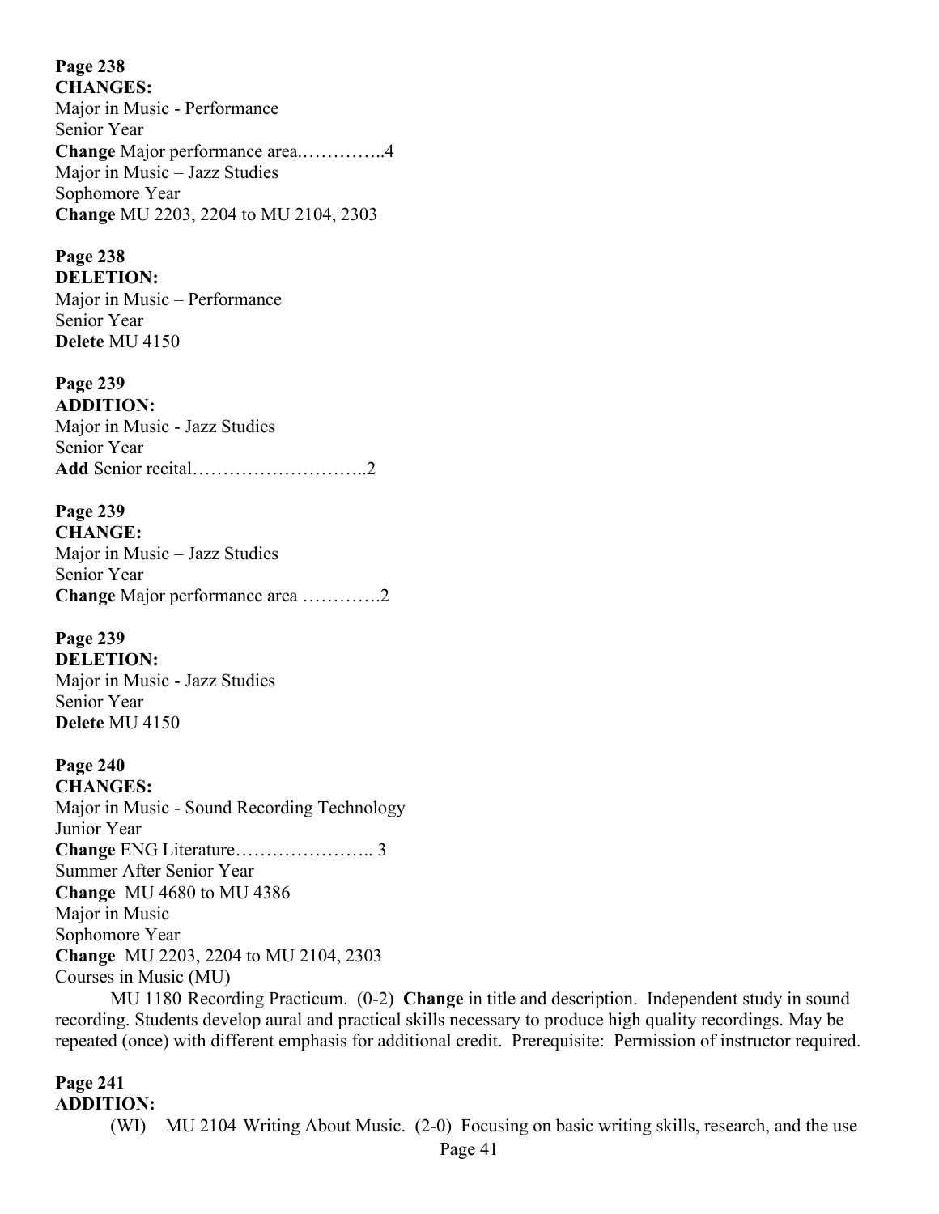**Page 238**
**CHANGES:**
Major in Music - Performance
Senior Year
**Change** Major performance area.…………..4
Major in Music – Jazz Studies
Sophomore Year
**Change** MU 2203, 2204 to MU 2104, 2303

**Page 238**
**DELETION:**
Major in Music – Performance
Senior Year
**Delete** MU 4150

**Page 239**
**ADDITION:**
Major in Music - Jazz Studies
Senior Year
**Add** Senior recital………………………..2

**Page 239**
**CHANGE:**
Major in Music – Jazz Studies
Senior Year
**Change** Major performance area ………….2

**Page 239**
**DELETION:**
Major in Music - Jazz Studies
Senior Year
**Delete** MU 4150

**Page 240**
**CHANGES:**
Major in Music - Sound Recording Technology
Junior Year
**Change** ENG Literature………………….. 3
Summer After Senior Year
**Change** MU 4680 to MU 4386
Major in Music
Sophomore Year
**Change** MU 2203, 2204 to MU 2104, 2303
Courses in Music (MU)

MU 1180 Recording Practicum. (0-2) **Change** in title and description. Independent study in sound recording. Students develop aural and practical skills necessary to produce high quality recordings. May be repeated (once) with different emphasis for additional credit. Prerequisite: Permission of instructor required.

**Page 241**
**ADDITION:**

(WI) MU 2104 Writing About Music. (2-0) Focusing on basic writing skills, research, and the use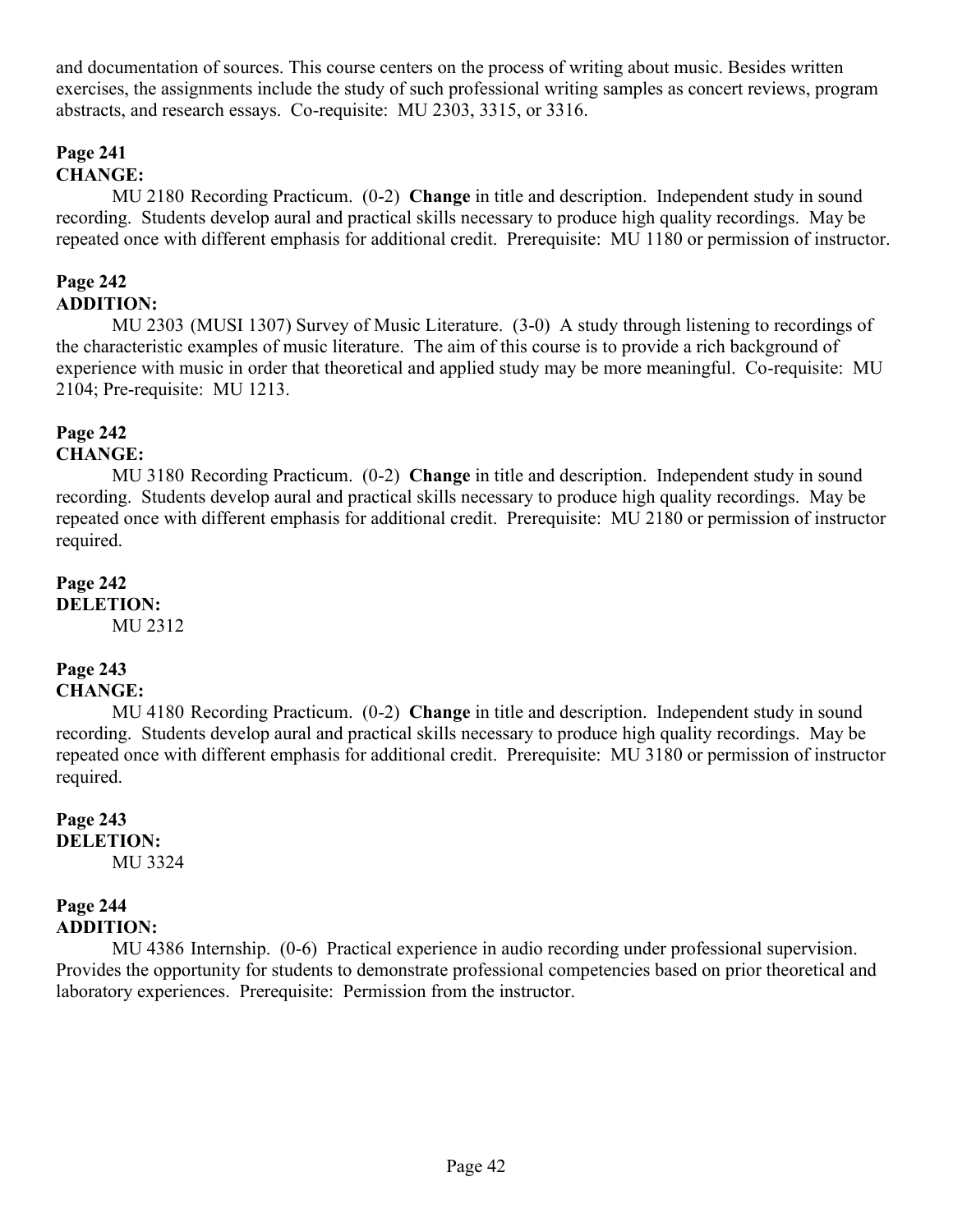and documentation of sources. This course centers on the process of writing about music. Besides written exercises, the assignments include the study of such professional writing samples as concert reviews, program abstracts, and research essays. Co-requisite: MU 2303, 3315, or 3316.

**Page 241**
**CHANGE:**

MU 2180 Recording Practicum. (0-2) **Change** in title and description. Independent study in sound recording. Students develop aural and practical skills necessary to produce high quality recordings. May be repeated once with different emphasis for additional credit. Prerequisite: MU 1180 or permission of instructor.

**Page 242**
**ADDITION:**

MU 2303 (MUSI 1307) Survey of Music Literature. (3-0) A study through listening to recordings of the characteristic examples of music literature. The aim of this course is to provide a rich background of experience with music in order that theoretical and applied study may be more meaningful. Co-requisite: MU 2104; Pre-requisite: MU 1213.

**Page 242**
**CHANGE:**

MU 3180 Recording Practicum. (0-2) **Change** in title and description. Independent study in sound recording. Students develop aural and practical skills necessary to produce high quality recordings. May be repeated once with different emphasis for additional credit. Prerequisite: MU 2180 or permission of instructor required.

**Page 242**
**DELETION:**

MU 2312

**Page 243**
**CHANGE:**

MU 4180 Recording Practicum. (0-2) **Change** in title and description. Independent study in sound recording. Students develop aural and practical skills necessary to produce high quality recordings. May be repeated once with different emphasis for additional credit. Prerequisite: MU 3180 or permission of instructor required.

**Page 243**
**DELETION:**

MU 3324

**Page 244**
**ADDITION:**

MU 4386 Internship. (0-6) Practical experience in audio recording under professional supervision. Provides the opportunity for students to demonstrate professional competencies based on prior theoretical and laboratory experiences. Prerequisite: Permission from the instructor.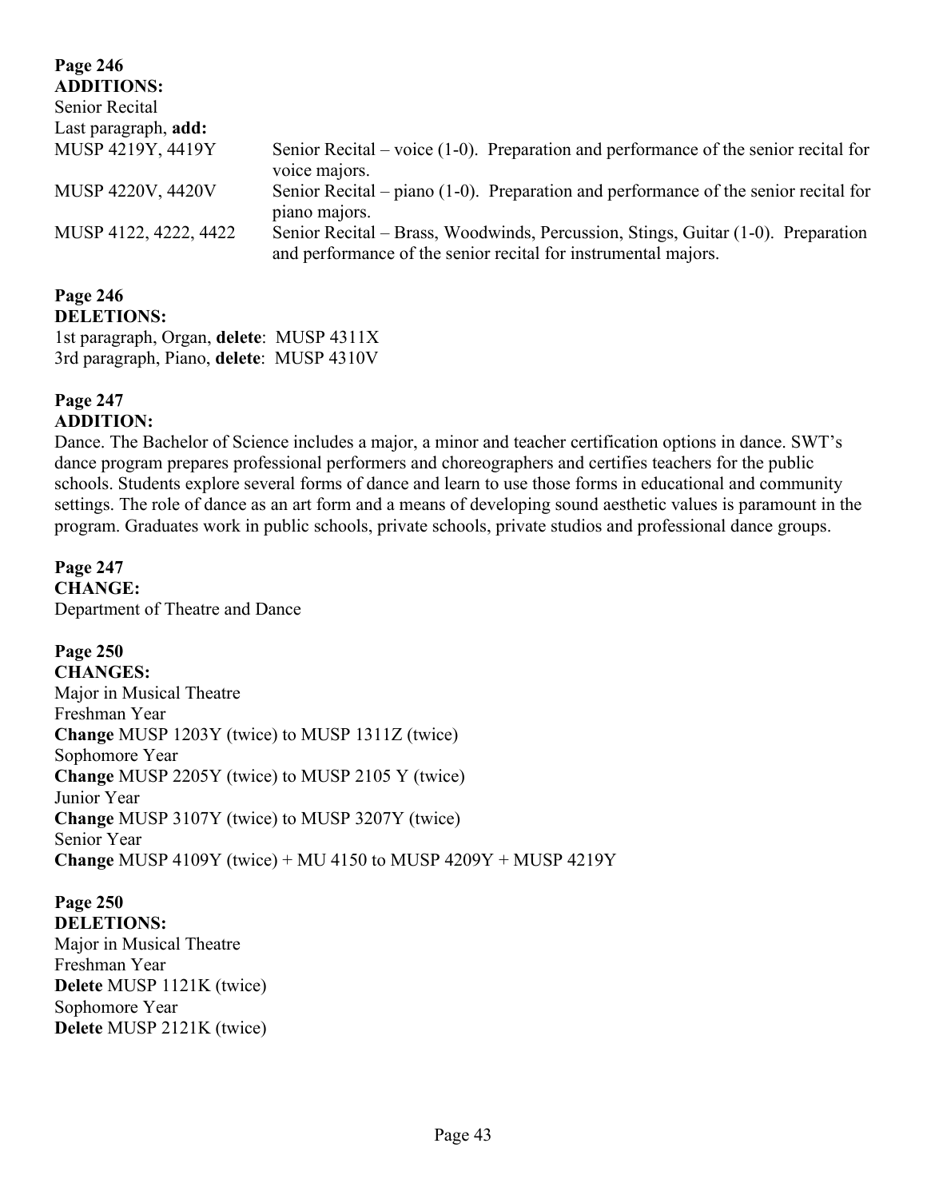**Page 246**
**ADDITIONS:**
Senior Recital
Last paragraph, **add:**

| | |
|---|---|
| MUSP 4219Y, 4419Y | Senior Recital – voice (1-0). Preparation and performance of the senior recital for voice majors. |
| MUSP 4220V, 4420V | Senior Recital – piano (1-0). Preparation and performance of the senior recital for piano majors. |
| MUSP 4122, 4222, 4422 | Senior Recital – Brass, Woodwinds, Percussion, Stings, Guitar (1-0). Preparation and performance of the senior recital for instrumental majors. |

**Page 246**
**DELETIONS:**
1st paragraph, Organ, **delete**: MUSP 4311X
3rd paragraph, Piano, **delete**: MUSP 4310V

**Page 247**
**ADDITION:**
Dance. The Bachelor of Science includes a major, a minor and teacher certification options in dance. SWT's dance program prepares professional performers and choreographers and certifies teachers for the public schools. Students explore several forms of dance and learn to use those forms in educational and community settings. The role of dance as an art form and a means of developing sound aesthetic values is paramount in the program. Graduates work in public schools, private schools, private studios and professional dance groups.

**Page 247**
**CHANGE:**
Department of Theatre and Dance

**Page 250**
**CHANGES:**
Major in Musical Theatre
Freshman Year
**Change** MUSP 1203Y (twice) to MUSP 1311Z (twice)
Sophomore Year
**Change** MUSP 2205Y (twice) to MUSP 2105 Y (twice)
Junior Year
**Change** MUSP 3107Y (twice) to MUSP 3207Y (twice)
Senior Year
**Change** MUSP 4109Y (twice) + MU 4150 to MUSP 4209Y + MUSP 4219Y

**Page 250**
**DELETIONS:**
Major in Musical Theatre
Freshman Year
**Delete** MUSP 1121K (twice)
Sophomore Year
**Delete** MUSP 2121K (twice)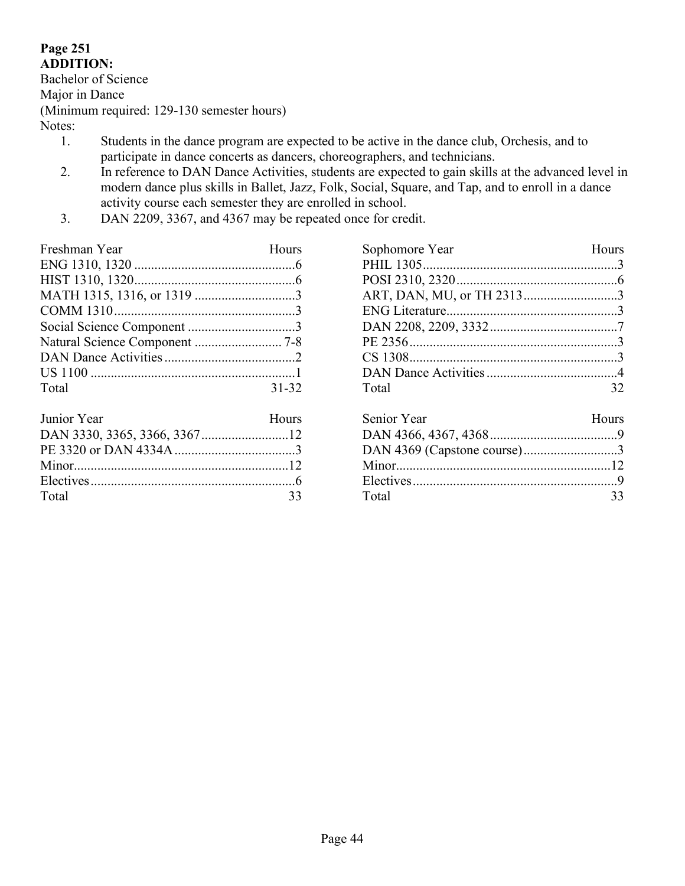**Page 251**
**ADDITION:**
Bachelor of Science
Major in Dance
(Minimum required: 129-130 semester hours)
Notes:

1. Students in the dance program are expected to be active in the dance club, Orchesis, and to participate in dance concerts as dancers, choreographers, and technicians.
2. In reference to DAN Dance Activities, students are expected to gain skills at the advanced level in modern dance plus skills in Ballet, Jazz, Folk, Social, Square, and Tap, and to enroll in a dance activity course each semester they are enrolled in school.
3. DAN 2209, 3367, and 4367 may be repeated once for credit.

| Freshman Year | Hours |
|---|---|
| ENG 1310, 1320 | 6 |
| HIST 1310, 1320 | 6 |
| MATH 1315, 1316, or 1319 | 3 |
| COMM 1310 | 3 |
| Social Science Component | 3 |
| Natural Science Component | 7-8 |
| DAN Dance Activities | 2 |
| US 1100 | 1 |
| Total | 31-32 |

| Sophomore Year | Hours |
|---|---|
| PHIL 1305 | 3 |
| POSI 2310, 2320 | 6 |
| ART, DAN, MU, or TH 2313 | 3 |
| ENG Literature | 3 |
| DAN 2208, 2209, 3332 | 7 |
| PE 2356 | 3 |
| CS 1308 | 3 |
| DAN Dance Activities | 4 |
| Total | 32 |

| Junior Year | Hours |
|---|---|
| DAN 3330, 3365, 3366, 3367 | 12 |
| PE 3320 or DAN 4334A | 3 |
| Minor | 12 |
| Electives | 6 |
| Total | 33 |

| Senior Year | Hours |
|---|---|
| DAN 4366, 4367, 4368 | 9 |
| DAN 4369 (Capstone course) | 3 |
| Minor | 12 |
| Electives | 9 |
| Total | 33 |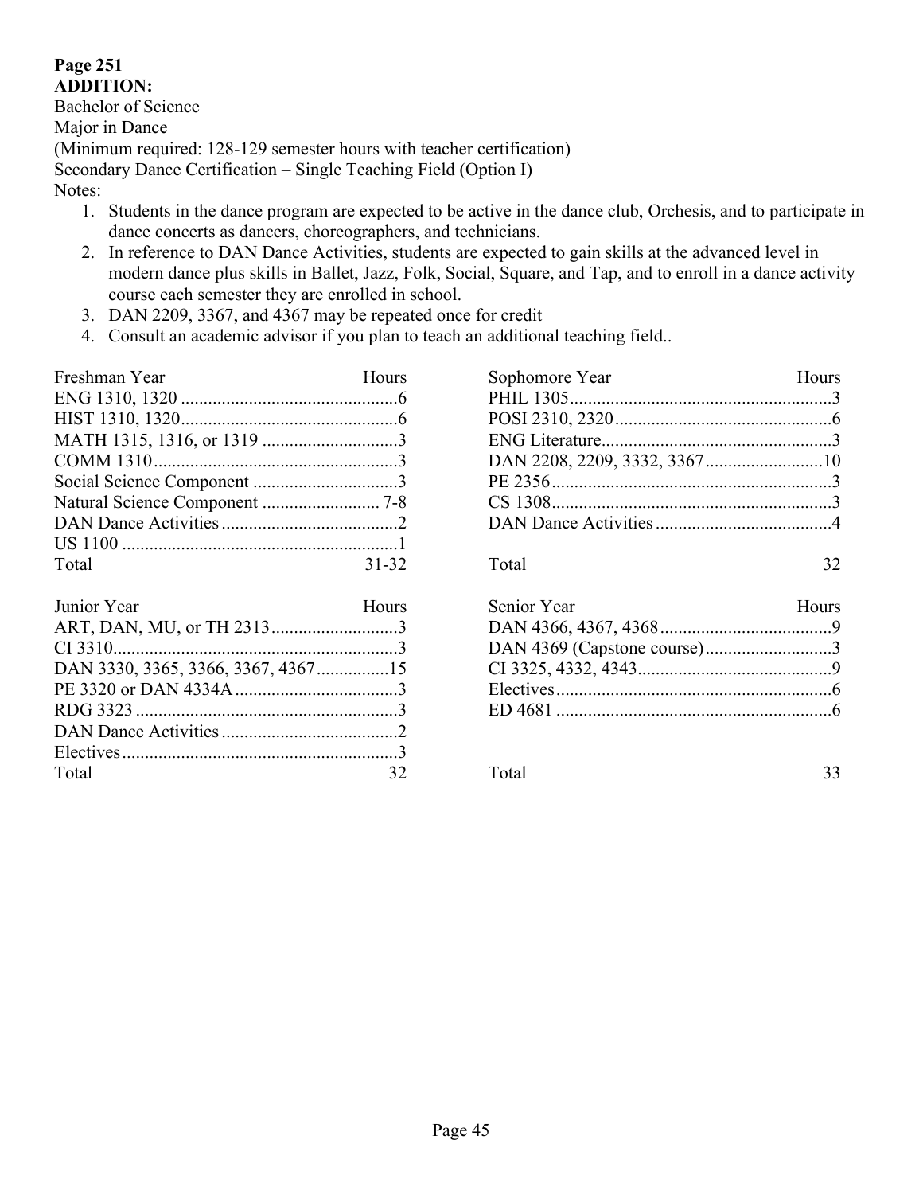**Page 251**
**ADDITION:**
Bachelor of Science
Major in Dance
(Minimum required: 128-129 semester hours with teacher certification)
Secondary Dance Certification – Single Teaching Field (Option I)
Notes:

1. Students in the dance program are expected to be active in the dance club, Orchesis, and to participate in dance concerts as dancers, choreographers, and technicians.
2. In reference to DAN Dance Activities, students are expected to gain skills at the advanced level in modern dance plus skills in Ballet, Jazz, Folk, Social, Square, and Tap, and to enroll in a dance activity course each semester they are enrolled in school.
3. DAN 2209, 3367, and 4367 may be repeated once for credit
4. Consult an academic advisor if you plan to teach an additional teaching field..

| Freshman Year | Hours |
|---|---|
| ENG 1310, 1320 | 6 |
| HIST 1310, 1320 | 6 |
| MATH 1315, 1316, or 1319 | 3 |
| COMM 1310 | 3 |
| Social Science Component | 3 |
| Natural Science Component | 7-8 |
| DAN Dance Activities | 2 |
| US 1100 | 1 |
| Total | 31-32 |

| Sophomore Year | Hours |
|---|---|
| PHIL 1305 | 3 |
| POSI 2310, 2320 | 6 |
| ENG Literature | 3 |
| DAN 2208, 2209, 3332, 3367 | 10 |
| PE 2356 | 3 |
| CS 1308 | 3 |
| DAN Dance Activities | 4 |
| Total | 32 |

| Junior Year | Hours |
|---|---|
| ART, DAN, MU, or TH 2313 | 3 |
| CI 3310 | 3 |
| DAN 3330, 3365, 3366, 3367, 4367 | 15 |
| PE 3320 or DAN 4334A | 3 |
| RDG 3323 | 3 |
| DAN Dance Activities | 2 |
| Electives | 3 |
| Total | 32 |

| Senior Year | Hours |
|---|---|
| DAN 4366, 4367, 4368 | 9 |
| DAN 4369 (Capstone course) | 3 |
| CI 3325, 4332, 4343 | 9 |
| Electives | 6 |
| ED 4681 | 6 |
| Total | 33 |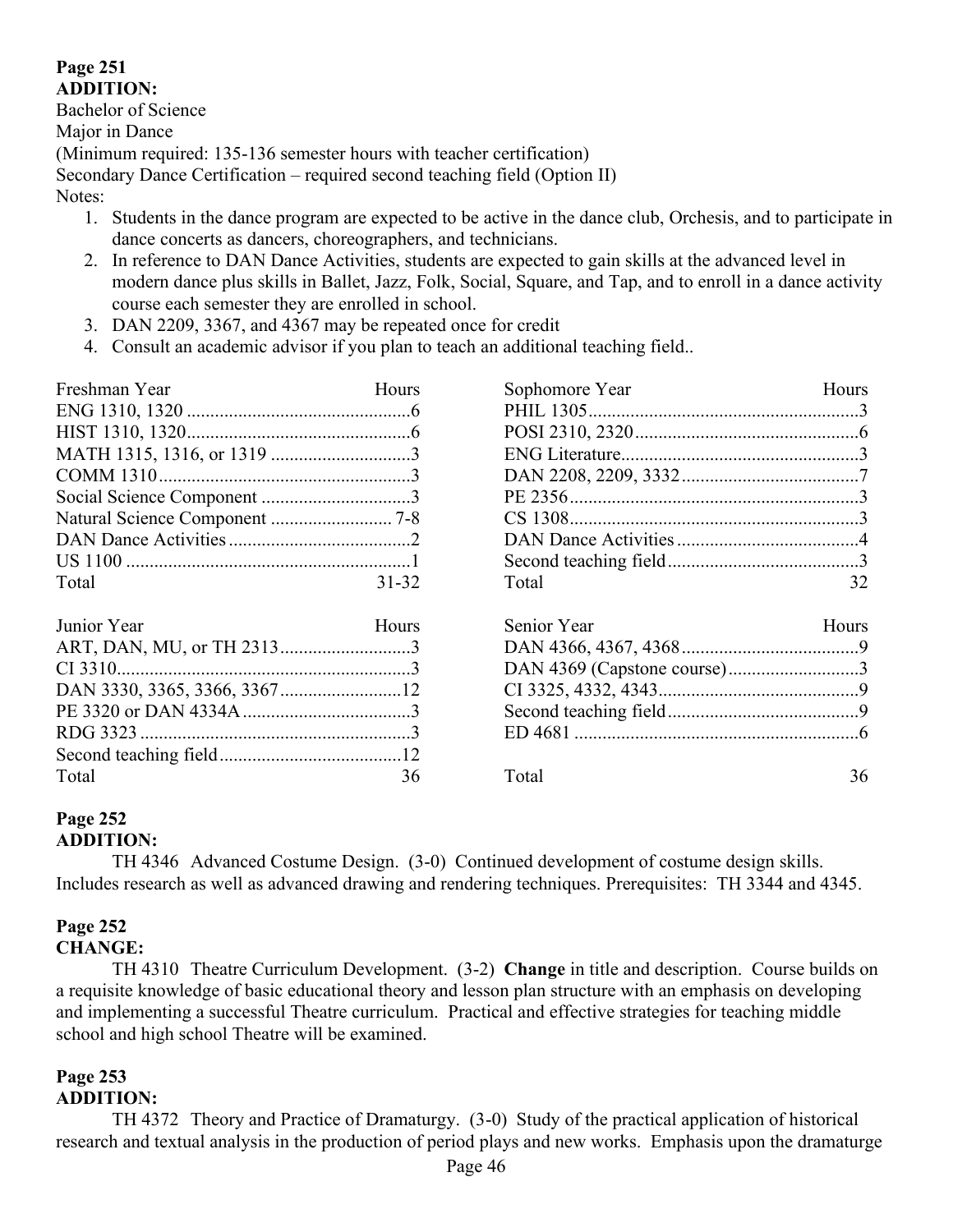**Page 251**
**ADDITION:**

Bachelor of Science
Major in Dance
(Minimum required: 135-136 semester hours with teacher certification)
Secondary Dance Certification – required second teaching field (Option II)
Notes:

1. Students in the dance program are expected to be active in the dance club, Orchesis, and to participate in dance concerts as dancers, choreographers, and technicians.
2. In reference to DAN Dance Activities, students are expected to gain skills at the advanced level in modern dance plus skills in Ballet, Jazz, Folk, Social, Square, and Tap, and to enroll in a dance activity course each semester they are enrolled in school.
3. DAN 2209, 3367, and 4367 may be repeated once for credit
4. Consult an academic advisor if you plan to teach an additional teaching field..

| Freshman Year | Hours |
|---|---|
| ENG 1310, 1320 | 6 |
| HIST 1310, 1320 | 6 |
| MATH 1315, 1316, or 1319 | 3 |
| COMM 1310 | 3 |
| Social Science Component | 3 |
| Natural Science Component | 7-8 |
| DAN Dance Activities | 2 |
| US 1100 | 1 |
| Total | 31-32 |

| Sophomore Year | Hours |
|---|---|
| PHIL 1305 | 3 |
| POSI 2310, 2320 | 6 |
| ENG Literature | 3 |
| DAN 2208, 2209, 3332 | 7 |
| PE 2356 | 3 |
| CS 1308 | 3 |
| DAN Dance Activities | 4 |
| Second teaching field | 3 |
| Total | 32 |

| Junior Year | Hours |
|---|---|
| ART, DAN, MU, or TH 2313 | 3 |
| CI 3310 | 3 |
| DAN 3330, 3365, 3366, 3367 | 12 |
| PE 3320 or DAN 4334A | 3 |
| RDG 3323 | 3 |
| Second teaching field | 12 |
| Total | 36 |

| Senior Year | Hours |
|---|---|
| DAN 4366, 4367, 4368 | 9 |
| DAN 4369 (Capstone course) | 3 |
| CI 3325, 4332, 4343 | 9 |
| Second teaching field | 9 |
| ED 4681 | 6 |
| Total | 36 |

**Page 252**
**ADDITION:**

TH 4346 Advanced Costume Design. (3-0) Continued development of costume design skills. Includes research as well as advanced drawing and rendering techniques. Prerequisites: TH 3344 and 4345.

**Page 252**
**CHANGE:**

TH 4310 Theatre Curriculum Development. (3-2) **Change** in title and description. Course builds on a requisite knowledge of basic educational theory and lesson plan structure with an emphasis on developing and implementing a successful Theatre curriculum. Practical and effective strategies for teaching middle school and high school Theatre will be examined.

**Page 253**
**ADDITION:**

TH 4372 Theory and Practice of Dramaturgy. (3-0) Study of the practical application of historical research and textual analysis in the production of period plays and new works. Emphasis upon the dramaturge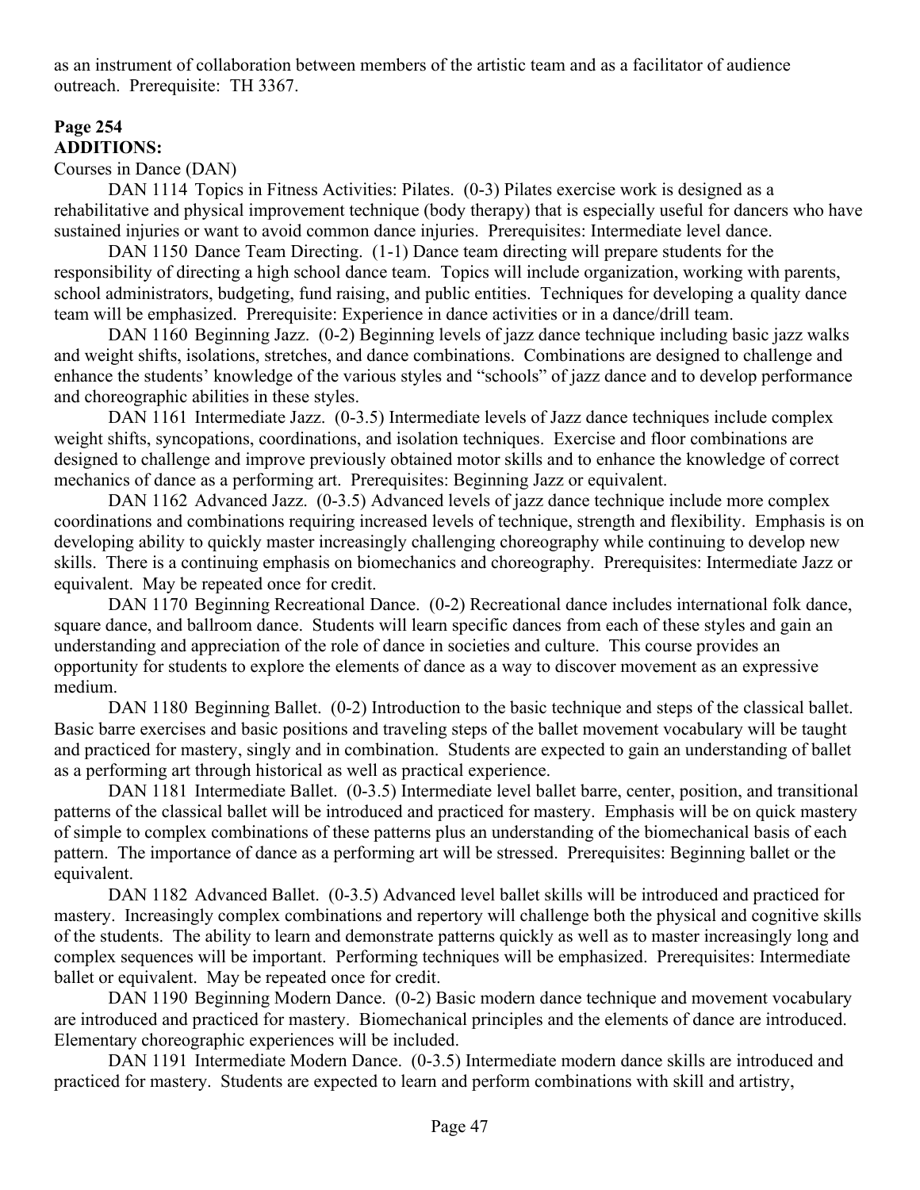as an instrument of collaboration between members of the artistic team and as a facilitator of audience outreach. Prerequisite: TH 3367.

**Page 254**
**ADDITIONS:**

Courses in Dance (DAN)

DAN 1114 Topics in Fitness Activities: Pilates. (0-3) Pilates exercise work is designed as a rehabilitative and physical improvement technique (body therapy) that is especially useful for dancers who have sustained injuries or want to avoid common dance injuries. Prerequisites: Intermediate level dance.

DAN 1150 Dance Team Directing. (1-1) Dance team directing will prepare students for the responsibility of directing a high school dance team. Topics will include organization, working with parents, school administrators, budgeting, fund raising, and public entities. Techniques for developing a quality dance team will be emphasized. Prerequisite: Experience in dance activities or in a dance/drill team.

DAN 1160 Beginning Jazz. (0-2) Beginning levels of jazz dance technique including basic jazz walks and weight shifts, isolations, stretches, and dance combinations. Combinations are designed to challenge and enhance the students' knowledge of the various styles and "schools" of jazz dance and to develop performance and choreographic abilities in these styles.

DAN 1161 Intermediate Jazz. (0-3.5) Intermediate levels of Jazz dance techniques include complex weight shifts, syncopations, coordinations, and isolation techniques. Exercise and floor combinations are designed to challenge and improve previously obtained motor skills and to enhance the knowledge of correct mechanics of dance as a performing art. Prerequisites: Beginning Jazz or equivalent.

DAN 1162 Advanced Jazz. (0-3.5) Advanced levels of jazz dance technique include more complex coordinations and combinations requiring increased levels of technique, strength and flexibility. Emphasis is on developing ability to quickly master increasingly challenging choreography while continuing to develop new skills. There is a continuing emphasis on biomechanics and choreography. Prerequisites: Intermediate Jazz or equivalent. May be repeated once for credit.

DAN 1170 Beginning Recreational Dance. (0-2) Recreational dance includes international folk dance, square dance, and ballroom dance. Students will learn specific dances from each of these styles and gain an understanding and appreciation of the role of dance in societies and culture. This course provides an opportunity for students to explore the elements of dance as a way to discover movement as an expressive medium.

DAN 1180 Beginning Ballet. (0-2) Introduction to the basic technique and steps of the classical ballet. Basic barre exercises and basic positions and traveling steps of the ballet movement vocabulary will be taught and practiced for mastery, singly and in combination. Students are expected to gain an understanding of ballet as a performing art through historical as well as practical experience.

DAN 1181 Intermediate Ballet. (0-3.5) Intermediate level ballet barre, center, position, and transitional patterns of the classical ballet will be introduced and practiced for mastery. Emphasis will be on quick mastery of simple to complex combinations of these patterns plus an understanding of the biomechanical basis of each pattern. The importance of dance as a performing art will be stressed. Prerequisites: Beginning ballet or the equivalent.

DAN 1182 Advanced Ballet. (0-3.5) Advanced level ballet skills will be introduced and practiced for mastery. Increasingly complex combinations and repertory will challenge both the physical and cognitive skills of the students. The ability to learn and demonstrate patterns quickly as well as to master increasingly long and complex sequences will be important. Performing techniques will be emphasized. Prerequisites: Intermediate ballet or equivalent. May be repeated once for credit.

DAN 1190 Beginning Modern Dance. (0-2) Basic modern dance technique and movement vocabulary are introduced and practiced for mastery. Biomechanical principles and the elements of dance are introduced. Elementary choreographic experiences will be included.

DAN 1191 Intermediate Modern Dance. (0-3.5) Intermediate modern dance skills are introduced and practiced for mastery. Students are expected to learn and perform combinations with skill and artistry,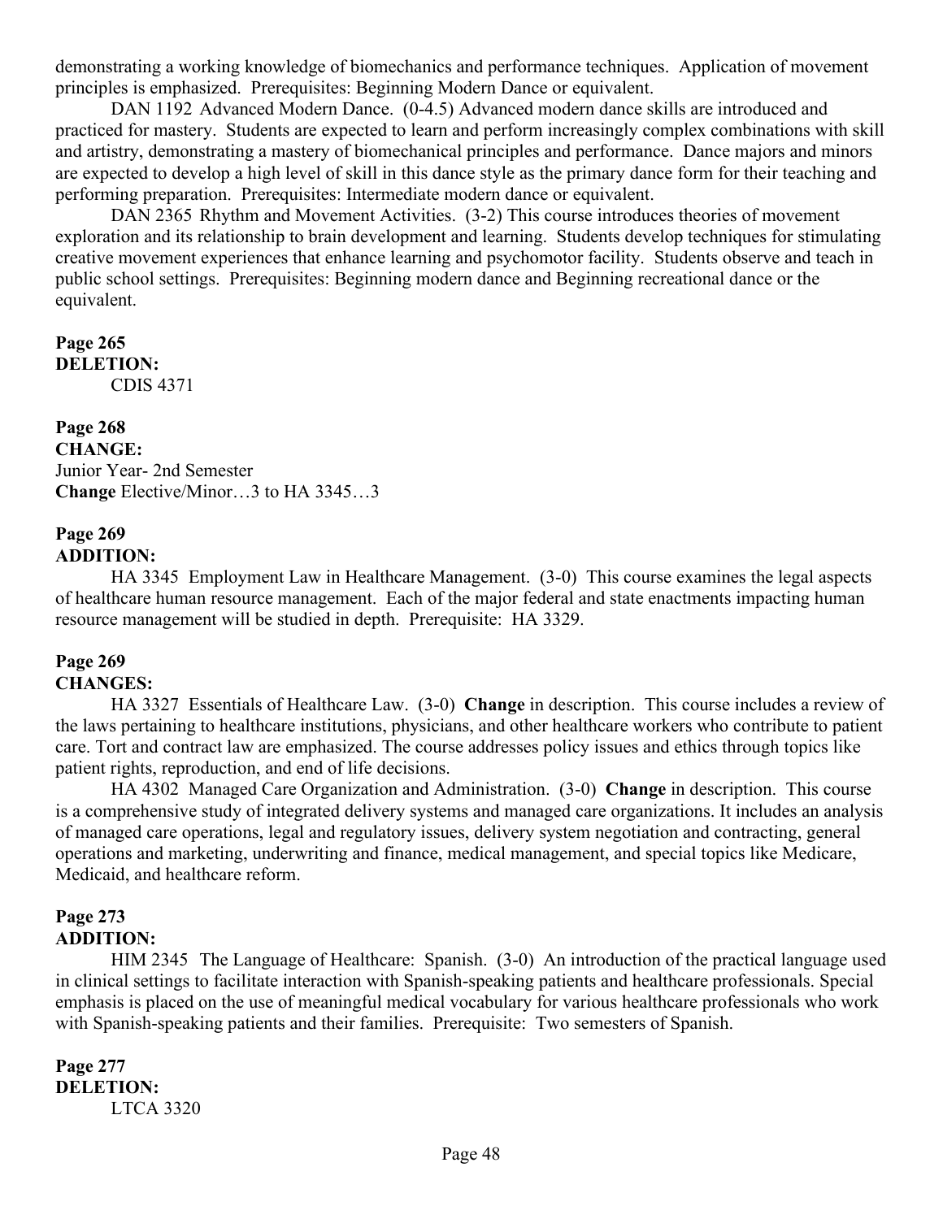demonstrating a working knowledge of biomechanics and performance techniques. Application of movement principles is emphasized. Prerequisites: Beginning Modern Dance or equivalent.

DAN 1192 Advanced Modern Dance. (0-4.5) Advanced modern dance skills are introduced and practiced for mastery. Students are expected to learn and perform increasingly complex combinations with skill and artistry, demonstrating a mastery of biomechanical principles and performance. Dance majors and minors are expected to develop a high level of skill in this dance style as the primary dance form for their teaching and performing preparation. Prerequisites: Intermediate modern dance or equivalent.

DAN 2365 Rhythm and Movement Activities. (3-2) This course introduces theories of movement exploration and its relationship to brain development and learning. Students develop techniques for stimulating creative movement experiences that enhance learning and psychomotor facility. Students observe and teach in public school settings. Prerequisites: Beginning modern dance and Beginning recreational dance or the equivalent.

**Page 265**
**DELETION:**
CDIS 4371

**Page 268**
**CHANGE:**
Junior Year- 2nd Semester
**Change** Elective/Minor…3 to HA 3345…3

**Page 269**
**ADDITION:**

HA 3345 Employment Law in Healthcare Management. (3-0) This course examines the legal aspects of healthcare human resource management. Each of the major federal and state enactments impacting human resource management will be studied in depth. Prerequisite: HA 3329.

**Page 269**
**CHANGES:**

HA 3327 Essentials of Healthcare Law. (3-0) **Change** in description. This course includes a review of the laws pertaining to healthcare institutions, physicians, and other healthcare workers who contribute to patient care. Tort and contract law are emphasized. The course addresses policy issues and ethics through topics like patient rights, reproduction, and end of life decisions.

HA 4302 Managed Care Organization and Administration. (3-0) **Change** in description. This course is a comprehensive study of integrated delivery systems and managed care organizations. It includes an analysis of managed care operations, legal and regulatory issues, delivery system negotiation and contracting, general operations and marketing, underwriting and finance, medical management, and special topics like Medicare, Medicaid, and healthcare reform.

**Page 273**
**ADDITION:**

HIM 2345 The Language of Healthcare: Spanish. (3-0) An introduction of the practical language used in clinical settings to facilitate interaction with Spanish-speaking patients and healthcare professionals. Special emphasis is placed on the use of meaningful medical vocabulary for various healthcare professionals who work with Spanish-speaking patients and their families. Prerequisite: Two semesters of Spanish.

**Page 277**
**DELETION:**
LTCA 3320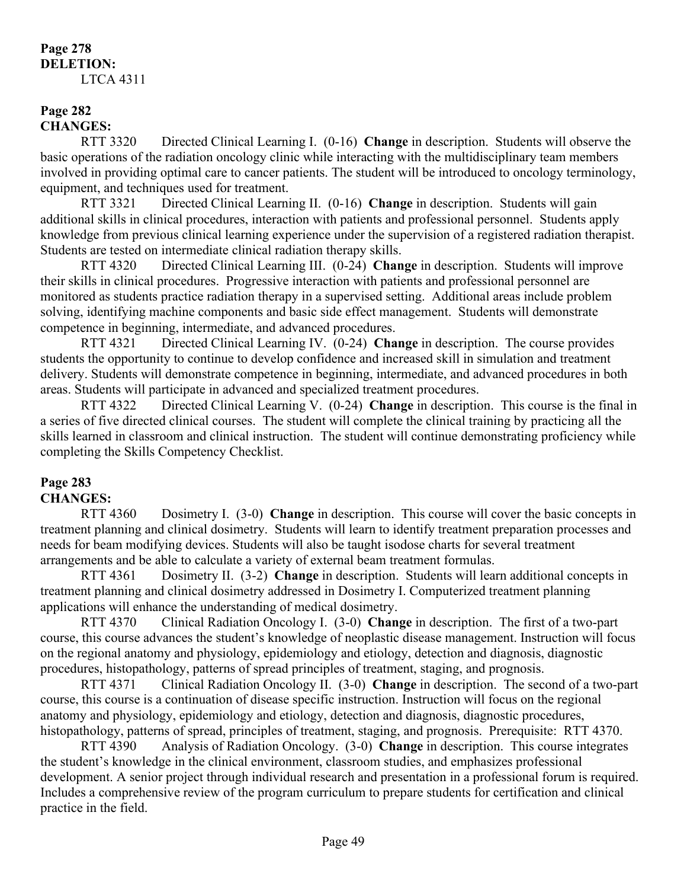**Page 278**
**DELETION:**

LTCA 4311

**Page 282**
**CHANGES:**

RTT 3320 Directed Clinical Learning I. (0-16) **Change** in description. Students will observe the basic operations of the radiation oncology clinic while interacting with the multidisciplinary team members involved in providing optimal care to cancer patients. The student will be introduced to oncology terminology, equipment, and techniques used for treatment.

RTT 3321 Directed Clinical Learning II. (0-16) **Change** in description. Students will gain additional skills in clinical procedures, interaction with patients and professional personnel. Students apply knowledge from previous clinical learning experience under the supervision of a registered radiation therapist. Students are tested on intermediate clinical radiation therapy skills.

RTT 4320 Directed Clinical Learning III. (0-24) **Change** in description. Students will improve their skills in clinical procedures. Progressive interaction with patients and professional personnel are monitored as students practice radiation therapy in a supervised setting. Additional areas include problem solving, identifying machine components and basic side effect management. Students will demonstrate competence in beginning, intermediate, and advanced procedures.

RTT 4321 Directed Clinical Learning IV. (0-24) **Change** in description. The course provides students the opportunity to continue to develop confidence and increased skill in simulation and treatment delivery. Students will demonstrate competence in beginning, intermediate, and advanced procedures in both areas. Students will participate in advanced and specialized treatment procedures.

RTT 4322 Directed Clinical Learning V. (0-24) **Change** in description. This course is the final in a series of five directed clinical courses. The student will complete the clinical training by practicing all the skills learned in classroom and clinical instruction. The student will continue demonstrating proficiency while completing the Skills Competency Checklist.

**Page 283**
**CHANGES:**

RTT 4360 Dosimetry I. (3-0) **Change** in description. This course will cover the basic concepts in treatment planning and clinical dosimetry. Students will learn to identify treatment preparation processes and needs for beam modifying devices. Students will also be taught isodose charts for several treatment arrangements and be able to calculate a variety of external beam treatment formulas.

RTT 4361 Dosimetry II. (3-2) **Change** in description. Students will learn additional concepts in treatment planning and clinical dosimetry addressed in Dosimetry I. Computerized treatment planning applications will enhance the understanding of medical dosimetry.

RTT 4370 Clinical Radiation Oncology I. (3-0) **Change** in description. The first of a two-part course, this course advances the student's knowledge of neoplastic disease management. Instruction will focus on the regional anatomy and physiology, epidemiology and etiology, detection and diagnosis, diagnostic procedures, histopathology, patterns of spread principles of treatment, staging, and prognosis.

RTT 4371 Clinical Radiation Oncology II. (3-0) **Change** in description. The second of a two-part course, this course is a continuation of disease specific instruction. Instruction will focus on the regional anatomy and physiology, epidemiology and etiology, detection and diagnosis, diagnostic procedures, histopathology, patterns of spread, principles of treatment, staging, and prognosis. Prerequisite: RTT 4370.

RTT 4390 Analysis of Radiation Oncology. (3-0) **Change** in description. This course integrates the student's knowledge in the clinical environment, classroom studies, and emphasizes professional development. A senior project through individual research and presentation in a professional forum is required. Includes a comprehensive review of the program curriculum to prepare students for certification and clinical practice in the field.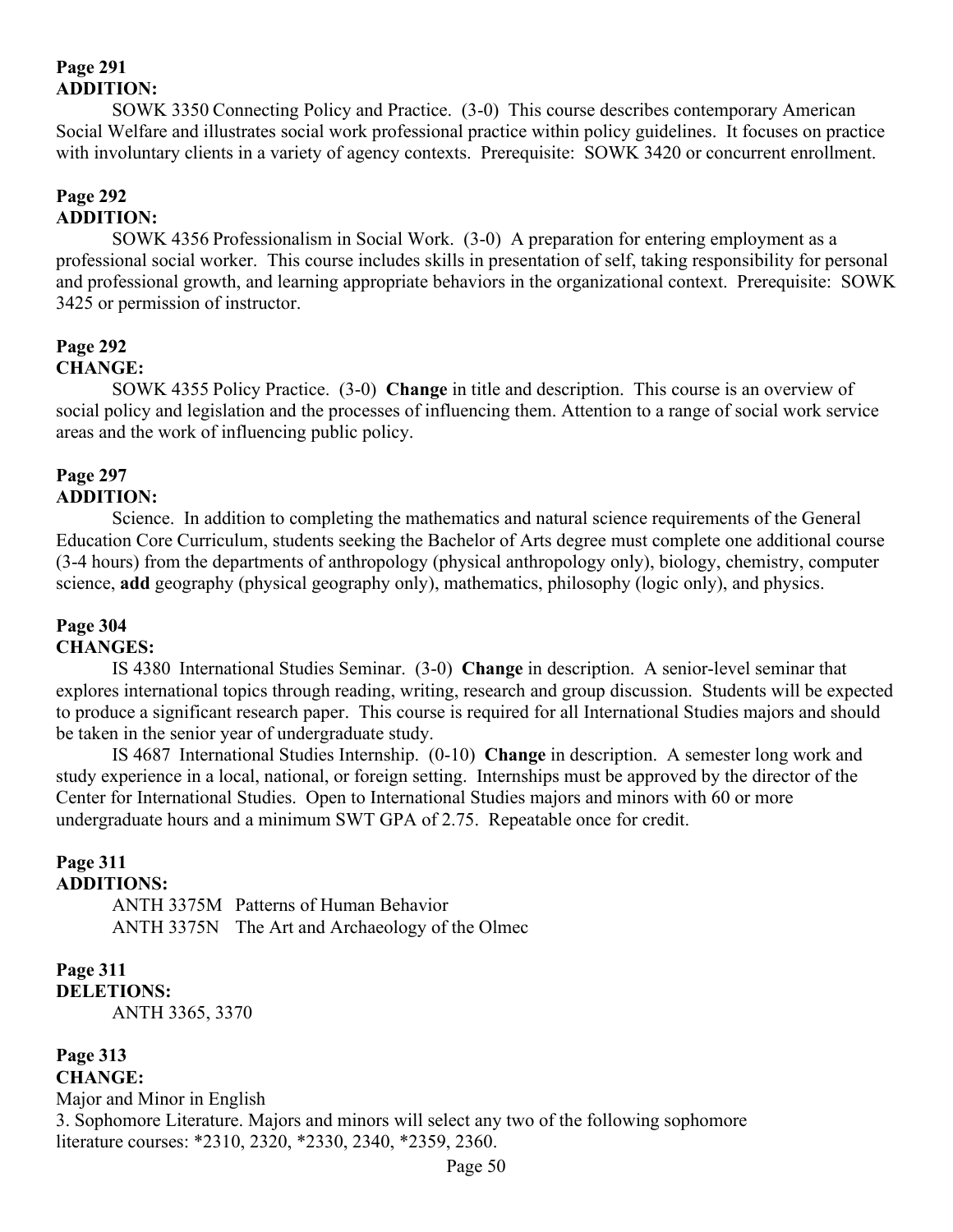**Page 291**
**ADDITION:**

SOWK 3350 Connecting Policy and Practice. (3-0) This course describes contemporary American Social Welfare and illustrates social work professional practice within policy guidelines. It focuses on practice with involuntary clients in a variety of agency contexts. Prerequisite: SOWK 3420 or concurrent enrollment.

**Page 292**
**ADDITION:**

SOWK 4356 Professionalism in Social Work. (3-0) A preparation for entering employment as a professional social worker. This course includes skills in presentation of self, taking responsibility for personal and professional growth, and learning appropriate behaviors in the organizational context. Prerequisite: SOWK 3425 or permission of instructor.

**Page 292**
**CHANGE:**

SOWK 4355 Policy Practice. (3-0) **Change** in title and description. This course is an overview of social policy and legislation and the processes of influencing them. Attention to a range of social work service areas and the work of influencing public policy.

**Page 297**
**ADDITION:**

Science. In addition to completing the mathematics and natural science requirements of the General Education Core Curriculum, students seeking the Bachelor of Arts degree must complete one additional course (3-4 hours) from the departments of anthropology (physical anthropology only), biology, chemistry, computer science, **add** geography (physical geography only), mathematics, philosophy (logic only), and physics.

**Page 304**
**CHANGES:**

IS 4380 International Studies Seminar. (3-0) **Change** in description. A senior-level seminar that explores international topics through reading, writing, research and group discussion. Students will be expected to produce a significant research paper. This course is required for all International Studies majors and should be taken in the senior year of undergraduate study.

IS 4687 International Studies Internship. (0-10) **Change** in description. A semester long work and study experience in a local, national, or foreign setting. Internships must be approved by the director of the Center for International Studies. Open to International Studies majors and minors with 60 or more undergraduate hours and a minimum SWT GPA of 2.75. Repeatable once for credit.

**Page 311**
**ADDITIONS:**

ANTH 3375M Patterns of Human Behavior
ANTH 3375N The Art and Archaeology of the Olmec

**Page 311**
**DELETIONS:**

ANTH 3365, 3370

**Page 313**
**CHANGE:**

Major and Minor in English
3. Sophomore Literature. Majors and minors will select any two of the following sophomore literature courses: *2310, 2320, *2330, 2340, *2359, 2360.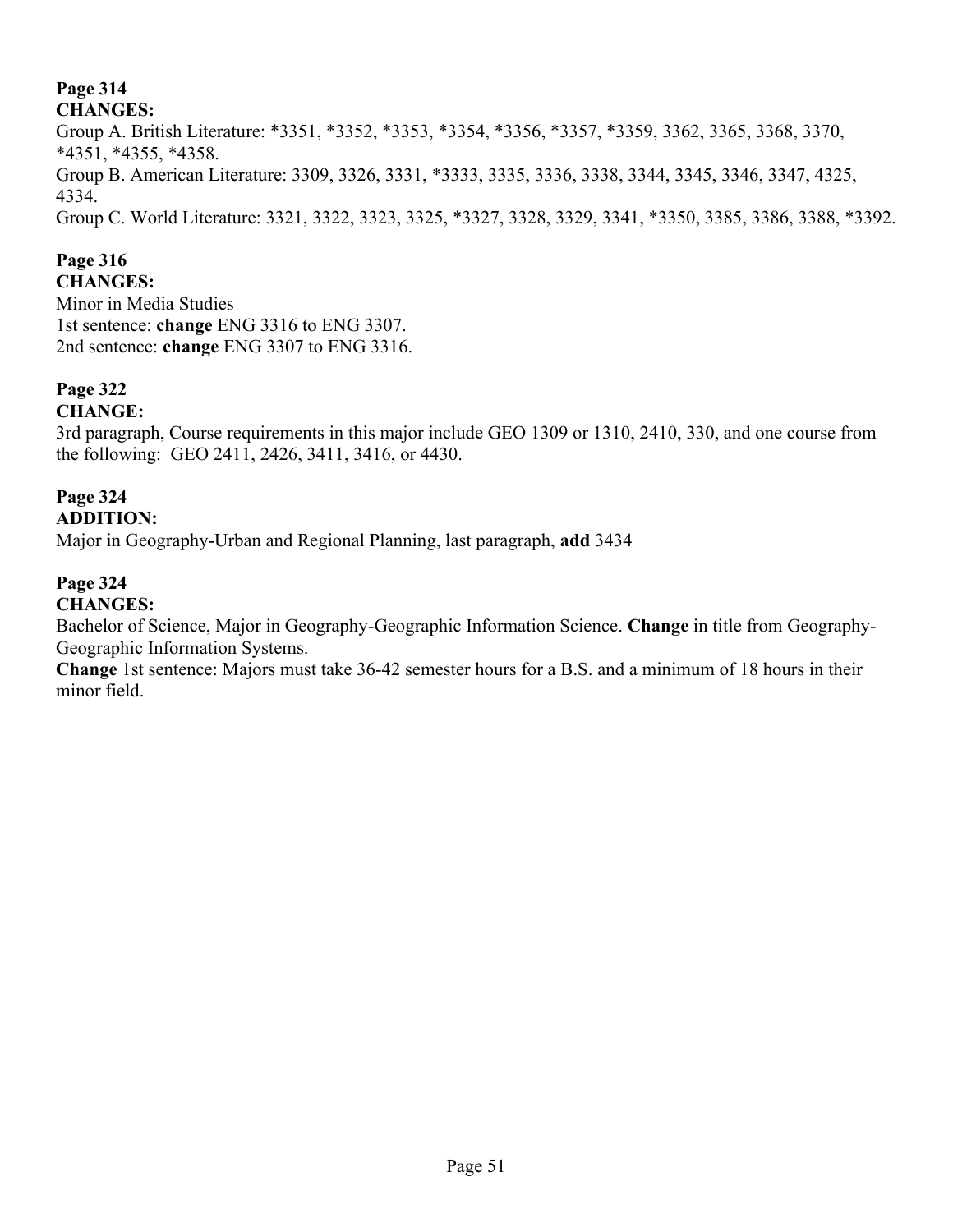**Page 314**
**CHANGES:**
Group A. British Literature: *3351, *3352, *3353, *3354, *3356, *3357, *3359, 3362, 3365, 3368, 3370, *4351, *4355, *4358.
Group B. American Literature: 3309, 3326, 3331, *3333, 3335, 3336, 3338, 3344, 3345, 3346, 3347, 4325, 4334.
Group C. World Literature: 3321, 3322, 3323, 3325, *3327, 3328, 3329, 3341, *3350, 3385, 3386, 3388, *3392.

**Page 316**
**CHANGES:**
Minor in Media Studies
1st sentence: **change** ENG 3316 to ENG 3307.
2nd sentence: **change** ENG 3307 to ENG 3316.

**Page 322**
**CHANGE:**
3rd paragraph, Course requirements in this major include GEO 1309 or 1310, 2410, 330, and one course from the following: GEO 2411, 2426, 3411, 3416, or 4430.

**Page 324**
**ADDITION:**
Major in Geography-Urban and Regional Planning, last paragraph, **add** 3434

**Page 324**
**CHANGES:**
Bachelor of Science, Major in Geography-Geographic Information Science. **Change** in title from Geography-Geographic Information Systems.
**Change** 1st sentence: Majors must take 36-42 semester hours for a B.S. and a minimum of 18 hours in their minor field.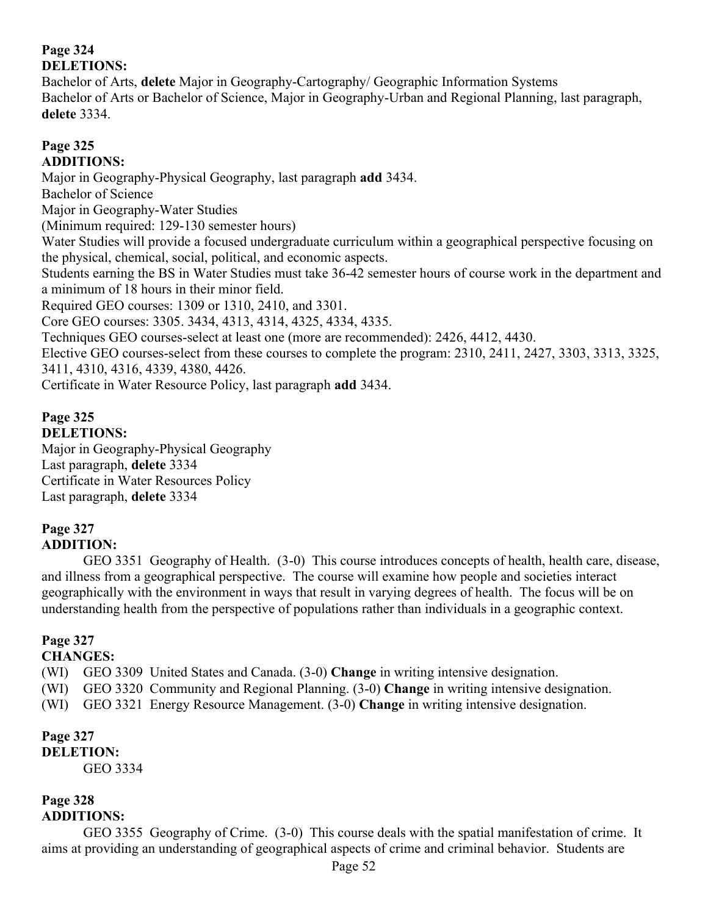**Page 324**
**DELETIONS:**

Bachelor of Arts, **delete** Major in Geography-Cartography/ Geographic Information Systems
Bachelor of Arts or Bachelor of Science, Major in Geography-Urban and Regional Planning, last paragraph, **delete** 3334.

**Page 325**
**ADDITIONS:**

Major in Geography-Physical Geography, last paragraph **add** 3434.
Bachelor of Science
Major in Geography-Water Studies
(Minimum required: 129-130 semester hours)
Water Studies will provide a focused undergraduate curriculum within a geographical perspective focusing on the physical, chemical, social, political, and economic aspects.
Students earning the BS in Water Studies must take 36-42 semester hours of course work in the department and a minimum of 18 hours in their minor field.
Required GEO courses: 1309 or 1310, 2410, and 3301.
Core GEO courses: 3305. 3434, 4313, 4314, 4325, 4334, 4335.
Techniques GEO courses-select at least one (more are recommended): 2426, 4412, 4430.
Elective GEO courses-select from these courses to complete the program: 2310, 2411, 2427, 3303, 3313, 3325, 3411, 4310, 4316, 4339, 4380, 4426.
Certificate in Water Resource Policy, last paragraph **add** 3434.

**Page 325**
**DELETIONS:**

Major in Geography-Physical Geography
Last paragraph, **delete** 3334
Certificate in Water Resources Policy
Last paragraph, **delete** 3334

**Page 327**
**ADDITION:**

GEO 3351 Geography of Health. (3-0) This course introduces concepts of health, health care, disease, and illness from a geographical perspective. The course will examine how people and societies interact geographically with the environment in ways that result in varying degrees of health. The focus will be on understanding health from the perspective of populations rather than individuals in a geographic context.

**Page 327**
**CHANGES:**

(WI) GEO 3309 United States and Canada. (3-0) **Change** in writing intensive designation.
(WI) GEO 3320 Community and Regional Planning. (3-0) **Change** in writing intensive designation.
(WI) GEO 3321 Energy Resource Management. (3-0) **Change** in writing intensive designation.

**Page 327**
**DELETION:**

GEO 3334

**Page 328**
**ADDITIONS:**

GEO 3355 Geography of Crime. (3-0) This course deals with the spatial manifestation of crime. It aims at providing an understanding of geographical aspects of crime and criminal behavior. Students are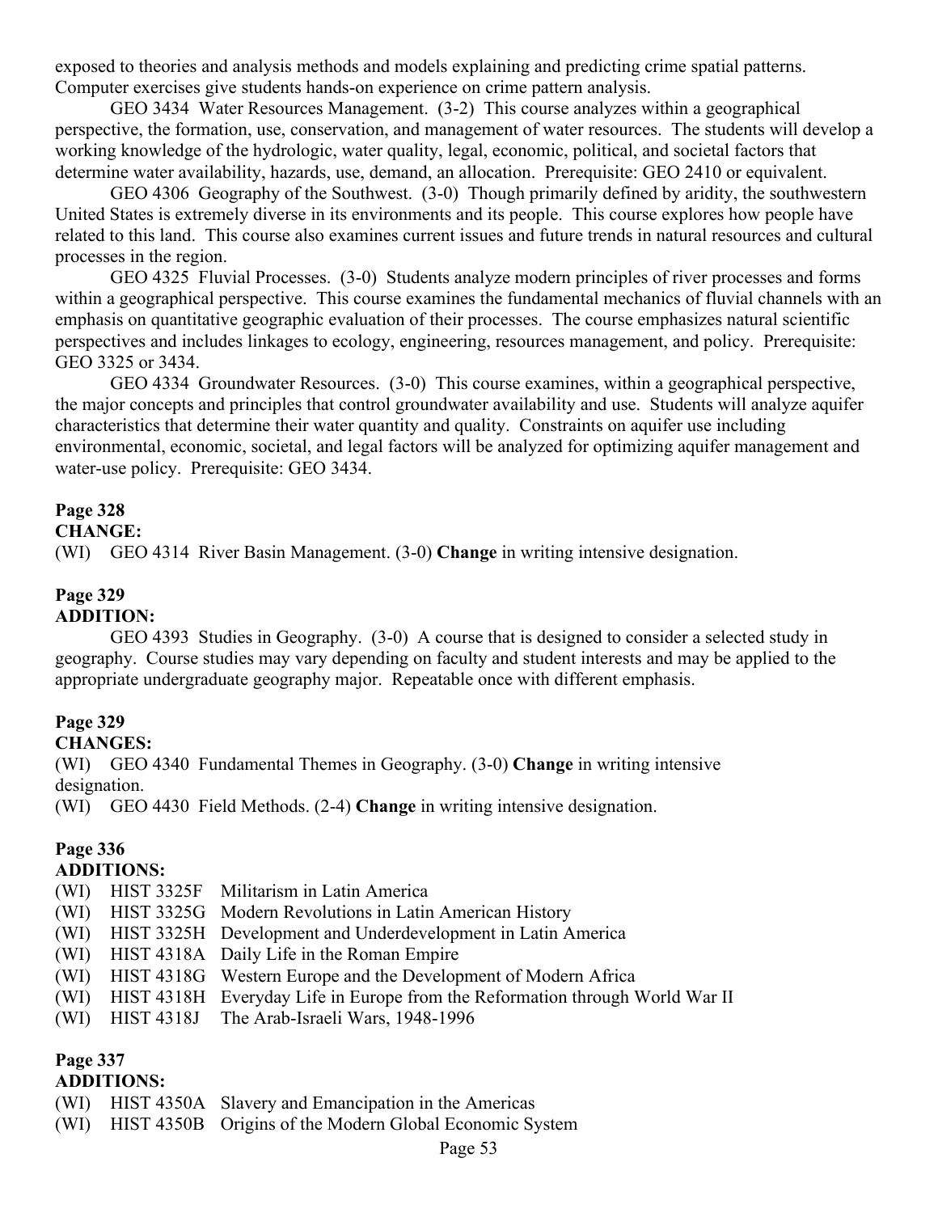exposed to theories and analysis methods and models explaining and predicting crime spatial patterns. Computer exercises give students hands-on experience on crime pattern analysis.

GEO 3434 Water Resources Management. (3-2) This course analyzes within a geographical perspective, the formation, use, conservation, and management of water resources. The students will develop a working knowledge of the hydrologic, water quality, legal, economic, political, and societal factors that determine water availability, hazards, use, demand, an allocation. Prerequisite: GEO 2410 or equivalent.

GEO 4306 Geography of the Southwest. (3-0) Though primarily defined by aridity, the southwestern United States is extremely diverse in its environments and its people. This course explores how people have related to this land. This course also examines current issues and future trends in natural resources and cultural processes in the region.

GEO 4325 Fluvial Processes. (3-0) Students analyze modern principles of river processes and forms within a geographical perspective. This course examines the fundamental mechanics of fluvial channels with an emphasis on quantitative geographic evaluation of their processes. The course emphasizes natural scientific perspectives and includes linkages to ecology, engineering, resources management, and policy. Prerequisite: GEO 3325 or 3434.

GEO 4334 Groundwater Resources. (3-0) This course examines, within a geographical perspective, the major concepts and principles that control groundwater availability and use. Students will analyze aquifer characteristics that determine their water quantity and quality. Constraints on aquifer use including environmental, economic, societal, and legal factors will be analyzed for optimizing aquifer management and water-use policy. Prerequisite: GEO 3434.

**Page 328**
**CHANGE:**

(WI) GEO 4314 River Basin Management. (3-0) **Change** in writing intensive designation.

**Page 329**
**ADDITION:**

GEO 4393 Studies in Geography. (3-0) A course that is designed to consider a selected study in geography. Course studies may vary depending on faculty and student interests and may be applied to the appropriate undergraduate geography major. Repeatable once with different emphasis.

**Page 329**
**CHANGES:**

(WI) GEO 4340 Fundamental Themes in Geography. (3-0) **Change** in writing intensive designation.

(WI) GEO 4430 Field Methods. (2-4) **Change** in writing intensive designation.

**Page 336**
**ADDITIONS:**

(WI) HIST 3325F Militarism in Latin America
(WI) HIST 3325G Modern Revolutions in Latin American History
(WI) HIST 3325H Development and Underdevelopment in Latin America
(WI) HIST 4318A Daily Life in the Roman Empire
(WI) HIST 4318G Western Europe and the Development of Modern Africa
(WI) HIST 4318H Everyday Life in Europe from the Reformation through World War II
(WI) HIST 4318J The Arab-Israeli Wars, 1948-1996

**Page 337**
**ADDITIONS:**

(WI) HIST 4350A Slavery and Emancipation in the Americas
(WI) HIST 4350B Origins of the Modern Global Economic System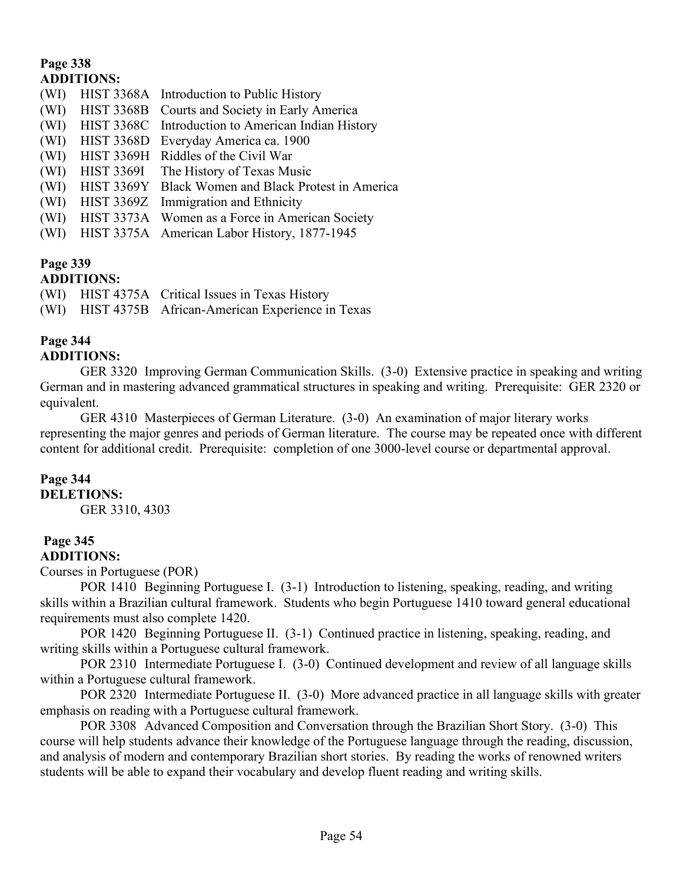**Page 338**
**ADDITIONS:**

(WI) HIST 3368A Introduction to Public History
(WI) HIST 3368B Courts and Society in Early America
(WI) HIST 3368C Introduction to American Indian History
(WI) HIST 3368D Everyday America ca. 1900
(WI) HIST 3369H Riddles of the Civil War
(WI) HIST 3369I The History of Texas Music
(WI) HIST 3369Y Black Women and Black Protest in America
(WI) HIST 3369Z Immigration and Ethnicity
(WI) HIST 3373A Women as a Force in American Society
(WI) HIST 3375A American Labor History, 1877-1945

**Page 339**
**ADDITIONS:**

(WI) HIST 4375A Critical Issues in Texas History
(WI) HIST 4375B African-American Experience in Texas

**Page 344**
**ADDITIONS:**

GER 3320 Improving German Communication Skills. (3-0) Extensive practice in speaking and writing German and in mastering advanced grammatical structures in speaking and writing. Prerequisite: GER 2320 or equivalent.

GER 4310 Masterpieces of German Literature. (3-0) An examination of major literary works representing the major genres and periods of German literature. The course may be repeated once with different content for additional credit. Prerequisite: completion of one 3000-level course or departmental approval.

**Page 344**
**DELETIONS:**

GER 3310, 4303

**Page 345**
**ADDITIONS:**

Courses in Portuguese (POR)

POR 1410 Beginning Portuguese I. (3-1) Introduction to listening, speaking, reading, and writing skills within a Brazilian cultural framework. Students who begin Portuguese 1410 toward general educational requirements must also complete 1420.

POR 1420 Beginning Portuguese II. (3-1) Continued practice in listening, speaking, reading, and writing skills within a Portuguese cultural framework.

POR 2310 Intermediate Portuguese I. (3-0) Continued development and review of all language skills within a Portuguese cultural framework.

POR 2320 Intermediate Portuguese II. (3-0) More advanced practice in all language skills with greater emphasis on reading with a Portuguese cultural framework.

POR 3308 Advanced Composition and Conversation through the Brazilian Short Story. (3-0) This course will help students advance their knowledge of the Portuguese language through the reading, discussion, and analysis of modern and contemporary Brazilian short stories. By reading the works of renowned writers students will be able to expand their vocabulary and develop fluent reading and writing skills.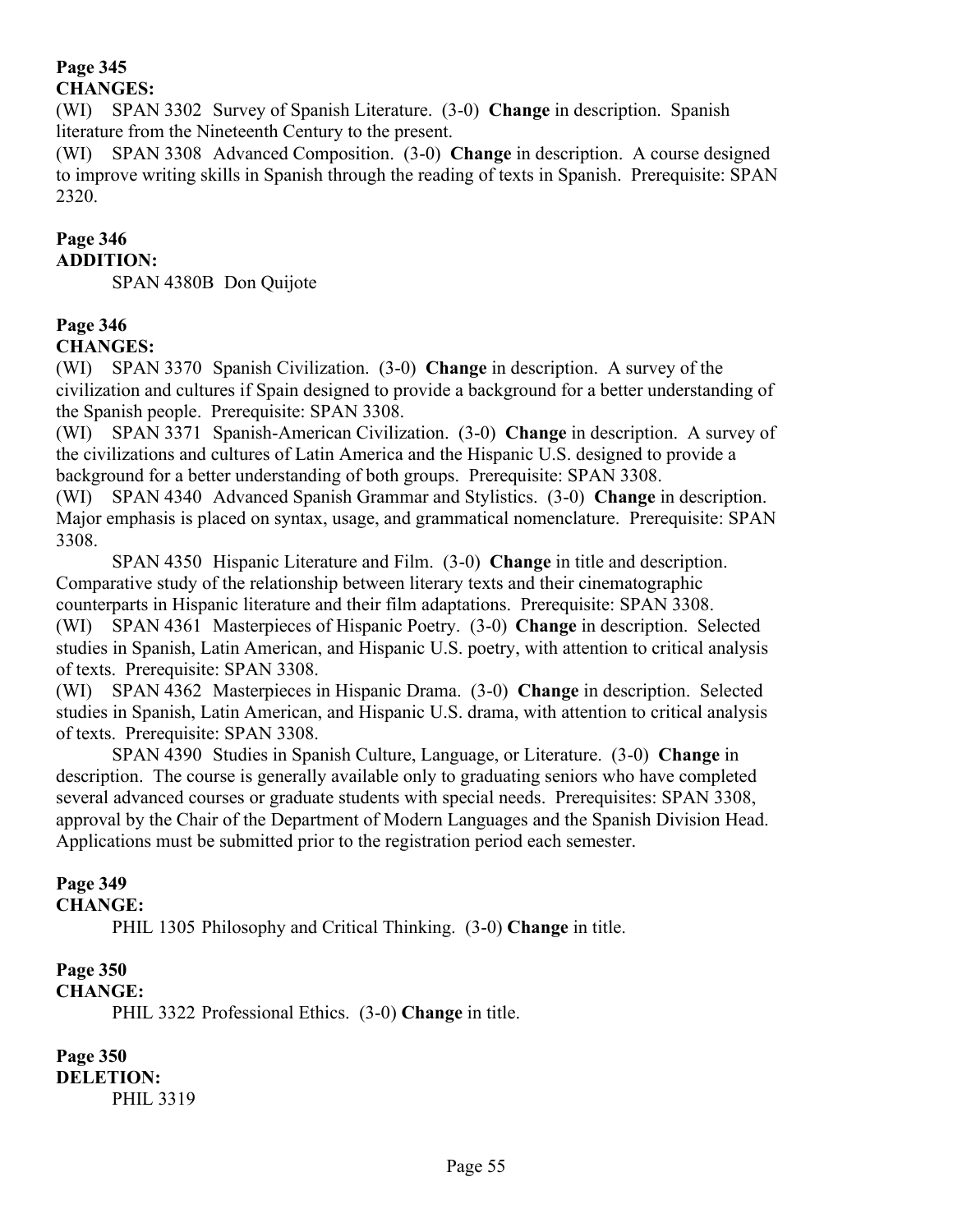**Page 345**
**CHANGES:**

(WI) SPAN 3302 Survey of Spanish Literature. (3-0) **Change** in description. Spanish literature from the Nineteenth Century to the present.

(WI) SPAN 3308 Advanced Composition. (3-0) **Change** in description. A course designed to improve writing skills in Spanish through the reading of texts in Spanish. Prerequisite: SPAN 2320.

**Page 346**
**ADDITION:**

SPAN 4380B Don Quijote

**Page 346**
**CHANGES:**

(WI) SPAN 3370 Spanish Civilization. (3-0) **Change** in description. A survey of the civilization and cultures if Spain designed to provide a background for a better understanding of the Spanish people. Prerequisite: SPAN 3308.

(WI) SPAN 3371 Spanish-American Civilization. (3-0) **Change** in description. A survey of the civilizations and cultures of Latin America and the Hispanic U.S. designed to provide a background for a better understanding of both groups. Prerequisite: SPAN 3308.

(WI) SPAN 4340 Advanced Spanish Grammar and Stylistics. (3-0) **Change** in description. Major emphasis is placed on syntax, usage, and grammatical nomenclature. Prerequisite: SPAN 3308.

SPAN 4350 Hispanic Literature and Film. (3-0) **Change** in title and description. Comparative study of the relationship between literary texts and their cinematographic counterparts in Hispanic literature and their film adaptations. Prerequisite: SPAN 3308.

(WI) SPAN 4361 Masterpieces of Hispanic Poetry. (3-0) **Change** in description. Selected studies in Spanish, Latin American, and Hispanic U.S. poetry, with attention to critical analysis of texts. Prerequisite: SPAN 3308.

(WI) SPAN 4362 Masterpieces in Hispanic Drama. (3-0) **Change** in description. Selected studies in Spanish, Latin American, and Hispanic U.S. drama, with attention to critical analysis of texts. Prerequisite: SPAN 3308.

SPAN 4390 Studies in Spanish Culture, Language, or Literature. (3-0) **Change** in description. The course is generally available only to graduating seniors who have completed several advanced courses or graduate students with special needs. Prerequisites: SPAN 3308, approval by the Chair of the Department of Modern Languages and the Spanish Division Head. Applications must be submitted prior to the registration period each semester.

**Page 349**
**CHANGE:**

PHIL 1305 Philosophy and Critical Thinking. (3-0) **Change** in title.

**Page 350**
**CHANGE:**

PHIL 3322 Professional Ethics. (3-0) **Change** in title.

**Page 350**
**DELETION:**

PHIL 3319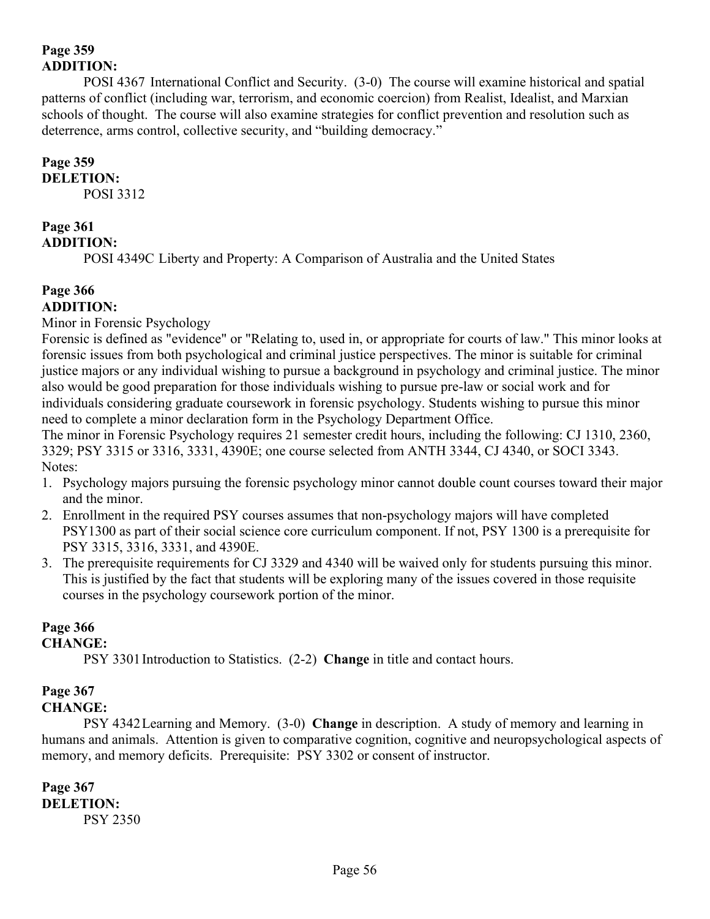**Page 359**
**ADDITION:**

POSI 4367 International Conflict and Security. (3-0) The course will examine historical and spatial patterns of conflict (including war, terrorism, and economic coercion) from Realist, Idealist, and Marxian schools of thought. The course will also examine strategies for conflict prevention and resolution such as deterrence, arms control, collective security, and "building democracy."

**Page 359**
**DELETION:**

POSI 3312

**Page 361**
**ADDITION:**

POSI 4349C Liberty and Property: A Comparison of Australia and the United States

**Page 366**
**ADDITION:**

Minor in Forensic Psychology

Forensic is defined as "evidence" or "Relating to, used in, or appropriate for courts of law." This minor looks at forensic issues from both psychological and criminal justice perspectives. The minor is suitable for criminal justice majors or any individual wishing to pursue a background in psychology and criminal justice. The minor also would be good preparation for those individuals wishing to pursue pre-law or social work and for individuals considering graduate coursework in forensic psychology. Students wishing to pursue this minor need to complete a minor declaration form in the Psychology Department Office.

The minor in Forensic Psychology requires 21 semester credit hours, including the following: CJ 1310, 2360, 3329; PSY 3315 or 3316, 3331, 4390E; one course selected from ANTH 3344, CJ 4340, or SOCI 3343.

Notes:

1. Psychology majors pursuing the forensic psychology minor cannot double count courses toward their major and the minor.
2. Enrollment in the required PSY courses assumes that non-psychology majors will have completed PSY1300 as part of their social science core curriculum component. If not, PSY 1300 is a prerequisite for PSY 3315, 3316, 3331, and 4390E.
3. The prerequisite requirements for CJ 3329 and 4340 will be waived only for students pursuing this minor. This is justified by the fact that students will be exploring many of the issues covered in those requisite courses in the psychology coursework portion of the minor.

**Page 366**
**CHANGE:**

PSY 3301 Introduction to Statistics. (2-2) **Change** in title and contact hours.

**Page 367**
**CHANGE:**

PSY 4342 Learning and Memory. (3-0) **Change** in description. A study of memory and learning in humans and animals. Attention is given to comparative cognition, cognitive and neuropsychological aspects of memory, and memory deficits. Prerequisite: PSY 3302 or consent of instructor.

**Page 367**
**DELETION:**

PSY 2350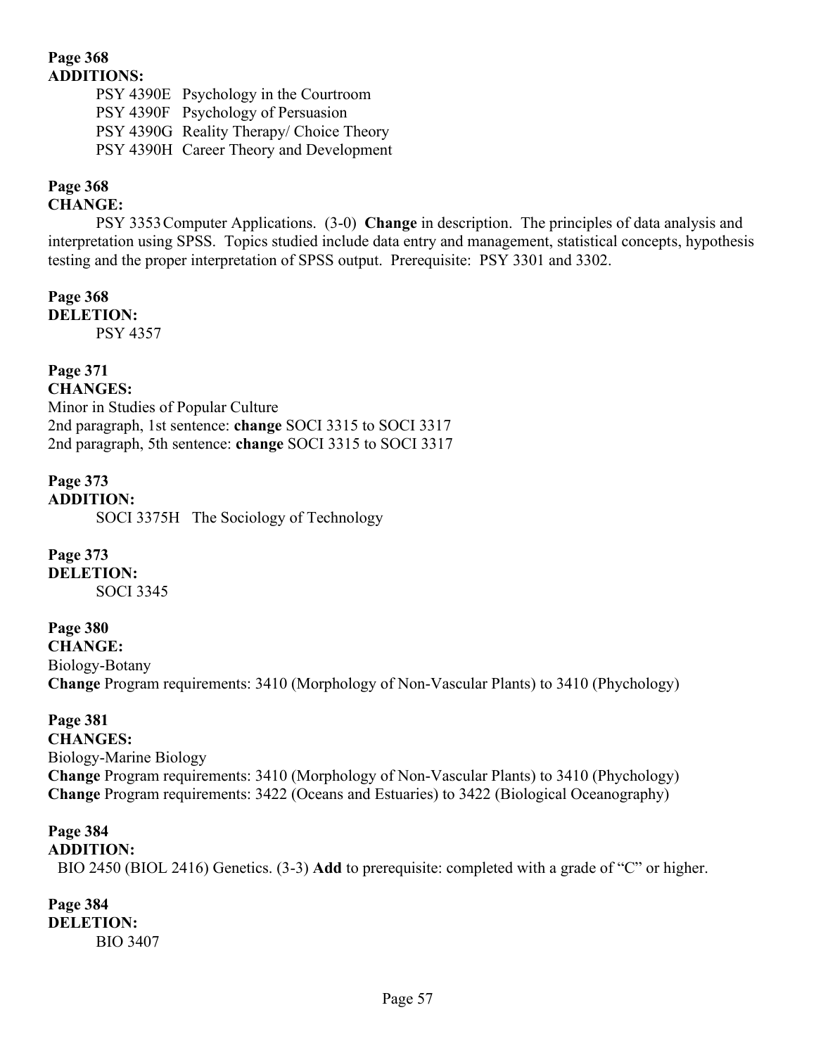**Page 368**
**ADDITIONS:**

PSY 4390E Psychology in the Courtroom
PSY 4390F Psychology of Persuasion
PSY 4390G Reality Therapy/ Choice Theory
PSY 4390H Career Theory and Development

**Page 368**
**CHANGE:**

PSY 3353 Computer Applications. (3-0) **Change** in description. The principles of data analysis and interpretation using SPSS. Topics studied include data entry and management, statistical concepts, hypothesis testing and the proper interpretation of SPSS output. Prerequisite: PSY 3301 and 3302.

**Page 368**
**DELETION:**

PSY 4357

**Page 371**
**CHANGES:**

Minor in Studies of Popular Culture
2nd paragraph, 1st sentence: **change** SOCI 3315 to SOCI 3317
2nd paragraph, 5th sentence: **change** SOCI 3315 to SOCI 3317

**Page 373**
**ADDITION:**

SOCI 3375H The Sociology of Technology

**Page 373**
**DELETION:**

SOCI 3345

**Page 380**
**CHANGE:**

Biology-Botany
**Change** Program requirements: 3410 (Morphology of Non-Vascular Plants) to 3410 (Phychology)

**Page 381**
**CHANGES:**

Biology-Marine Biology
**Change** Program requirements: 3410 (Morphology of Non-Vascular Plants) to 3410 (Phychology)
**Change** Program requirements: 3422 (Oceans and Estuaries) to 3422 (Biological Oceanography)

**Page 384**
**ADDITION:**

BIO 2450 (BIOL 2416) Genetics. (3-3) **Add** to prerequisite: completed with a grade of "C" or higher.

**Page 384**
**DELETION:**

BIO 3407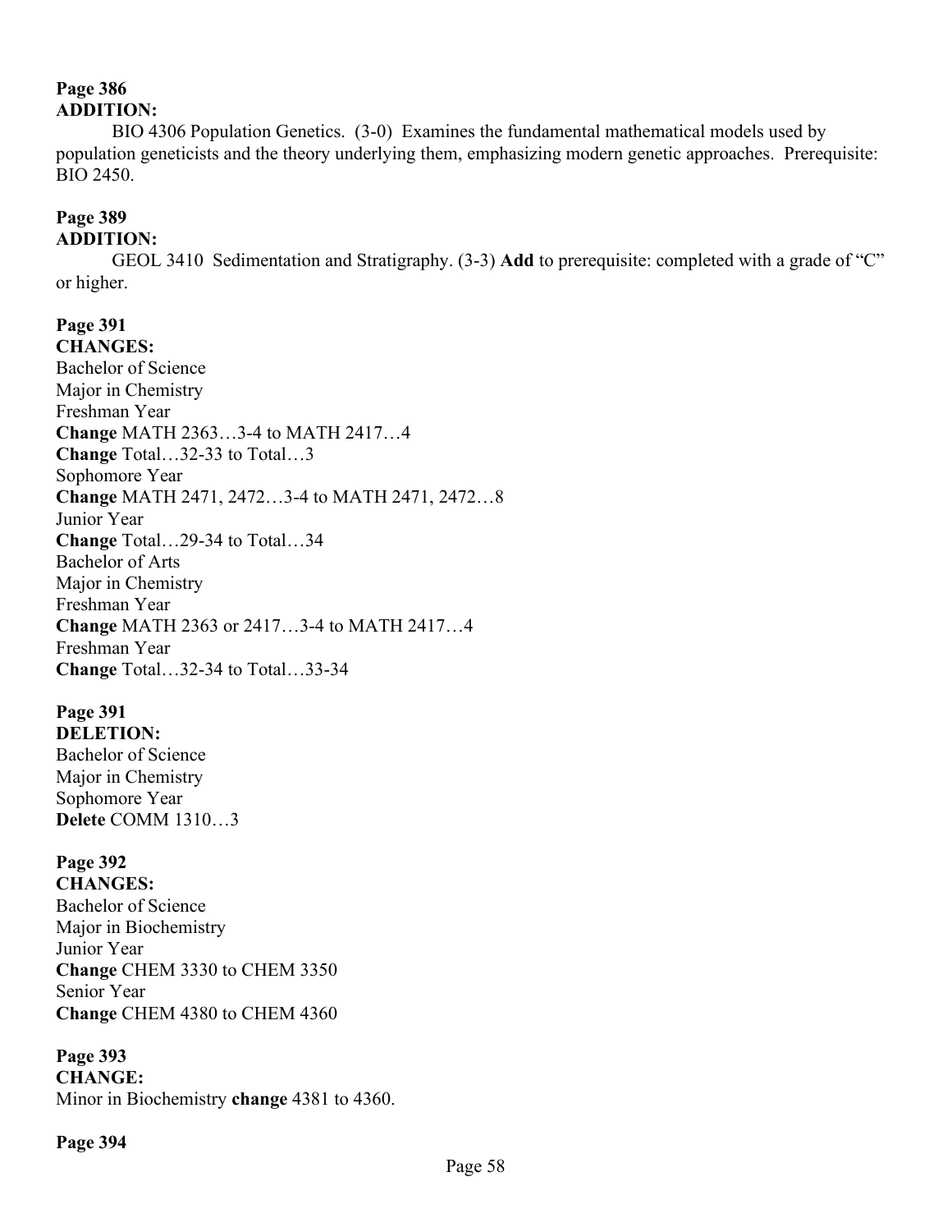**Page 386**
**ADDITION:**

BIO 4306 Population Genetics. (3-0) Examines the fundamental mathematical models used by population geneticists and the theory underlying them, emphasizing modern genetic approaches. Prerequisite: BIO 2450.

**Page 389**
**ADDITION:**

GEOL 3410 Sedimentation and Stratigraphy. (3-3) **Add** to prerequisite: completed with a grade of "C" or higher.

**Page 391**
**CHANGES:**
Bachelor of Science
Major in Chemistry
Freshman Year
**Change** MATH 2363…3-4 to MATH 2417…4
**Change** Total…32-33 to Total…3
Sophomore Year
**Change** MATH 2471, 2472…3-4 to MATH 2471, 2472…8
Junior Year
**Change** Total…29-34 to Total…34
Bachelor of Arts
Major in Chemistry
Freshman Year
**Change** MATH 2363 or 2417…3-4 to MATH 2417…4
Freshman Year
**Change** Total…32-34 to Total…33-34

**Page 391**
**DELETION:**
Bachelor of Science
Major in Chemistry
Sophomore Year
**Delete** COMM 1310…3

**Page 392**
**CHANGES:**
Bachelor of Science
Major in Biochemistry
Junior Year
**Change** CHEM 3330 to CHEM 3350
Senior Year
**Change** CHEM 4380 to CHEM 4360

**Page 393**
**CHANGE:**
Minor in Biochemistry **change** 4381 to 4360.

**Page 394**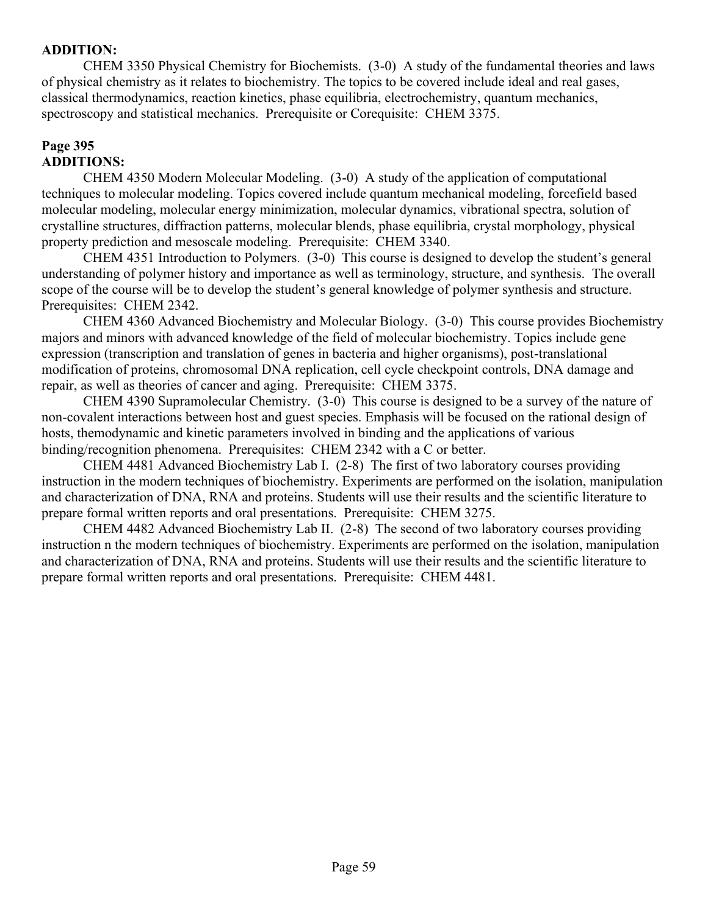**ADDITION:**

CHEM 3350 Physical Chemistry for Biochemists. (3-0) A study of the fundamental theories and laws of physical chemistry as it relates to biochemistry. The topics to be covered include ideal and real gases, classical thermodynamics, reaction kinetics, phase equilibria, electrochemistry, quantum mechanics, spectroscopy and statistical mechanics. Prerequisite or Corequisite: CHEM 3375.

**Page 395**
**ADDITIONS:**

CHEM 4350 Modern Molecular Modeling. (3-0) A study of the application of computational techniques to molecular modeling. Topics covered include quantum mechanical modeling, forcefield based molecular modeling, molecular energy minimization, molecular dynamics, vibrational spectra, solution of crystalline structures, diffraction patterns, molecular blends, phase equilibria, crystal morphology, physical property prediction and mesoscale modeling. Prerequisite: CHEM 3340.

CHEM 4351 Introduction to Polymers. (3-0) This course is designed to develop the student's general understanding of polymer history and importance as well as terminology, structure, and synthesis. The overall scope of the course will be to develop the student's general knowledge of polymer synthesis and structure. Prerequisites: CHEM 2342.

CHEM 4360 Advanced Biochemistry and Molecular Biology. (3-0) This course provides Biochemistry majors and minors with advanced knowledge of the field of molecular biochemistry. Topics include gene expression (transcription and translation of genes in bacteria and higher organisms), post-translational modification of proteins, chromosomal DNA replication, cell cycle checkpoint controls, DNA damage and repair, as well as theories of cancer and aging. Prerequisite: CHEM 3375.

CHEM 4390 Supramolecular Chemistry. (3-0) This course is designed to be a survey of the nature of non-covalent interactions between host and guest species. Emphasis will be focused on the rational design of hosts, themodynamic and kinetic parameters involved in binding and the applications of various binding/recognition phenomena. Prerequisites: CHEM 2342 with a C or better.

CHEM 4481 Advanced Biochemistry Lab I. (2-8) The first of two laboratory courses providing instruction in the modern techniques of biochemistry. Experiments are performed on the isolation, manipulation and characterization of DNA, RNA and proteins. Students will use their results and the scientific literature to prepare formal written reports and oral presentations. Prerequisite: CHEM 3275.

CHEM 4482 Advanced Biochemistry Lab II. (2-8) The second of two laboratory courses providing instruction n the modern techniques of biochemistry. Experiments are performed on the isolation, manipulation and characterization of DNA, RNA and proteins. Students will use their results and the scientific literature to prepare formal written reports and oral presentations. Prerequisite: CHEM 4481.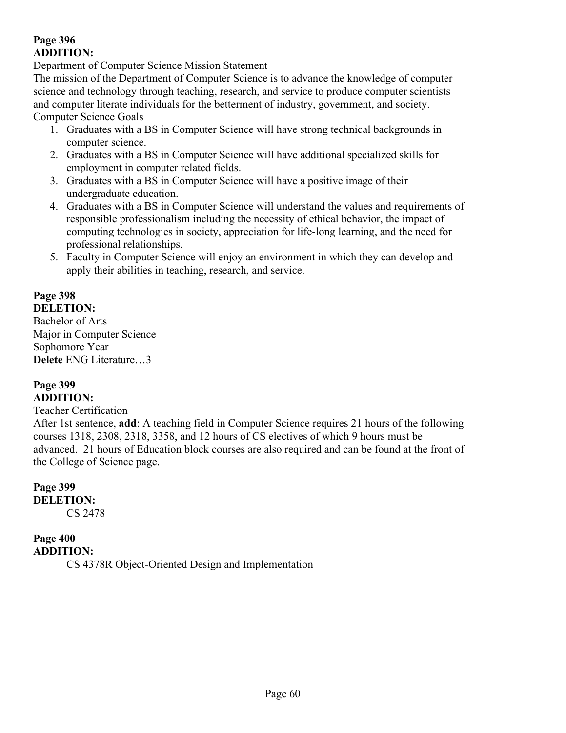**Page 396**
**ADDITION:**

Department of Computer Science Mission Statement

The mission of the Department of Computer Science is to advance the knowledge of computer science and technology through teaching, research, and service to produce computer scientists and computer literate individuals for the betterment of industry, government, and society.

Computer Science Goals

1. Graduates with a BS in Computer Science will have strong technical backgrounds in computer science.
2. Graduates with a BS in Computer Science will have additional specialized skills for employment in computer related fields.
3. Graduates with a BS in Computer Science will have a positive image of their undergraduate education.
4. Graduates with a BS in Computer Science will understand the values and requirements of responsible professionalism including the necessity of ethical behavior, the impact of computing technologies in society, appreciation for life-long learning, and the need for professional relationships.
5. Faculty in Computer Science will enjoy an environment in which they can develop and apply their abilities in teaching, research, and service.

**Page 398**
**DELETION:**

Bachelor of Arts
Major in Computer Science
Sophomore Year
**Delete** ENG Literature…3

**Page 399**
**ADDITION:**

Teacher Certification

After 1st sentence, **add**: A teaching field in Computer Science requires 21 hours of the following courses 1318, 2308, 2318, 3358, and 12 hours of CS electives of which 9 hours must be advanced. 21 hours of Education block courses are also required and can be found at the front of the College of Science page.

**Page 399**
**DELETION:**

CS 2478

**Page 400**
**ADDITION:**

CS 4378R Object-Oriented Design and Implementation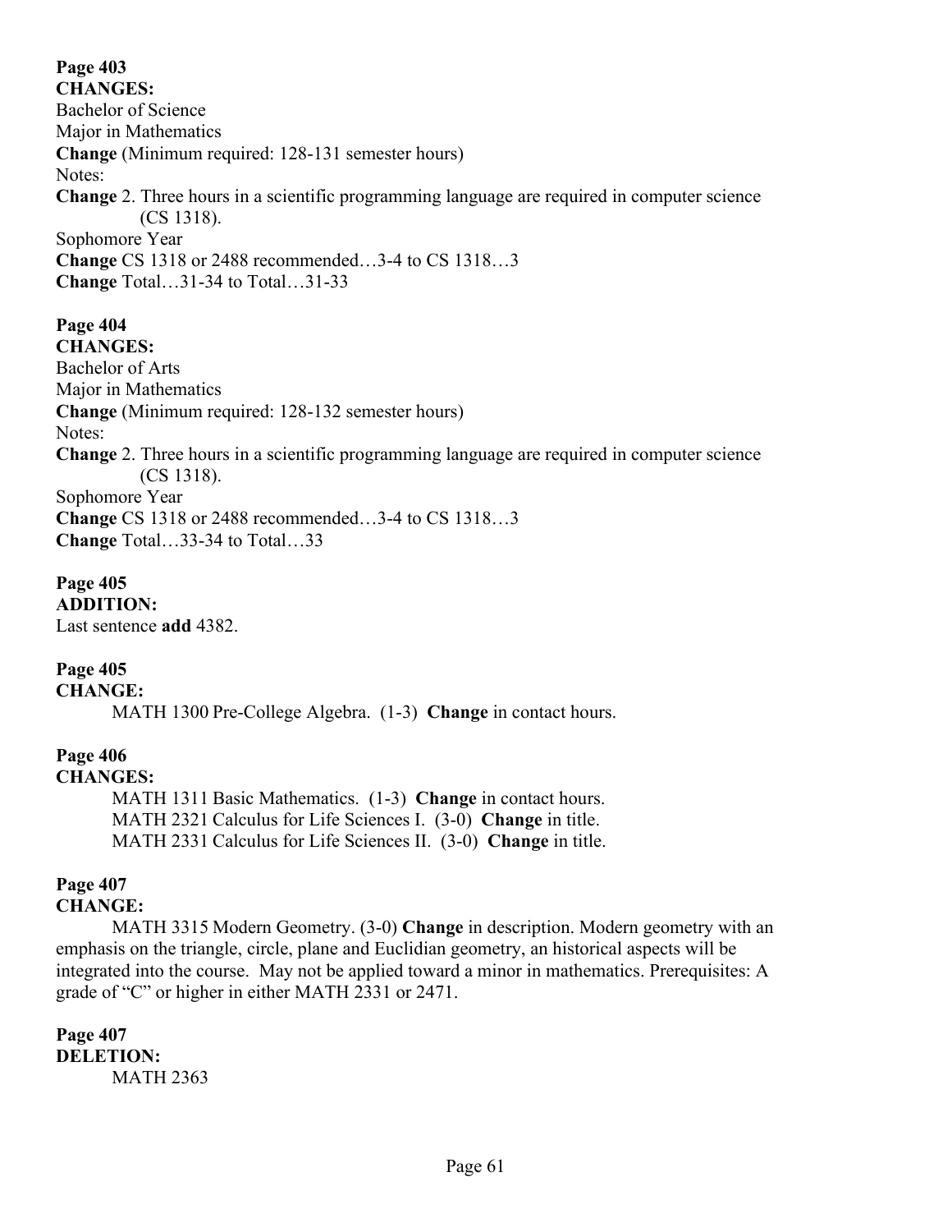**Page 403**
**CHANGES:**
Bachelor of Science
Major in Mathematics
**Change** (Minimum required: 128-131 semester hours)
Notes:
**Change** 2. Three hours in a scientific programming language are required in computer science (CS 1318).
Sophomore Year
**Change** CS 1318 or 2488 recommended…3-4 to CS 1318…3
**Change** Total…31-34 to Total…31-33

**Page 404**
**CHANGES:**
Bachelor of Arts
Major in Mathematics
**Change** (Minimum required: 128-132 semester hours)
Notes:
**Change** 2. Three hours in a scientific programming language are required in computer science (CS 1318).
Sophomore Year
**Change** CS 1318 or 2488 recommended…3-4 to CS 1318…3
**Change** Total…33-34 to Total…33

**Page 405**
**ADDITION:**
Last sentence **add** 4382.

**Page 405**
**CHANGE:**

MATH 1300 Pre-College Algebra. (1-3) **Change** in contact hours.

**Page 406**
**CHANGES:**

MATH 1311 Basic Mathematics. (1-3) **Change** in contact hours.
MATH 2321 Calculus for Life Sciences I. (3-0) **Change** in title.
MATH 2331 Calculus for Life Sciences II. (3-0) **Change** in title.

**Page 407**
**CHANGE:**

MATH 3315 Modern Geometry. (3-0) **Change** in description. Modern geometry with an emphasis on the triangle, circle, plane and Euclidian geometry, an historical aspects will be integrated into the course. May not be applied toward a minor in mathematics. Prerequisites: A grade of "C" or higher in either MATH 2331 or 2471.

**Page 407**
**DELETION:**

MATH 2363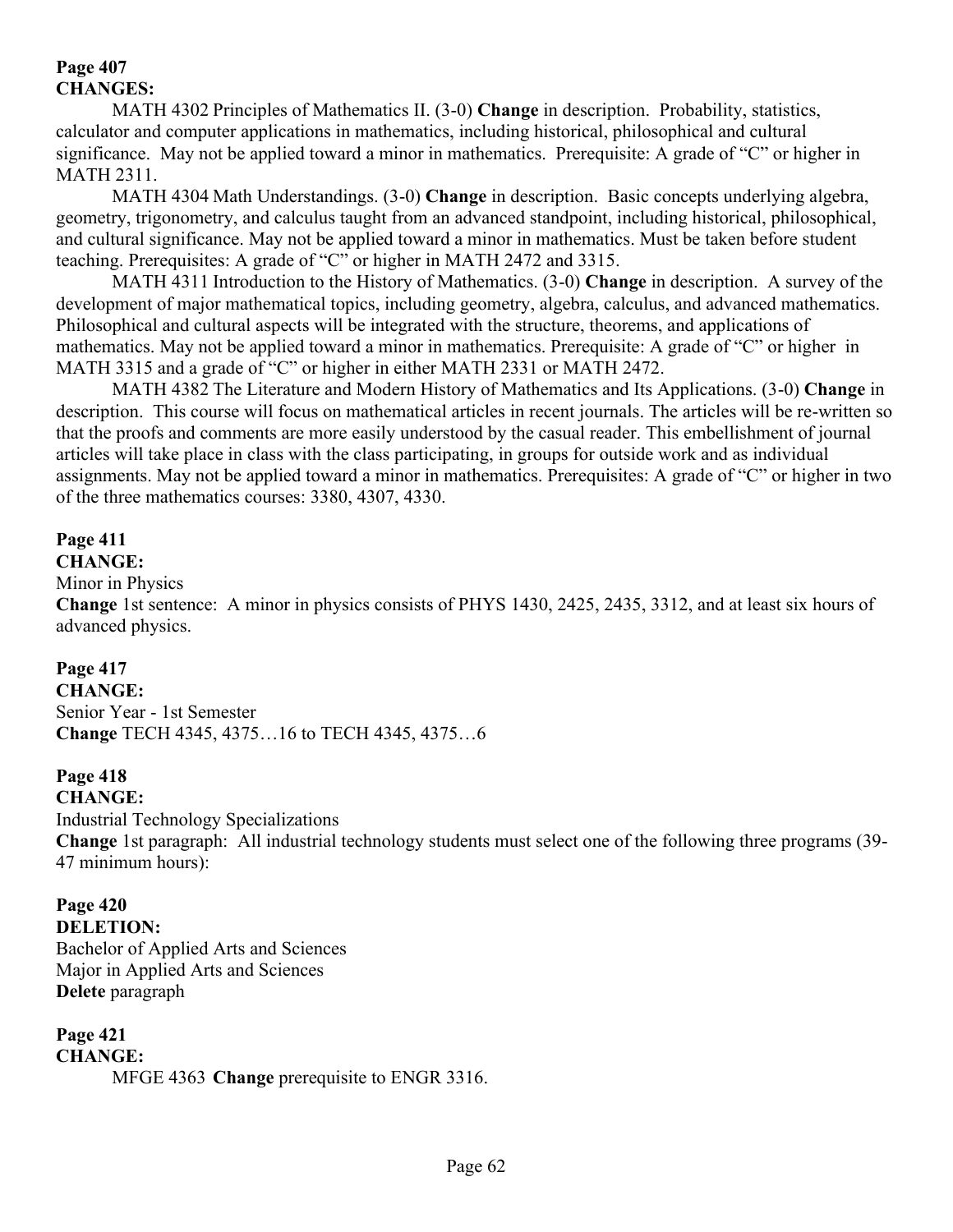**Page 407**
**CHANGES:**

MATH 4302 Principles of Mathematics II. (3-0) **Change** in description. Probability, statistics, calculator and computer applications in mathematics, including historical, philosophical and cultural significance. May not be applied toward a minor in mathematics. Prerequisite: A grade of "C" or higher in MATH 2311.

MATH 4304 Math Understandings. (3-0) **Change** in description. Basic concepts underlying algebra, geometry, trigonometry, and calculus taught from an advanced standpoint, including historical, philosophical, and cultural significance. May not be applied toward a minor in mathematics. Must be taken before student teaching. Prerequisites: A grade of "C" or higher in MATH 2472 and 3315.

MATH 4311 Introduction to the History of Mathematics. (3-0) **Change** in description. A survey of the development of major mathematical topics, including geometry, algebra, calculus, and advanced mathematics. Philosophical and cultural aspects will be integrated with the structure, theorems, and applications of mathematics. May not be applied toward a minor in mathematics. Prerequisite: A grade of "C" or higher in MATH 3315 and a grade of "C" or higher in either MATH 2331 or MATH 2472.

MATH 4382 The Literature and Modern History of Mathematics and Its Applications. (3-0) **Change** in description. This course will focus on mathematical articles in recent journals. The articles will be re-written so that the proofs and comments are more easily understood by the casual reader. This embellishment of journal articles will take place in class with the class participating, in groups for outside work and as individual assignments. May not be applied toward a minor in mathematics. Prerequisites: A grade of "C" or higher in two of the three mathematics courses: 3380, 4307, 4330.

**Page 411**
**CHANGE:**
Minor in Physics
**Change** 1st sentence: A minor in physics consists of PHYS 1430, 2425, 2435, 3312, and at least six hours of advanced physics.

**Page 417**
**CHANGE:**
Senior Year - 1st Semester
**Change** TECH 4345, 4375…16 to TECH 4345, 4375…6

**Page 418**
**CHANGE:**
Industrial Technology Specializations
**Change** 1st paragraph: All industrial technology students must select one of the following three programs (39-47 minimum hours):

**Page 420**
**DELETION:**
Bachelor of Applied Arts and Sciences
Major in Applied Arts and Sciences
**Delete** paragraph

**Page 421**
**CHANGE:**

MFGE 4363 **Change** prerequisite to ENGR 3316.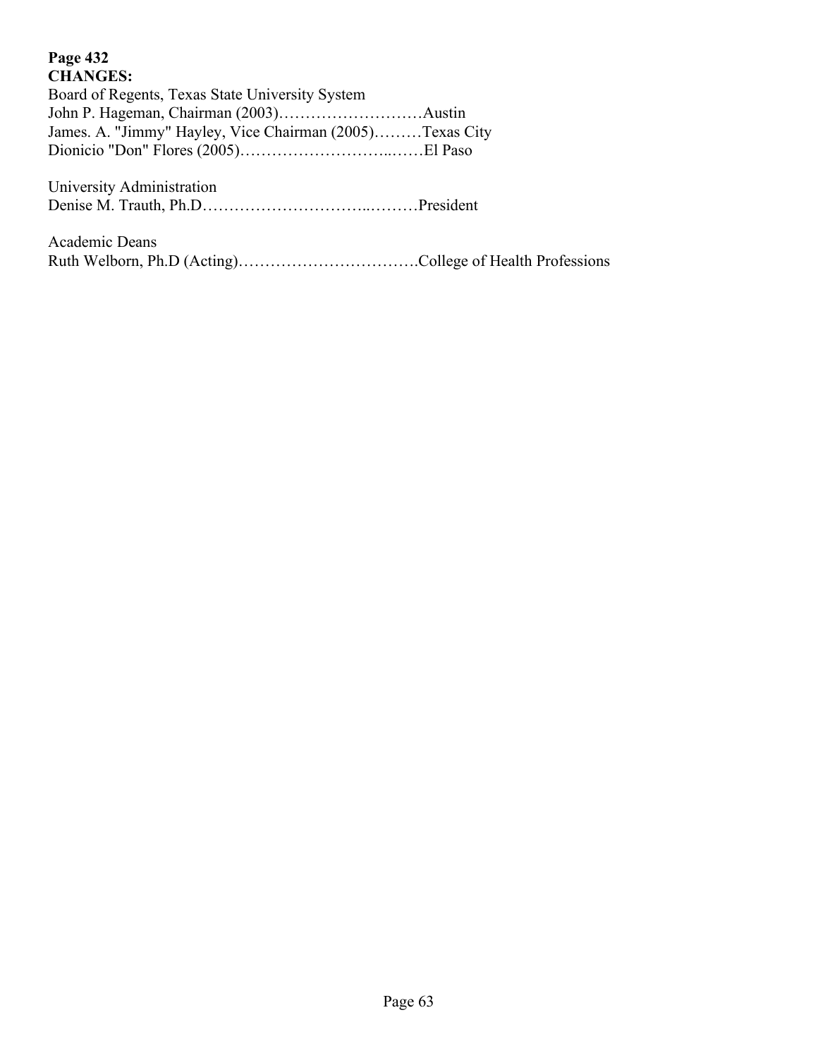**Page 432**
**CHANGES:**

Board of Regents, Texas State University System
John P. Hageman, Chairman (2003)………………………Austin
James. A. "Jimmy" Hayley, Vice Chairman (2005)………Texas City
Dionicio "Don" Flores (2005)…………………………...……El Paso

University Administration
Denise M. Trauth, Ph.D………………………………..………President

Academic Deans
Ruth Welborn, Ph.D (Acting)…………………………….College of Health Professions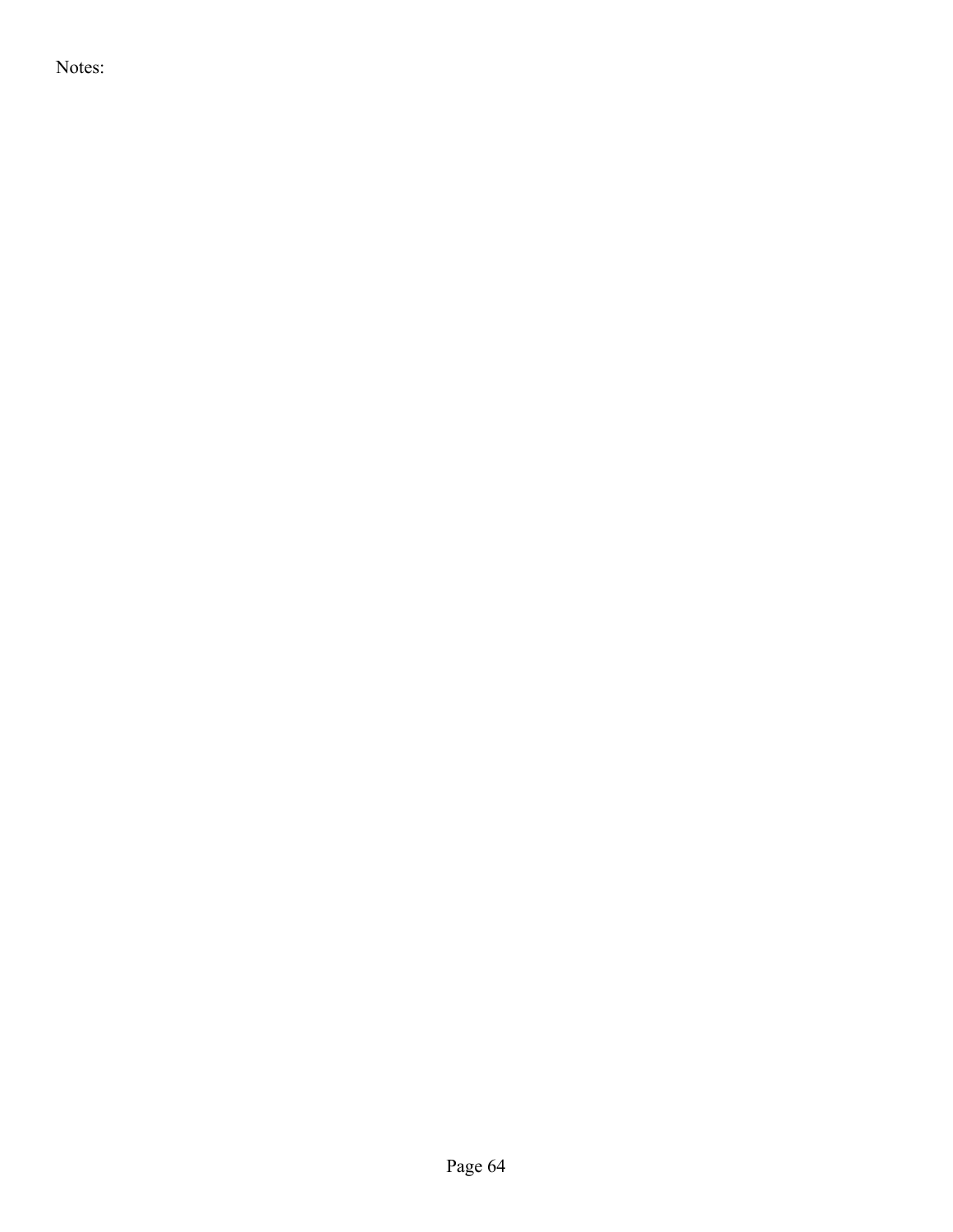Notes: